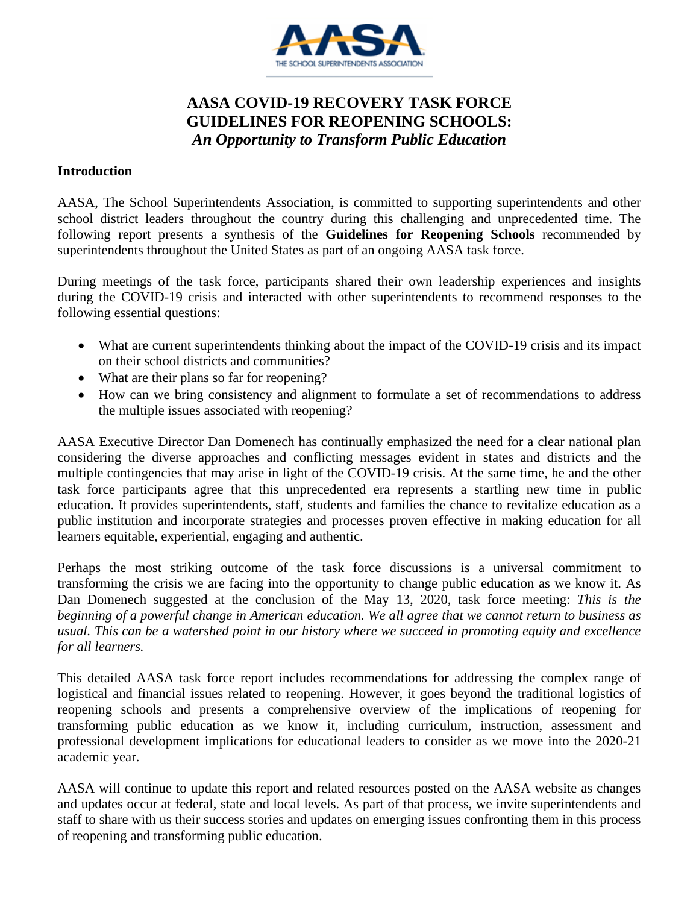# AASA COVID-19 RECOVERY TASK FORCE GUIDELINES FOR REOPENING SCHOOLS:
*An Opportunity to Transform Public Education*

## Introduction

AASA, The School Superintendents Association, is committed to supporting superintendents and other school district leaders throughout the country during this challenging and unprecedented time. The following report presents a synthesis of the **Guidelines for Reopening Schools** recommended by superintendents throughout the United States as part of an ongoing AASA task force.

During meetings of the task force, participants shared their own leadership experiences and insights during the COVID-19 crisis and interacted with other superintendents to recommend responses to the following essential questions:

- What are current superintendents thinking about the impact of the COVID-19 crisis and its impact on their school districts and communities?
- What are their plans so far for reopening?
- How can we bring consistency and alignment to formulate a set of recommendations to address the multiple issues associated with reopening?

AASA Executive Director Dan Domenech has continually emphasized the need for a clear national plan considering the diverse approaches and conflicting messages evident in states and districts and the multiple contingencies that may arise in light of the COVID-19 crisis. At the same time, he and the other task force participants agree that this unprecedented era represents a startling new time in public education. It provides superintendents, staff, students and families the chance to revitalize education as a public institution and incorporate strategies and processes proven effective in making education for all learners equitable, experiential, engaging and authentic.

Perhaps the most striking outcome of the task force discussions is a universal commitment to transforming the crisis we are facing into the opportunity to change public education as we know it. As Dan Domenech suggested at the conclusion of the May 13, 2020, task force meeting: *This is the beginning of a powerful change in American education. We all agree that we cannot return to business as usual. This can be a watershed point in our history where we succeed in promoting equity and excellence for all learners.*

This detailed AASA task force report includes recommendations for addressing the complex range of logistical and financial issues related to reopening. However, it goes beyond the traditional logistics of reopening schools and presents a comprehensive overview of the implications of reopening for transforming public education as we know it, including curriculum, instruction, assessment and professional development implications for educational leaders to consider as we move into the 2020-21 academic year.

AASA will continue to update this report and related resources posted on the AASA website as changes and updates occur at federal, state and local levels. As part of that process, we invite superintendents and staff to share with us their success stories and updates on emerging issues confronting them in this process of reopening and transforming public education.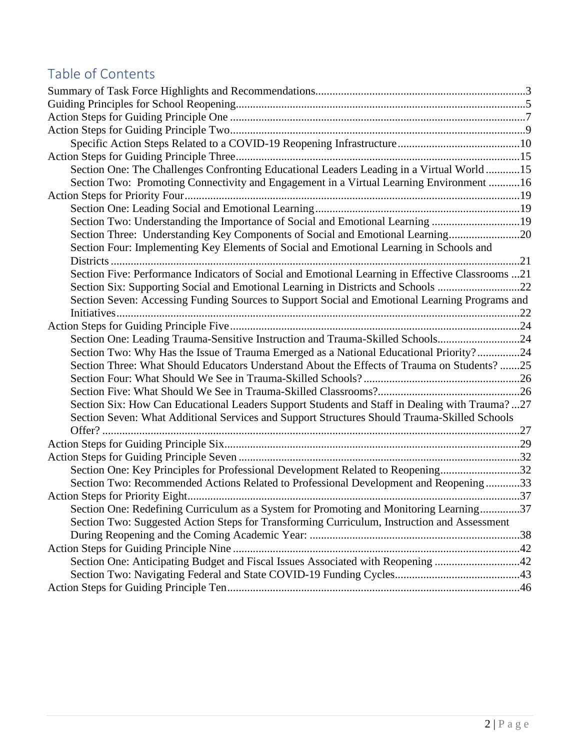## Table of Contents

- Summary of Task Force Highlights and Recommendations....................3
- Guiding Principles for School Reopening....................5
- Action Steps for Guiding Principle One....................7
- Action Steps for Guiding Principle Two....................9
  - Specific Action Steps Related to a COVID-19 Reopening Infrastructure....................10
- Action Steps for Guiding Principle Three....................15
  - Section One: The Challenges Confronting Educational Leaders Leading in a Virtual World....................15
  - Section Two: Promoting Connectivity and Engagement in a Virtual Learning Environment....................16
- Action Steps for Priority Four....................19
  - Section One: Leading Social and Emotional Learning....................19
  - Section Two: Understanding the Importance of Social and Emotional Learning....................19
  - Section Three: Understanding Key Components of Social and Emotional Learning....................20
  - Section Four: Implementing Key Elements of Social and Emotional Learning in Schools and Districts....................21
  - Section Five: Performance Indicators of Social and Emotional Learning in Effective Classrooms....................21
  - Section Six: Supporting Social and Emotional Learning in Districts and Schools....................22
  - Section Seven: Accessing Funding Sources to Support Social and Emotional Learning Programs and Initiatives....................22
- Action Steps for Guiding Principle Five....................24
  - Section One: Leading Trauma-Sensitive Instruction and Trauma-Skilled Schools....................24
  - Section Two: Why Has the Issue of Trauma Emerged as a National Educational Priority?....................24
  - Section Three: What Should Educators Understand About the Effects of Trauma on Students?....................25
  - Section Four: What Should We See in Trauma-Skilled Schools?....................26
  - Section Five: What Should We See in Trauma-Skilled Classrooms?....................26
  - Section Six: How Can Educational Leaders Support Students and Staff in Dealing with Trauma?....................27
  - Section Seven: What Additional Services and Support Structures Should Trauma-Skilled Schools Offer?....................27
- Action Steps for Guiding Principle Six....................29
- Action Steps for Guiding Principle Seven....................32
  - Section One: Key Principles for Professional Development Related to Reopening....................32
  - Section Two: Recommended Actions Related to Professional Development and Reopening....................33
- Action Steps for Priority Eight....................37
  - Section One: Redefining Curriculum as a System for Promoting and Monitoring Learning....................37
  - Section Two: Suggested Action Steps for Transforming Curriculum, Instruction and Assessment During Reopening and the Coming Academic Year:....................38
- Action Steps for Guiding Principle Nine....................42
  - Section One: Anticipating Budget and Fiscal Issues Associated with Reopening....................42
  - Section Two: Navigating Federal and State COVID-19 Funding Cycles....................43
- Action Steps for Guiding Principle Ten....................46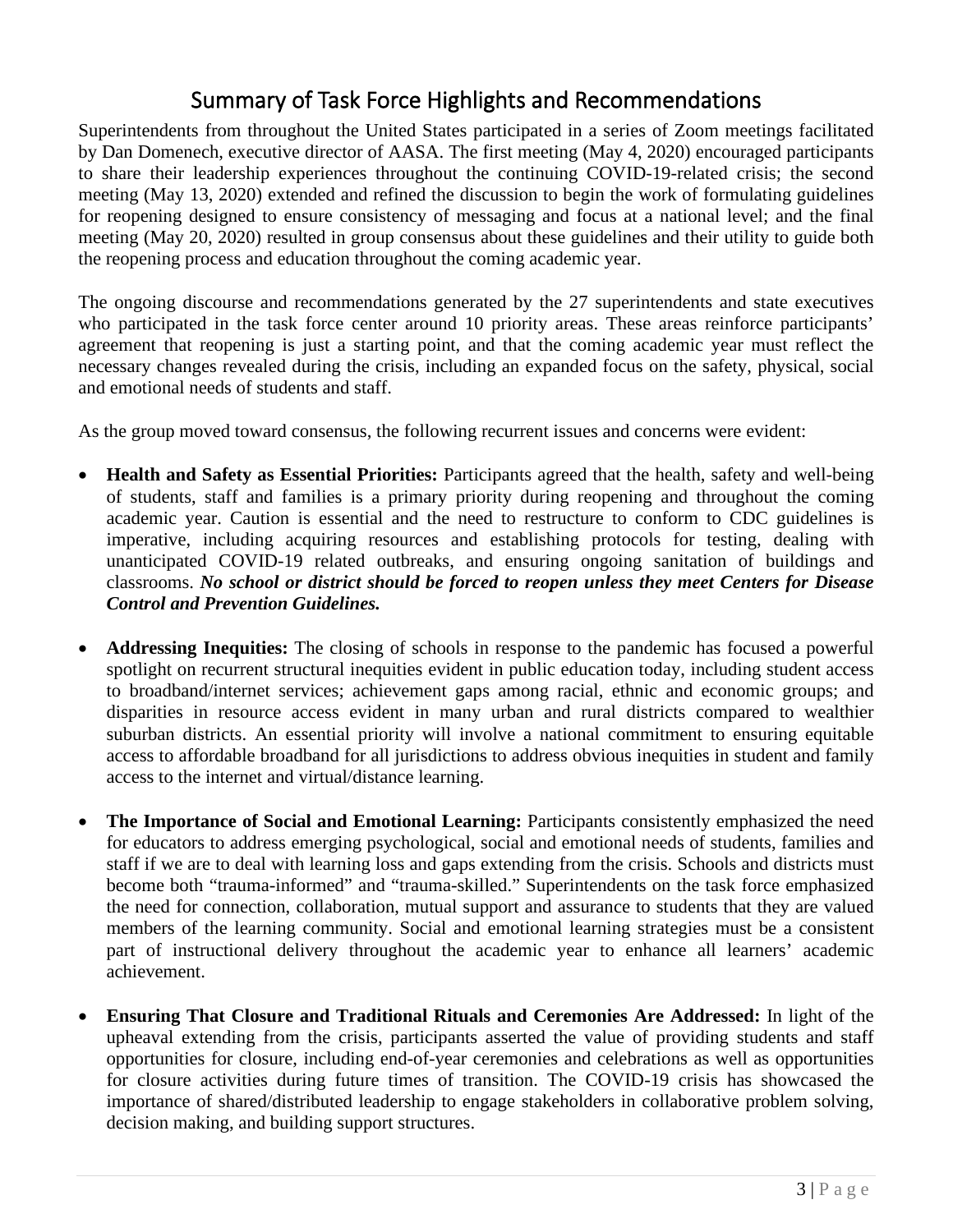# Summary of Task Force Highlights and Recommendations

Superintendents from throughout the United States participated in a series of Zoom meetings facilitated by Dan Domenech, executive director of AASA. The first meeting (May 4, 2020) encouraged participants to share their leadership experiences throughout the continuing COVID-19-related crisis; the second meeting (May 13, 2020) extended and refined the discussion to begin the work of formulating guidelines for reopening designed to ensure consistency of messaging and focus at a national level; and the final meeting (May 20, 2020) resulted in group consensus about these guidelines and their utility to guide both the reopening process and education throughout the coming academic year.

The ongoing discourse and recommendations generated by the 27 superintendents and state executives who participated in the task force center around 10 priority areas. These areas reinforce participants' agreement that reopening is just a starting point, and that the coming academic year must reflect the necessary changes revealed during the crisis, including an expanded focus on the safety, physical, social and emotional needs of students and staff.

As the group moved toward consensus, the following recurrent issues and concerns were evident:

- **Health and Safety as Essential Priorities:** Participants agreed that the health, safety and well-being of students, staff and families is a primary priority during reopening and throughout the coming academic year. Caution is essential and the need to restructure to conform to CDC guidelines is imperative, including acquiring resources and establishing protocols for testing, dealing with unanticipated COVID-19 related outbreaks, and ensuring ongoing sanitation of buildings and classrooms. ***No school or district should be forced to reopen unless they meet Centers for Disease Control and Prevention Guidelines.***

- **Addressing Inequities:** The closing of schools in response to the pandemic has focused a powerful spotlight on recurrent structural inequities evident in public education today, including student access to broadband/internet services; achievement gaps among racial, ethnic and economic groups; and disparities in resource access evident in many urban and rural districts compared to wealthier suburban districts. An essential priority will involve a national commitment to ensuring equitable access to affordable broadband for all jurisdictions to address obvious inequities in student and family access to the internet and virtual/distance learning.

- **The Importance of Social and Emotional Learning:** Participants consistently emphasized the need for educators to address emerging psychological, social and emotional needs of students, families and staff if we are to deal with learning loss and gaps extending from the crisis. Schools and districts must become both "trauma-informed" and "trauma-skilled." Superintendents on the task force emphasized the need for connection, collaboration, mutual support and assurance to students that they are valued members of the learning community. Social and emotional learning strategies must be a consistent part of instructional delivery throughout the academic year to enhance all learners' academic achievement.

- **Ensuring That Closure and Traditional Rituals and Ceremonies Are Addressed:** In light of the upheaval extending from the crisis, participants asserted the value of providing students and staff opportunities for closure, including end-of-year ceremonies and celebrations as well as opportunities for closure activities during future times of transition. The COVID-19 crisis has showcased the importance of shared/distributed leadership to engage stakeholders in collaborative problem solving, decision making, and building support structures.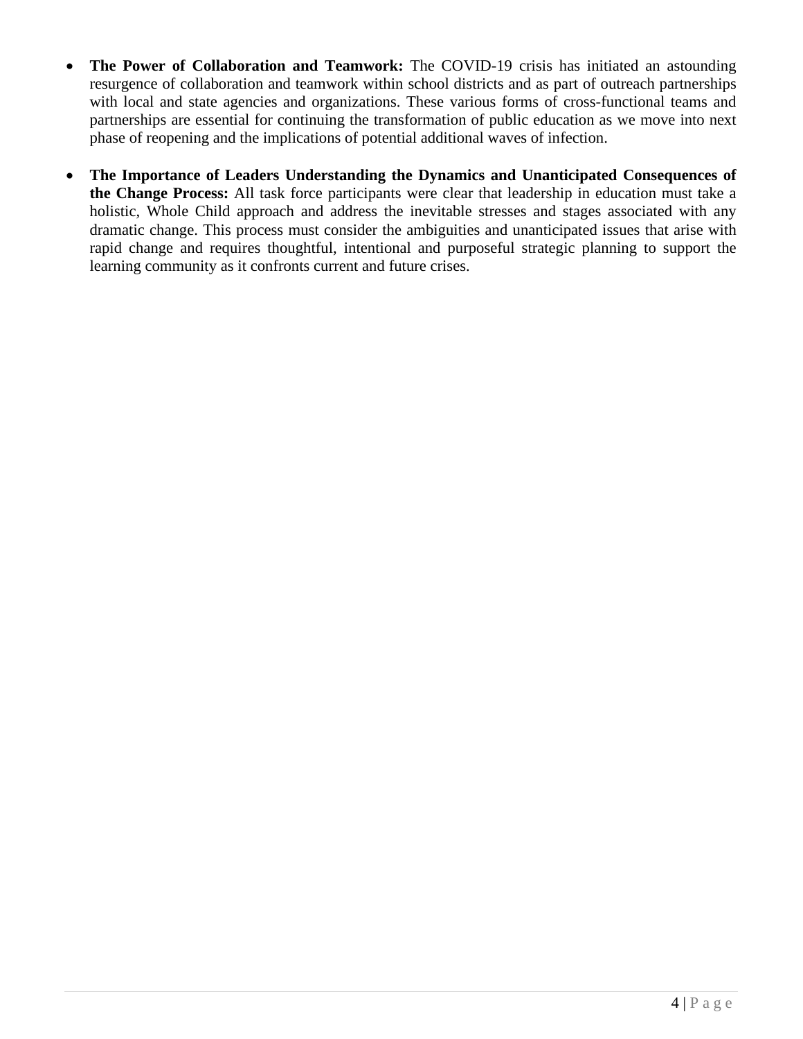- **The Power of Collaboration and Teamwork:** The COVID-19 crisis has initiated an astounding resurgence of collaboration and teamwork within school districts and as part of outreach partnerships with local and state agencies and organizations. These various forms of cross-functional teams and partnerships are essential for continuing the transformation of public education as we move into next phase of reopening and the implications of potential additional waves of infection.

- **The Importance of Leaders Understanding the Dynamics and Unanticipated Consequences of the Change Process:** All task force participants were clear that leadership in education must take a holistic, Whole Child approach and address the inevitable stresses and stages associated with any dramatic change. This process must consider the ambiguities and unanticipated issues that arise with rapid change and requires thoughtful, intentional and purposeful strategic planning to support the learning community as it confronts current and future crises.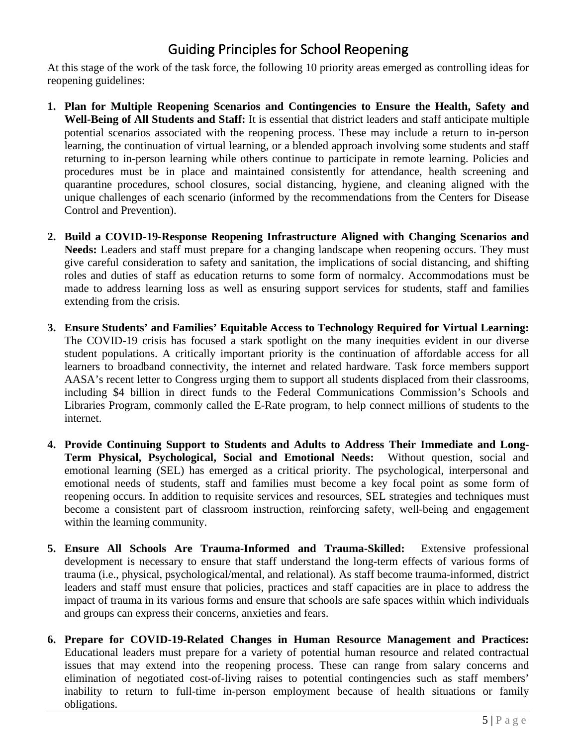## Guiding Principles for School Reopening

At this stage of the work of the task force, the following 10 priority areas emerged as controlling ideas for reopening guidelines:

1. **Plan for Multiple Reopening Scenarios and Contingencies to Ensure the Health, Safety and Well-Being of All Students and Staff:** It is essential that district leaders and staff anticipate multiple potential scenarios associated with the reopening process. These may include a return to in-person learning, the continuation of virtual learning, or a blended approach involving some students and staff returning to in-person learning while others continue to participate in remote learning. Policies and procedures must be in place and maintained consistently for attendance, health screening and quarantine procedures, school closures, social distancing, hygiene, and cleaning aligned with the unique challenges of each scenario (informed by the recommendations from the Centers for Disease Control and Prevention).

2. **Build a COVID-19-Response Reopening Infrastructure Aligned with Changing Scenarios and Needs:** Leaders and staff must prepare for a changing landscape when reopening occurs. They must give careful consideration to safety and sanitation, the implications of social distancing, and shifting roles and duties of staff as education returns to some form of normalcy. Accommodations must be made to address learning loss as well as ensuring support services for students, staff and families extending from the crisis.

3. **Ensure Students' and Families' Equitable Access to Technology Required for Virtual Learning:** The COVID-19 crisis has focused a stark spotlight on the many inequities evident in our diverse student populations. A critically important priority is the continuation of affordable access for all learners to broadband connectivity, the internet and related hardware. Task force members support AASA's recent letter to Congress urging them to support all students displaced from their classrooms, including $4 billion in direct funds to the Federal Communications Commission's Schools and Libraries Program, commonly called the E-Rate program, to help connect millions of students to the internet.

4. **Provide Continuing Support to Students and Adults to Address Their Immediate and Long-Term Physical, Psychological, Social and Emotional Needs:** Without question, social and emotional learning (SEL) has emerged as a critical priority. The psychological, interpersonal and emotional needs of students, staff and families must become a key focal point as some form of reopening occurs. In addition to requisite services and resources, SEL strategies and techniques must become a consistent part of classroom instruction, reinforcing safety, well-being and engagement within the learning community.

5. **Ensure All Schools Are Trauma-Informed and Trauma-Skilled:** Extensive professional development is necessary to ensure that staff understand the long-term effects of various forms of trauma (i.e., physical, psychological/mental, and relational). As staff become trauma-informed, district leaders and staff must ensure that policies, practices and staff capacities are in place to address the impact of trauma in its various forms and ensure that schools are safe spaces within which individuals and groups can express their concerns, anxieties and fears.

6. **Prepare for COVID-19-Related Changes in Human Resource Management and Practices:** Educational leaders must prepare for a variety of potential human resource and related contractual issues that may extend into the reopening process. These can range from salary concerns and elimination of negotiated cost-of-living raises to potential contingencies such as staff members' inability to return to full-time in-person employment because of health situations or family obligations.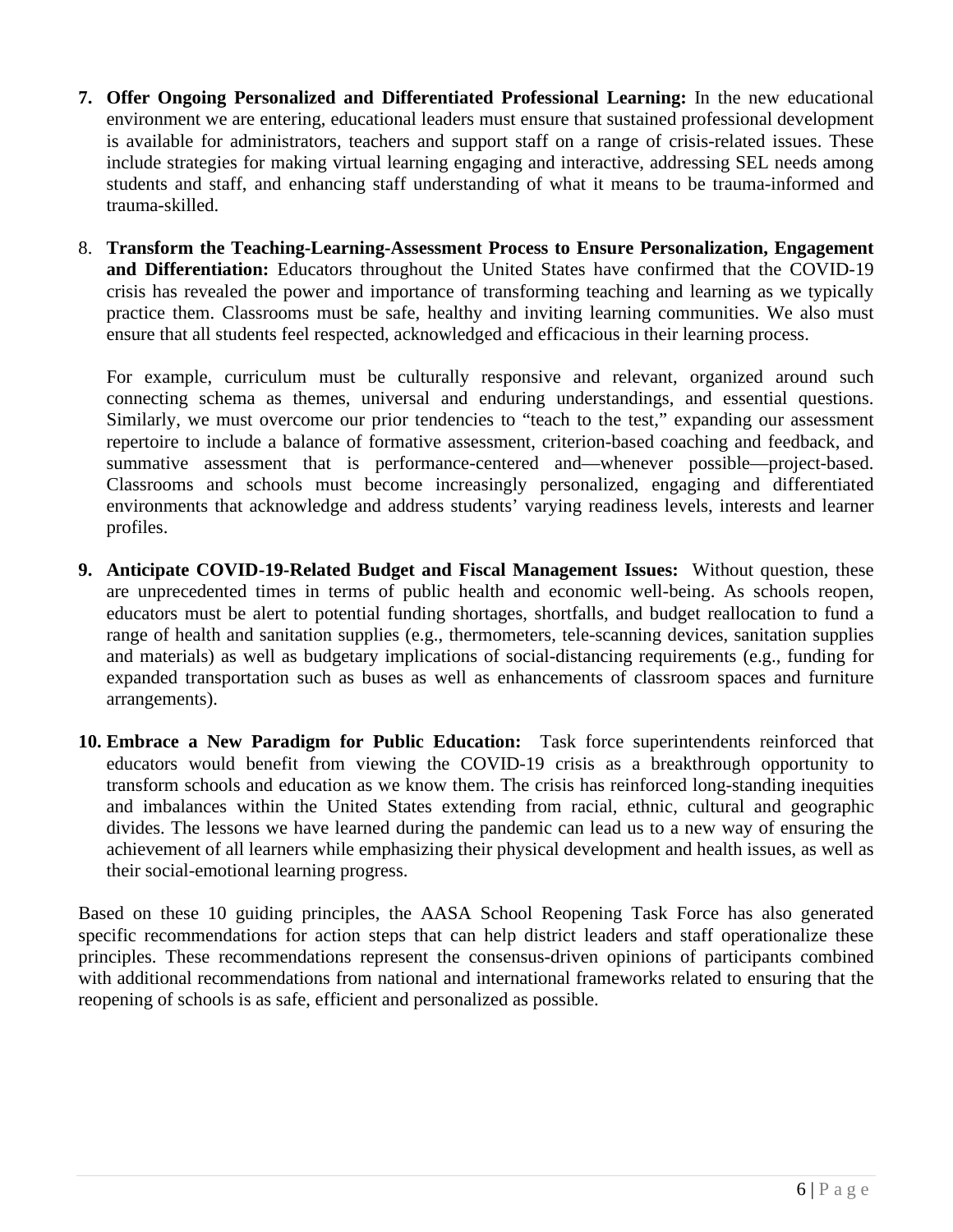7. **Offer Ongoing Personalized and Differentiated Professional Learning:** In the new educational environment we are entering, educational leaders must ensure that sustained professional development is available for administrators, teachers and support staff on a range of crisis-related issues. These include strategies for making virtual learning engaging and interactive, addressing SEL needs among students and staff, and enhancing staff understanding of what it means to be trauma-informed and trauma-skilled.

8. **Transform the Teaching-Learning-Assessment Process to Ensure Personalization, Engagement and Differentiation:** Educators throughout the United States have confirmed that the COVID-19 crisis has revealed the power and importance of transforming teaching and learning as we typically practice them. Classrooms must be safe, healthy and inviting learning communities. We also must ensure that all students feel respected, acknowledged and efficacious in their learning process.

   For example, curriculum must be culturally responsive and relevant, organized around such connecting schema as themes, universal and enduring understandings, and essential questions. Similarly, we must overcome our prior tendencies to "teach to the test," expanding our assessment repertoire to include a balance of formative assessment, criterion-based coaching and feedback, and summative assessment that is performance-centered and—whenever possible—project-based. Classrooms and schools must become increasingly personalized, engaging and differentiated environments that acknowledge and address students' varying readiness levels, interests and learner profiles.

9. **Anticipate COVID-19-Related Budget and Fiscal Management Issues:** Without question, these are unprecedented times in terms of public health and economic well-being. As schools reopen, educators must be alert to potential funding shortages, shortfalls, and budget reallocation to fund a range of health and sanitation supplies (e.g., thermometers, tele-scanning devices, sanitation supplies and materials) as well as budgetary implications of social-distancing requirements (e.g., funding for expanded transportation such as buses as well as enhancements of classroom spaces and furniture arrangements).

10. **Embrace a New Paradigm for Public Education:** Task force superintendents reinforced that educators would benefit from viewing the COVID-19 crisis as a breakthrough opportunity to transform schools and education as we know them. The crisis has reinforced long-standing inequities and imbalances within the United States extending from racial, ethnic, cultural and geographic divides. The lessons we have learned during the pandemic can lead us to a new way of ensuring the achievement of all learners while emphasizing their physical development and health issues, as well as their social-emotional learning progress.

Based on these 10 guiding principles, the AASA School Reopening Task Force has also generated specific recommendations for action steps that can help district leaders and staff operationalize these principles. These recommendations represent the consensus-driven opinions of participants combined with additional recommendations from national and international frameworks related to ensuring that the reopening of schools is as safe, efficient and personalized as possible.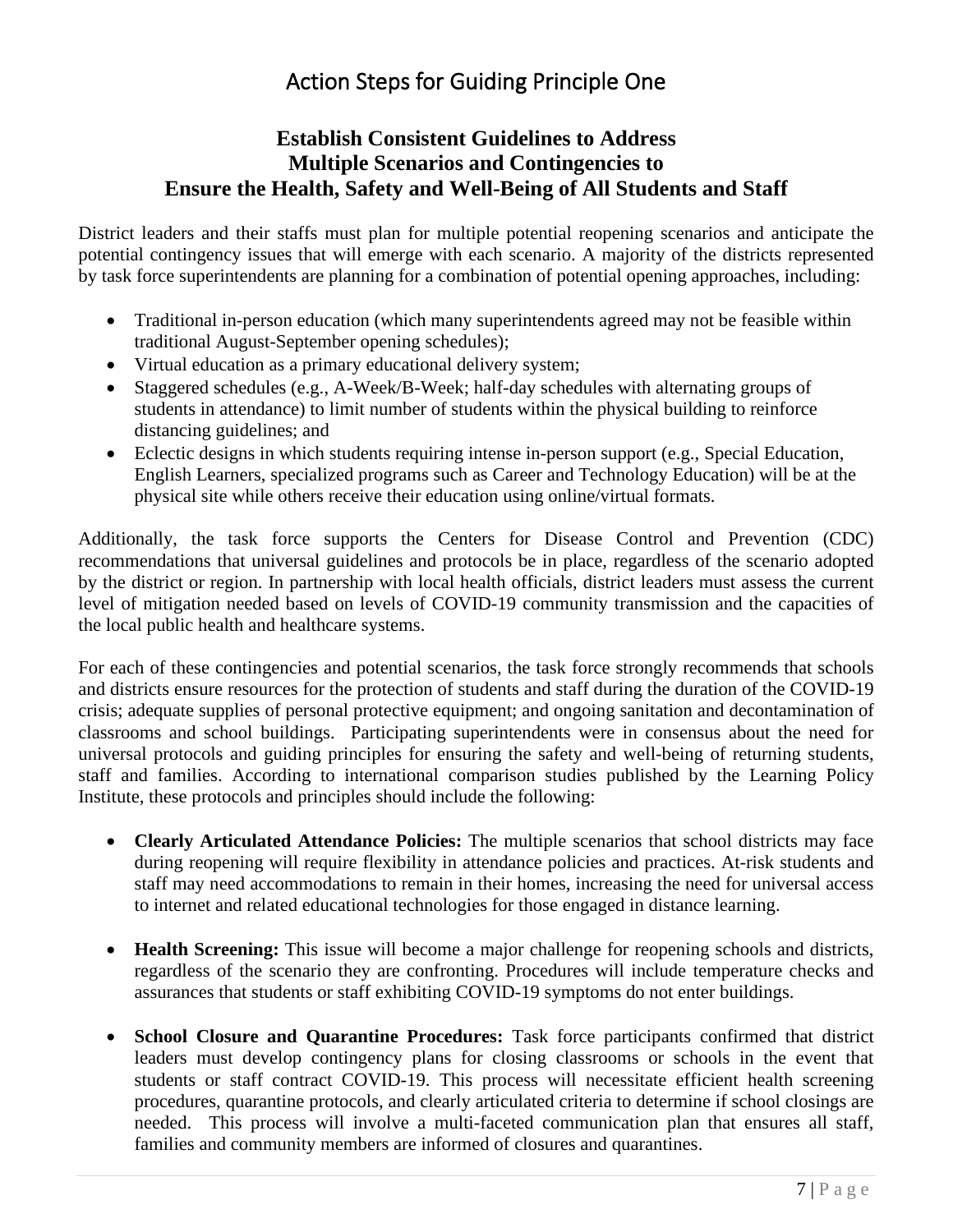# Action Steps for Guiding Principle One

## Establish Consistent Guidelines to Address Multiple Scenarios and Contingencies to Ensure the Health, Safety and Well-Being of All Students and Staff

District leaders and their staffs must plan for multiple potential reopening scenarios and anticipate the potential contingency issues that will emerge with each scenario. A majority of the districts represented by task force superintendents are planning for a combination of potential opening approaches, including:

- Traditional in-person education (which many superintendents agreed may not be feasible within traditional August-September opening schedules);
- Virtual education as a primary educational delivery system;
- Staggered schedules (e.g., A-Week/B-Week; half-day schedules with alternating groups of students in attendance) to limit number of students within the physical building to reinforce distancing guidelines; and
- Eclectic designs in which students requiring intense in-person support (e.g., Special Education, English Learners, specialized programs such as Career and Technology Education) will be at the physical site while others receive their education using online/virtual formats.

Additionally, the task force supports the Centers for Disease Control and Prevention (CDC) recommendations that universal guidelines and protocols be in place, regardless of the scenario adopted by the district or region. In partnership with local health officials, district leaders must assess the current level of mitigation needed based on levels of COVID-19 community transmission and the capacities of the local public health and healthcare systems.

For each of these contingencies and potential scenarios, the task force strongly recommends that schools and districts ensure resources for the protection of students and staff during the duration of the COVID-19 crisis; adequate supplies of personal protective equipment; and ongoing sanitation and decontamination of classrooms and school buildings. Participating superintendents were in consensus about the need for universal protocols and guiding principles for ensuring the safety and well-being of returning students, staff and families. According to international comparison studies published by the Learning Policy Institute, these protocols and principles should include the following:

- **Clearly Articulated Attendance Policies:** The multiple scenarios that school districts may face during reopening will require flexibility in attendance policies and practices. At-risk students and staff may need accommodations to remain in their homes, increasing the need for universal access to internet and related educational technologies for those engaged in distance learning.

- **Health Screening:** This issue will become a major challenge for reopening schools and districts, regardless of the scenario they are confronting. Procedures will include temperature checks and assurances that students or staff exhibiting COVID-19 symptoms do not enter buildings.

- **School Closure and Quarantine Procedures:** Task force participants confirmed that district leaders must develop contingency plans for closing classrooms or schools in the event that students or staff contract COVID-19. This process will necessitate efficient health screening procedures, quarantine protocols, and clearly articulated criteria to determine if school closings are needed. This process will involve a multi-faceted communication plan that ensures all staff, families and community members are informed of closures and quarantines.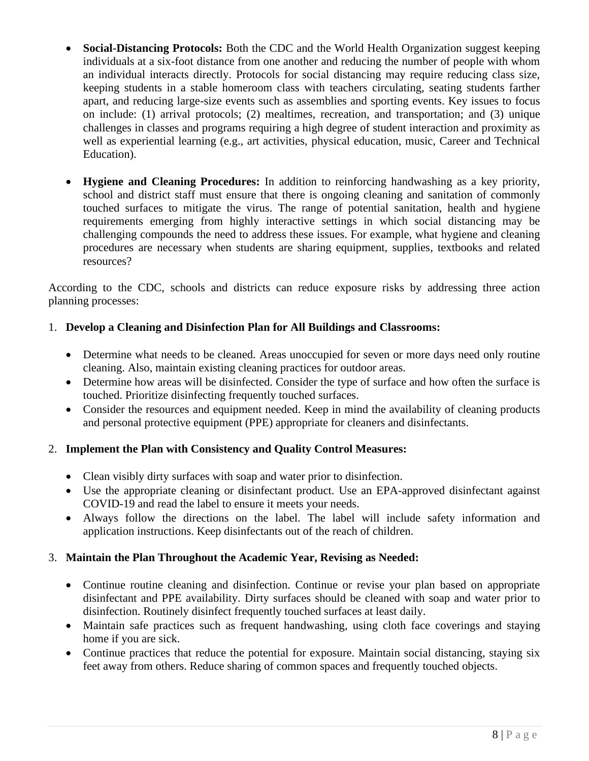- **Social-Distancing Protocols:** Both the CDC and the World Health Organization suggest keeping individuals at a six-foot distance from one another and reducing the number of people with whom an individual interacts directly. Protocols for social distancing may require reducing class size, keeping students in a stable homeroom class with teachers circulating, seating students farther apart, and reducing large-size events such as assemblies and sporting events. Key issues to focus on include: (1) arrival protocols; (2) mealtimes, recreation, and transportation; and (3) unique challenges in classes and programs requiring a high degree of student interaction and proximity as well as experiential learning (e.g., art activities, physical education, music, Career and Technical Education).

- **Hygiene and Cleaning Procedures:** In addition to reinforcing handwashing as a key priority, school and district staff must ensure that there is ongoing cleaning and sanitation of commonly touched surfaces to mitigate the virus. The range of potential sanitation, health and hygiene requirements emerging from highly interactive settings in which social distancing may be challenging compounds the need to address these issues. For example, what hygiene and cleaning procedures are necessary when students are sharing equipment, supplies, textbooks and related resources?

According to the CDC, schools and districts can reduce exposure risks by addressing three action planning processes:

1. **Develop a Cleaning and Disinfection Plan for All Buildings and Classrooms:**
   - Determine what needs to be cleaned. Areas unoccupied for seven or more days need only routine cleaning. Also, maintain existing cleaning practices for outdoor areas.
   - Determine how areas will be disinfected. Consider the type of surface and how often the surface is touched. Prioritize disinfecting frequently touched surfaces.
   - Consider the resources and equipment needed. Keep in mind the availability of cleaning products and personal protective equipment (PPE) appropriate for cleaners and disinfectants.

2. **Implement the Plan with Consistency and Quality Control Measures:**
   - Clean visibly dirty surfaces with soap and water prior to disinfection.
   - Use the appropriate cleaning or disinfectant product. Use an EPA-approved disinfectant against COVID-19 and read the label to ensure it meets your needs.
   - Always follow the directions on the label. The label will include safety information and application instructions. Keep disinfectants out of the reach of children.

3. **Maintain the Plan Throughout the Academic Year, Revising as Needed:**
   - Continue routine cleaning and disinfection. Continue or revise your plan based on appropriate disinfectant and PPE availability. Dirty surfaces should be cleaned with soap and water prior to disinfection. Routinely disinfect frequently touched surfaces at least daily.
   - Maintain safe practices such as frequent handwashing, using cloth face coverings and staying home if you are sick.
   - Continue practices that reduce the potential for exposure. Maintain social distancing, staying six feet away from others. Reduce sharing of common spaces and frequently touched objects.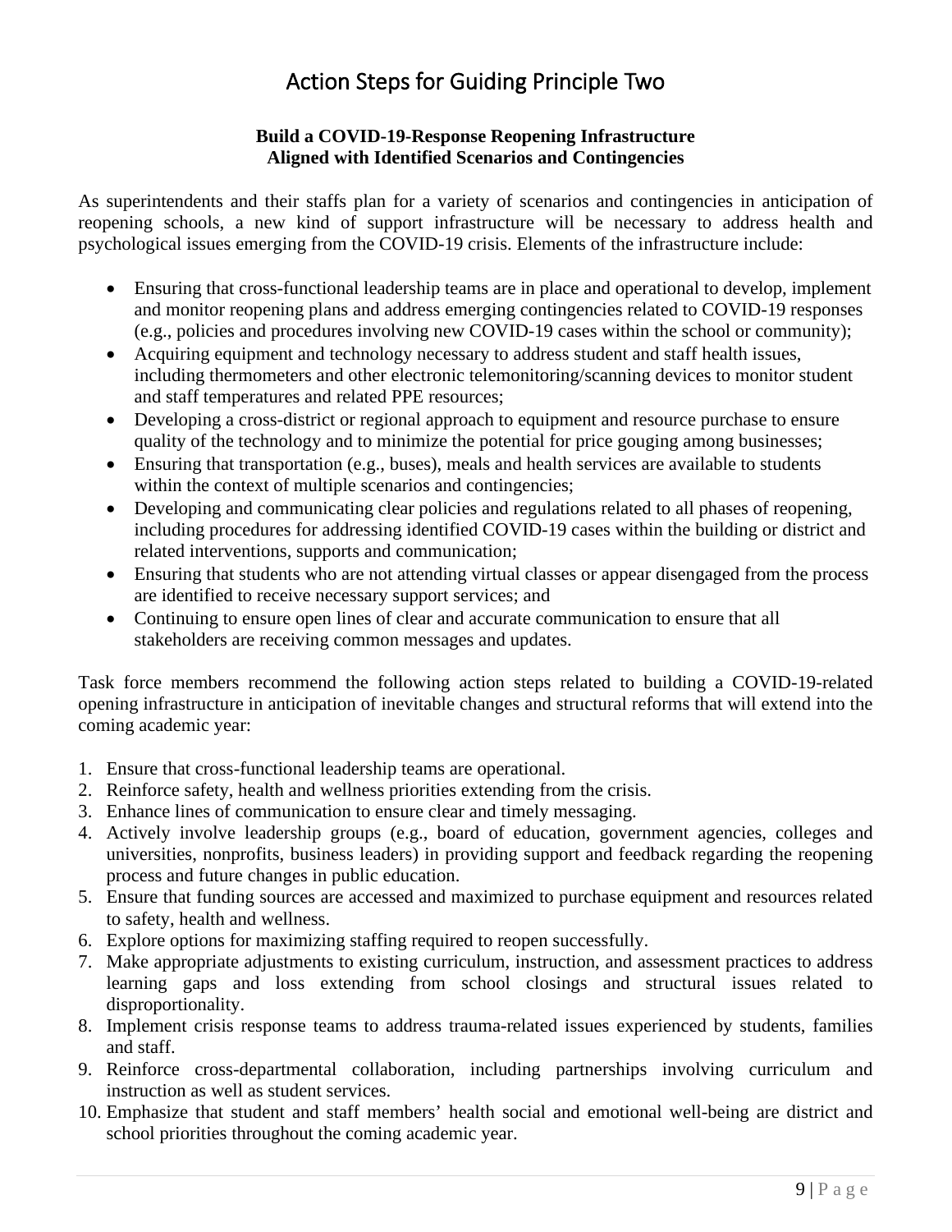# Action Steps for Guiding Principle Two

**Build a COVID-19-Response Reopening Infrastructure**
**Aligned with Identified Scenarios and Contingencies**

As superintendents and their staffs plan for a variety of scenarios and contingencies in anticipation of reopening schools, a new kind of support infrastructure will be necessary to address health and psychological issues emerging from the COVID-19 crisis. Elements of the infrastructure include:

- Ensuring that cross-functional leadership teams are in place and operational to develop, implement and monitor reopening plans and address emerging contingencies related to COVID-19 responses (e.g., policies and procedures involving new COVID-19 cases within the school or community);
- Acquiring equipment and technology necessary to address student and staff health issues, including thermometers and other electronic telemonitoring/scanning devices to monitor student and staff temperatures and related PPE resources;
- Developing a cross-district or regional approach to equipment and resource purchase to ensure quality of the technology and to minimize the potential for price gouging among businesses;
- Ensuring that transportation (e.g., buses), meals and health services are available to students within the context of multiple scenarios and contingencies;
- Developing and communicating clear policies and regulations related to all phases of reopening, including procedures for addressing identified COVID-19 cases within the building or district and related interventions, supports and communication;
- Ensuring that students who are not attending virtual classes or appear disengaged from the process are identified to receive necessary support services; and
- Continuing to ensure open lines of clear and accurate communication to ensure that all stakeholders are receiving common messages and updates.

Task force members recommend the following action steps related to building a COVID-19-related opening infrastructure in anticipation of inevitable changes and structural reforms that will extend into the coming academic year:

1. Ensure that cross-functional leadership teams are operational.
2. Reinforce safety, health and wellness priorities extending from the crisis.
3. Enhance lines of communication to ensure clear and timely messaging.
4. Actively involve leadership groups (e.g., board of education, government agencies, colleges and universities, nonprofits, business leaders) in providing support and feedback regarding the reopening process and future changes in public education.
5. Ensure that funding sources are accessed and maximized to purchase equipment and resources related to safety, health and wellness.
6. Explore options for maximizing staffing required to reopen successfully.
7. Make appropriate adjustments to existing curriculum, instruction, and assessment practices to address learning gaps and loss extending from school closings and structural issues related to disproportionality.
8. Implement crisis response teams to address trauma-related issues experienced by students, families and staff.
9. Reinforce cross-departmental collaboration, including partnerships involving curriculum and instruction as well as student services.
10. Emphasize that student and staff members' health social and emotional well-being are district and school priorities throughout the coming academic year.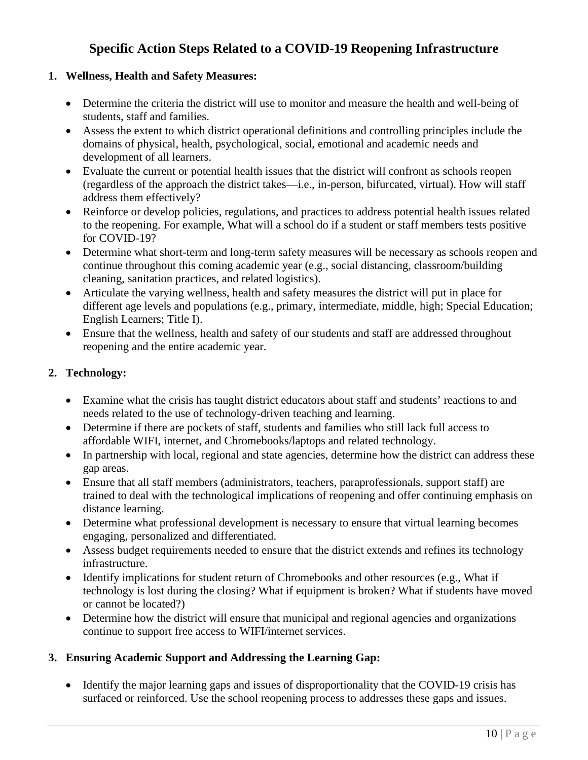# Specific Action Steps Related to a COVID-19 Reopening Infrastructure

1. **Wellness, Health and Safety Measures:**

   - Determine the criteria the district will use to monitor and measure the health and well-being of students, staff and families.
   - Assess the extent to which district operational definitions and controlling principles include the domains of physical, health, psychological, social, emotional and academic needs and development of all learners.
   - Evaluate the current or potential health issues that the district will confront as schools reopen (regardless of the approach the district takes—i.e., in-person, bifurcated, virtual). How will staff address them effectively?
   - Reinforce or develop policies, regulations, and practices to address potential health issues related to the reopening. For example, What will a school do if a student or staff members tests positive for COVID-19?
   - Determine what short-term and long-term safety measures will be necessary as schools reopen and continue throughout this coming academic year (e.g., social distancing, classroom/building cleaning, sanitation practices, and related logistics).
   - Articulate the varying wellness, health and safety measures the district will put in place for different age levels and populations (e.g., primary, intermediate, middle, high; Special Education; English Learners; Title I).
   - Ensure that the wellness, health and safety of our students and staff are addressed throughout reopening and the entire academic year.

2. **Technology:**

   - Examine what the crisis has taught district educators about staff and students' reactions to and needs related to the use of technology-driven teaching and learning.
   - Determine if there are pockets of staff, students and families who still lack full access to affordable WIFI, internet, and Chromebooks/laptops and related technology.
   - In partnership with local, regional and state agencies, determine how the district can address these gap areas.
   - Ensure that all staff members (administrators, teachers, paraprofessionals, support staff) are trained to deal with the technological implications of reopening and offer continuing emphasis on distance learning.
   - Determine what professional development is necessary to ensure that virtual learning becomes engaging, personalized and differentiated.
   - Assess budget requirements needed to ensure that the district extends and refines its technology infrastructure.
   - Identify implications for student return of Chromebooks and other resources (e.g., What if technology is lost during the closing? What if equipment is broken? What if students have moved or cannot be located?)
   - Determine how the district will ensure that municipal and regional agencies and organizations continue to support free access to WIFI/internet services.

3. **Ensuring Academic Support and Addressing the Learning Gap:**

   - Identify the major learning gaps and issues of disproportionality that the COVID-19 crisis has surfaced or reinforced. Use the school reopening process to addresses these gaps and issues.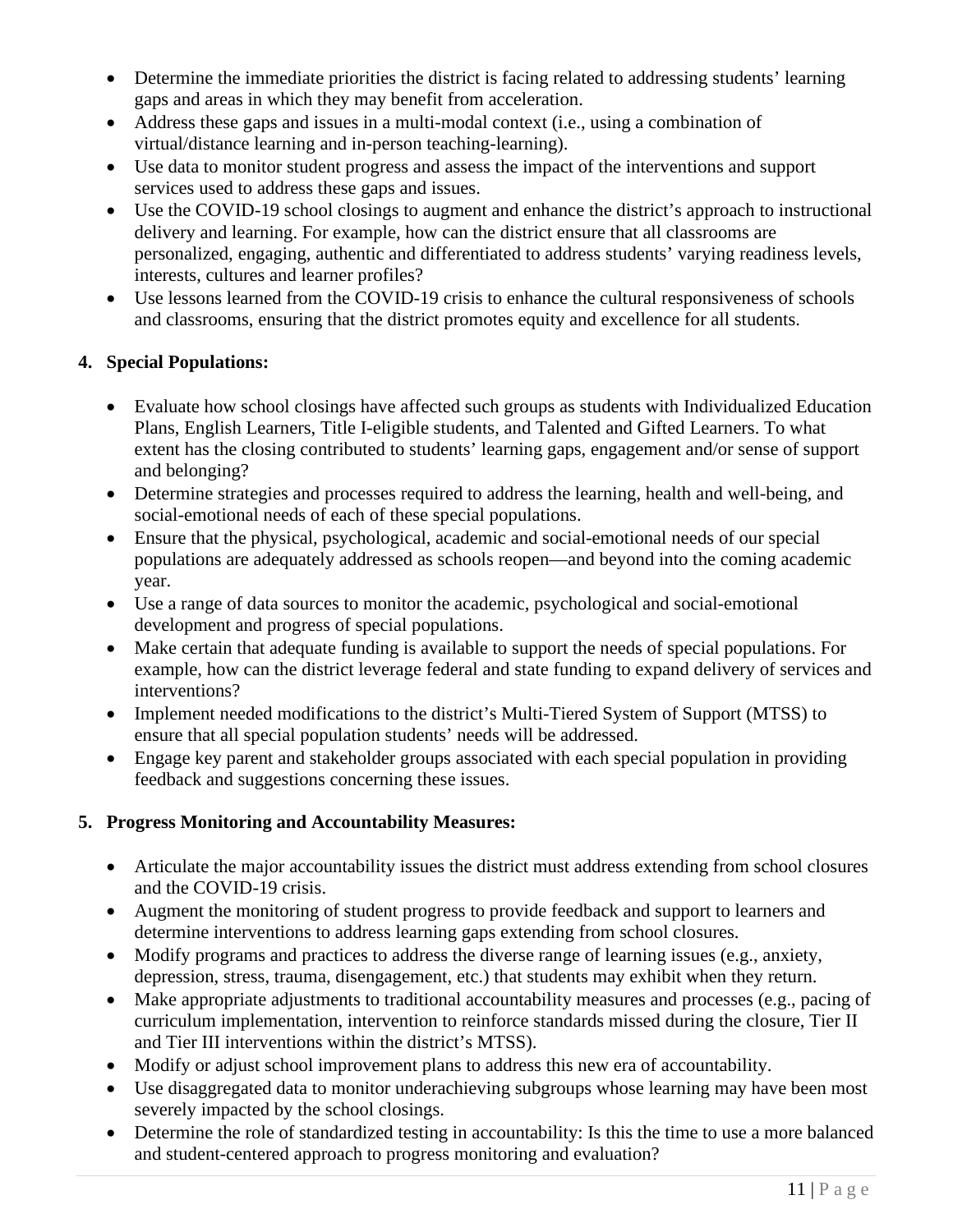- Determine the immediate priorities the district is facing related to addressing students' learning gaps and areas in which they may benefit from acceleration.
- Address these gaps and issues in a multi-modal context (i.e., using a combination of virtual/distance learning and in-person teaching-learning).
- Use data to monitor student progress and assess the impact of the interventions and support services used to address these gaps and issues.
- Use the COVID-19 school closings to augment and enhance the district's approach to instructional delivery and learning. For example, how can the district ensure that all classrooms are personalized, engaging, authentic and differentiated to address students' varying readiness levels, interests, cultures and learner profiles?
- Use lessons learned from the COVID-19 crisis to enhance the cultural responsiveness of schools and classrooms, ensuring that the district promotes equity and excellence for all students.

**4. Special Populations:**

- Evaluate how school closings have affected such groups as students with Individualized Education Plans, English Learners, Title I-eligible students, and Talented and Gifted Learners. To what extent has the closing contributed to students' learning gaps, engagement and/or sense of support and belonging?
- Determine strategies and processes required to address the learning, health and well-being, and social-emotional needs of each of these special populations.
- Ensure that the physical, psychological, academic and social-emotional needs of our special populations are adequately addressed as schools reopen—and beyond into the coming academic year.
- Use a range of data sources to monitor the academic, psychological and social-emotional development and progress of special populations.
- Make certain that adequate funding is available to support the needs of special populations. For example, how can the district leverage federal and state funding to expand delivery of services and interventions?
- Implement needed modifications to the district's Multi-Tiered System of Support (MTSS) to ensure that all special population students' needs will be addressed.
- Engage key parent and stakeholder groups associated with each special population in providing feedback and suggestions concerning these issues.

**5. Progress Monitoring and Accountability Measures:**

- Articulate the major accountability issues the district must address extending from school closures and the COVID-19 crisis.
- Augment the monitoring of student progress to provide feedback and support to learners and determine interventions to address learning gaps extending from school closures.
- Modify programs and practices to address the diverse range of learning issues (e.g., anxiety, depression, stress, trauma, disengagement, etc.) that students may exhibit when they return.
- Make appropriate adjustments to traditional accountability measures and processes (e.g., pacing of curriculum implementation, intervention to reinforce standards missed during the closure, Tier II and Tier III interventions within the district's MTSS).
- Modify or adjust school improvement plans to address this new era of accountability.
- Use disaggregated data to monitor underachieving subgroups whose learning may have been most severely impacted by the school closings.
- Determine the role of standardized testing in accountability: Is this the time to use a more balanced and student-centered approach to progress monitoring and evaluation?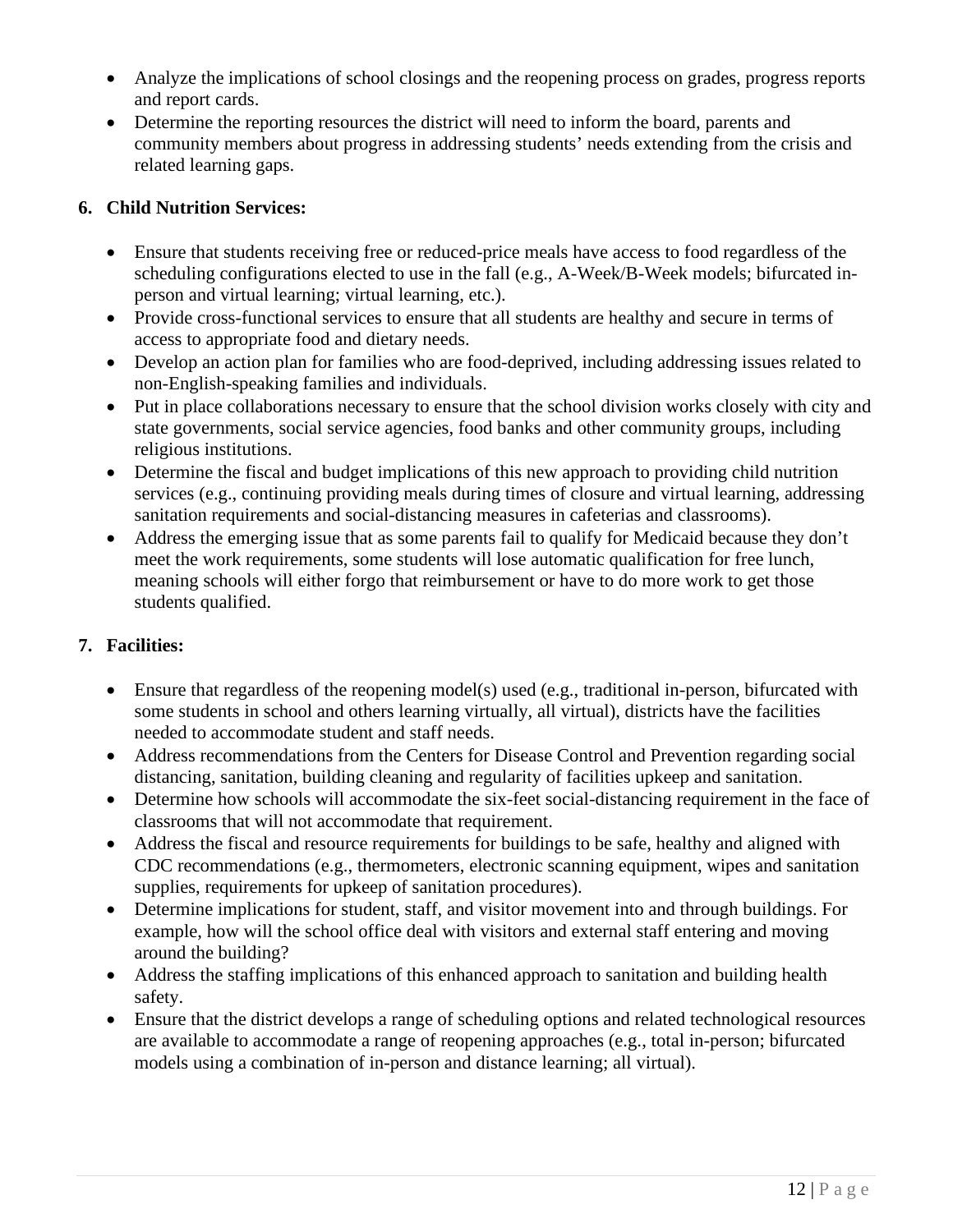- Analyze the implications of school closings and the reopening process on grades, progress reports and report cards.
- Determine the reporting resources the district will need to inform the board, parents and community members about progress in addressing students' needs extending from the crisis and related learning gaps.

**6. Child Nutrition Services:**

- Ensure that students receiving free or reduced-price meals have access to food regardless of the scheduling configurations elected to use in the fall (e.g., A-Week/B-Week models; bifurcated in-person and virtual learning; virtual learning, etc.).
- Provide cross-functional services to ensure that all students are healthy and secure in terms of access to appropriate food and dietary needs.
- Develop an action plan for families who are food-deprived, including addressing issues related to non-English-speaking families and individuals.
- Put in place collaborations necessary to ensure that the school division works closely with city and state governments, social service agencies, food banks and other community groups, including religious institutions.
- Determine the fiscal and budget implications of this new approach to providing child nutrition services (e.g., continuing providing meals during times of closure and virtual learning, addressing sanitation requirements and social-distancing measures in cafeterias and classrooms).
- Address the emerging issue that as some parents fail to qualify for Medicaid because they don't meet the work requirements, some students will lose automatic qualification for free lunch, meaning schools will either forgo that reimbursement or have to do more work to get those students qualified.

**7. Facilities:**

- Ensure that regardless of the reopening model(s) used (e.g., traditional in-person, bifurcated with some students in school and others learning virtually, all virtual), districts have the facilities needed to accommodate student and staff needs.
- Address recommendations from the Centers for Disease Control and Prevention regarding social distancing, sanitation, building cleaning and regularity of facilities upkeep and sanitation.
- Determine how schools will accommodate the six-feet social-distancing requirement in the face of classrooms that will not accommodate that requirement.
- Address the fiscal and resource requirements for buildings to be safe, healthy and aligned with CDC recommendations (e.g., thermometers, electronic scanning equipment, wipes and sanitation supplies, requirements for upkeep of sanitation procedures).
- Determine implications for student, staff, and visitor movement into and through buildings. For example, how will the school office deal with visitors and external staff entering and moving around the building?
- Address the staffing implications of this enhanced approach to sanitation and building health safety.
- Ensure that the district develops a range of scheduling options and related technological resources are available to accommodate a range of reopening approaches (e.g., total in-person; bifurcated models using a combination of in-person and distance learning; all virtual).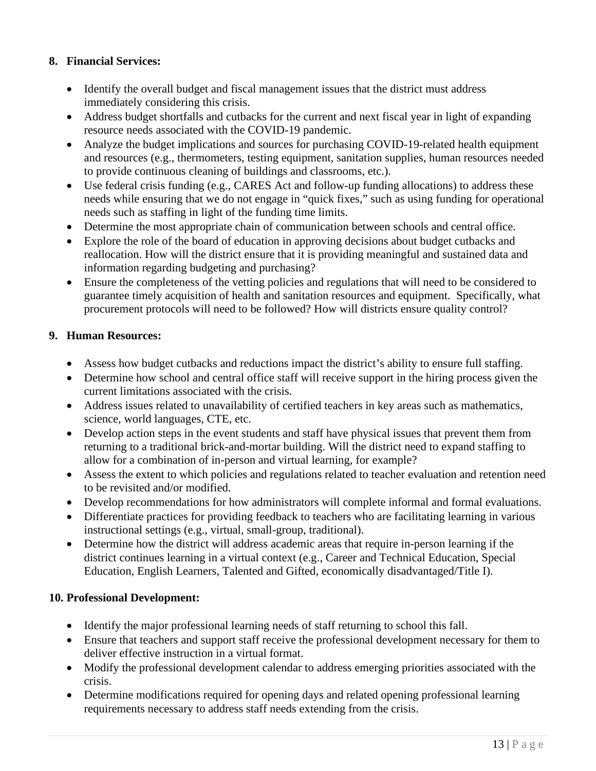8. **Financial Services:**

- Identify the overall budget and fiscal management issues that the district must address immediately considering this crisis.
- Address budget shortfalls and cutbacks for the current and next fiscal year in light of expanding resource needs associated with the COVID-19 pandemic.
- Analyze the budget implications and sources for purchasing COVID-19-related health equipment and resources (e.g., thermometers, testing equipment, sanitation supplies, human resources needed to provide continuous cleaning of buildings and classrooms, etc.).
- Use federal crisis funding (e.g., CARES Act and follow-up funding allocations) to address these needs while ensuring that we do not engage in "quick fixes," such as using funding for operational needs such as staffing in light of the funding time limits.
- Determine the most appropriate chain of communication between schools and central office.
- Explore the role of the board of education in approving decisions about budget cutbacks and reallocation. How will the district ensure that it is providing meaningful and sustained data and information regarding budgeting and purchasing?
- Ensure the completeness of the vetting policies and regulations that will need to be considered to guarantee timely acquisition of health and sanitation resources and equipment. Specifically, what procurement protocols will need to be followed? How will districts ensure quality control?

9. **Human Resources:**

- Assess how budget cutbacks and reductions impact the district's ability to ensure full staffing.
- Determine how school and central office staff will receive support in the hiring process given the current limitations associated with the crisis.
- Address issues related to unavailability of certified teachers in key areas such as mathematics, science, world languages, CTE, etc.
- Develop action steps in the event students and staff have physical issues that prevent them from returning to a traditional brick-and-mortar building. Will the district need to expand staffing to allow for a combination of in-person and virtual learning, for example?
- Assess the extent to which policies and regulations related to teacher evaluation and retention need to be revisited and/or modified.
- Develop recommendations for how administrators will complete informal and formal evaluations.
- Differentiate practices for providing feedback to teachers who are facilitating learning in various instructional settings (e.g., virtual, small-group, traditional).
- Determine how the district will address academic areas that require in-person learning if the district continues learning in a virtual context (e.g., Career and Technical Education, Special Education, English Learners, Talented and Gifted, economically disadvantaged/Title I).

10. **Professional Development:**

- Identify the major professional learning needs of staff returning to school this fall.
- Ensure that teachers and support staff receive the professional development necessary for them to deliver effective instruction in a virtual format.
- Modify the professional development calendar to address emerging priorities associated with the crisis.
- Determine modifications required for opening days and related opening professional learning requirements necessary to address staff needs extending from the crisis.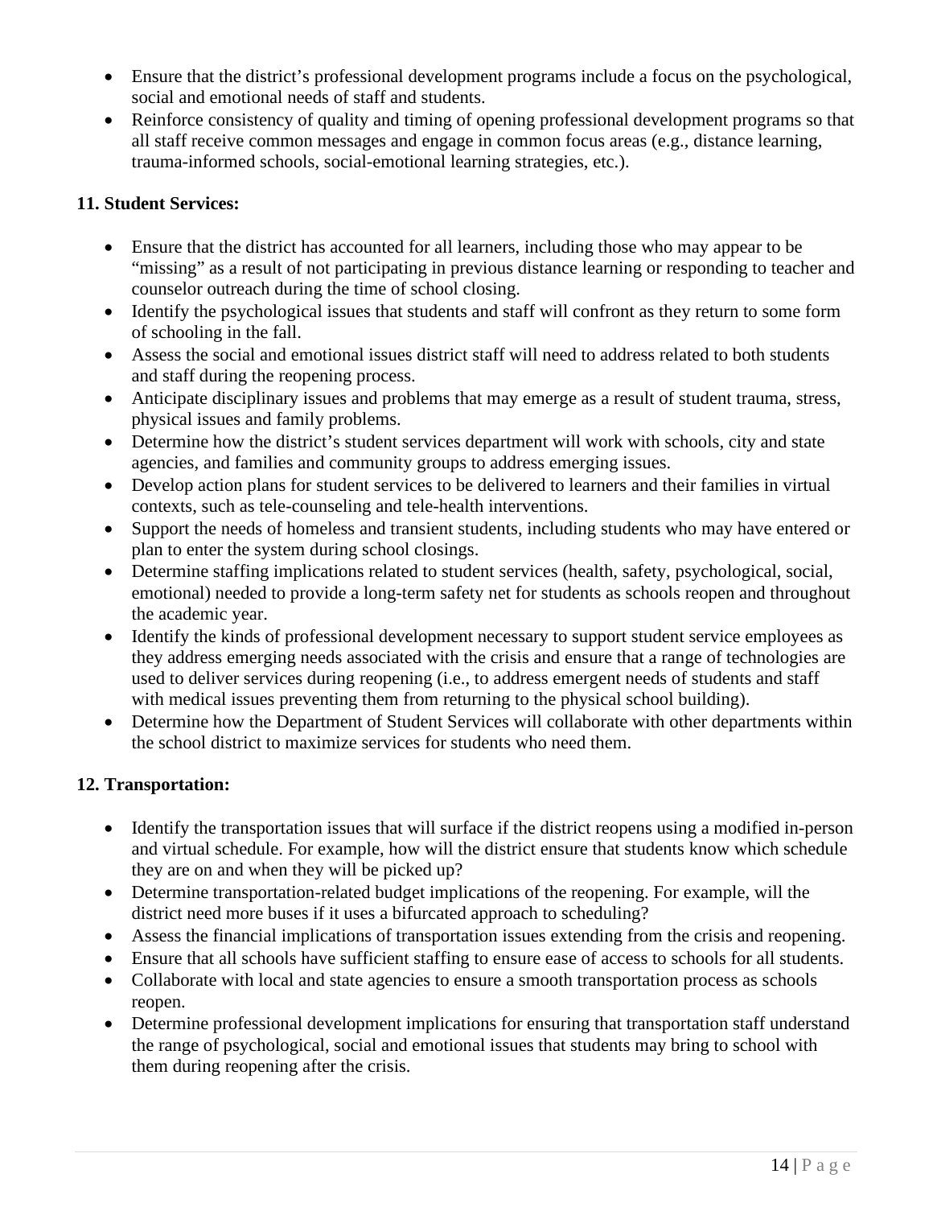- Ensure that the district's professional development programs include a focus on the psychological, social and emotional needs of staff and students.
- Reinforce consistency of quality and timing of opening professional development programs so that all staff receive common messages and engage in common focus areas (e.g., distance learning, trauma-informed schools, social-emotional learning strategies, etc.).

**11. Student Services:**

- Ensure that the district has accounted for all learners, including those who may appear to be "missing" as a result of not participating in previous distance learning or responding to teacher and counselor outreach during the time of school closing.
- Identify the psychological issues that students and staff will confront as they return to some form of schooling in the fall.
- Assess the social and emotional issues district staff will need to address related to both students and staff during the reopening process.
- Anticipate disciplinary issues and problems that may emerge as a result of student trauma, stress, physical issues and family problems.
- Determine how the district's student services department will work with schools, city and state agencies, and families and community groups to address emerging issues.
- Develop action plans for student services to be delivered to learners and their families in virtual contexts, such as tele-counseling and tele-health interventions.
- Support the needs of homeless and transient students, including students who may have entered or plan to enter the system during school closings.
- Determine staffing implications related to student services (health, safety, psychological, social, emotional) needed to provide a long-term safety net for students as schools reopen and throughout the academic year.
- Identify the kinds of professional development necessary to support student service employees as they address emerging needs associated with the crisis and ensure that a range of technologies are used to deliver services during reopening (i.e., to address emergent needs of students and staff with medical issues preventing them from returning to the physical school building).
- Determine how the Department of Student Services will collaborate with other departments within the school district to maximize services for students who need them.

**12. Transportation:**

- Identify the transportation issues that will surface if the district reopens using a modified in-person and virtual schedule. For example, how will the district ensure that students know which schedule they are on and when they will be picked up?
- Determine transportation-related budget implications of the reopening. For example, will the district need more buses if it uses a bifurcated approach to scheduling?
- Assess the financial implications of transportation issues extending from the crisis and reopening.
- Ensure that all schools have sufficient staffing to ensure ease of access to schools for all students.
- Collaborate with local and state agencies to ensure a smooth transportation process as schools reopen.
- Determine professional development implications for ensuring that transportation staff understand the range of psychological, social and emotional issues that students may bring to school with them during reopening after the crisis.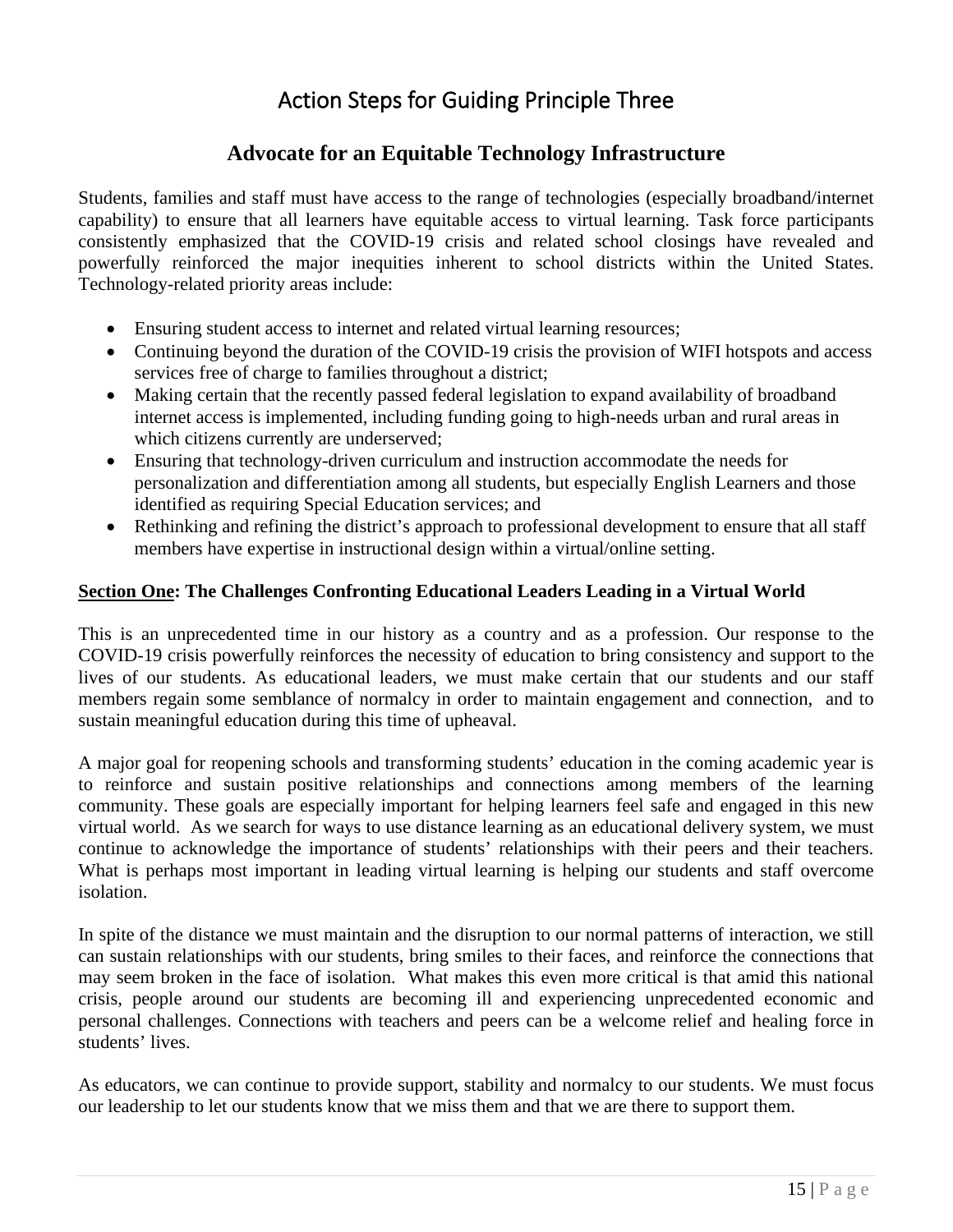# Action Steps for Guiding Principle Three

## Advocate for an Equitable Technology Infrastructure

Students, families and staff must have access to the range of technologies (especially broadband/internet capability) to ensure that all learners have equitable access to virtual learning. Task force participants consistently emphasized that the COVID-19 crisis and related school closings have revealed and powerfully reinforced the major inequities inherent to school districts within the United States. Technology-related priority areas include:

- Ensuring student access to internet and related virtual learning resources;
- Continuing beyond the duration of the COVID-19 crisis the provision of WIFI hotspots and access services free of charge to families throughout a district;
- Making certain that the recently passed federal legislation to expand availability of broadband internet access is implemented, including funding going to high-needs urban and rural areas in which citizens currently are underserved;
- Ensuring that technology-driven curriculum and instruction accommodate the needs for personalization and differentiation among all students, but especially English Learners and those identified as requiring Special Education services; and
- Rethinking and refining the district's approach to professional development to ensure that all staff members have expertise in instructional design within a virtual/online setting.

**Section One: The Challenges Confronting Educational Leaders Leading in a Virtual World**

This is an unprecedented time in our history as a country and as a profession. Our response to the COVID-19 crisis powerfully reinforces the necessity of education to bring consistency and support to the lives of our students. As educational leaders, we must make certain that our students and our staff members regain some semblance of normalcy in order to maintain engagement and connection, and to sustain meaningful education during this time of upheaval.

A major goal for reopening schools and transforming students' education in the coming academic year is to reinforce and sustain positive relationships and connections among members of the learning community. These goals are especially important for helping learners feel safe and engaged in this new virtual world. As we search for ways to use distance learning as an educational delivery system, we must continue to acknowledge the importance of students' relationships with their peers and their teachers. What is perhaps most important in leading virtual learning is helping our students and staff overcome isolation.

In spite of the distance we must maintain and the disruption to our normal patterns of interaction, we still can sustain relationships with our students, bring smiles to their faces, and reinforce the connections that may seem broken in the face of isolation. What makes this even more critical is that amid this national crisis, people around our students are becoming ill and experiencing unprecedented economic and personal challenges. Connections with teachers and peers can be a welcome relief and healing force in students' lives.

As educators, we can continue to provide support, stability and normalcy to our students. We must focus our leadership to let our students know that we miss them and that we are there to support them.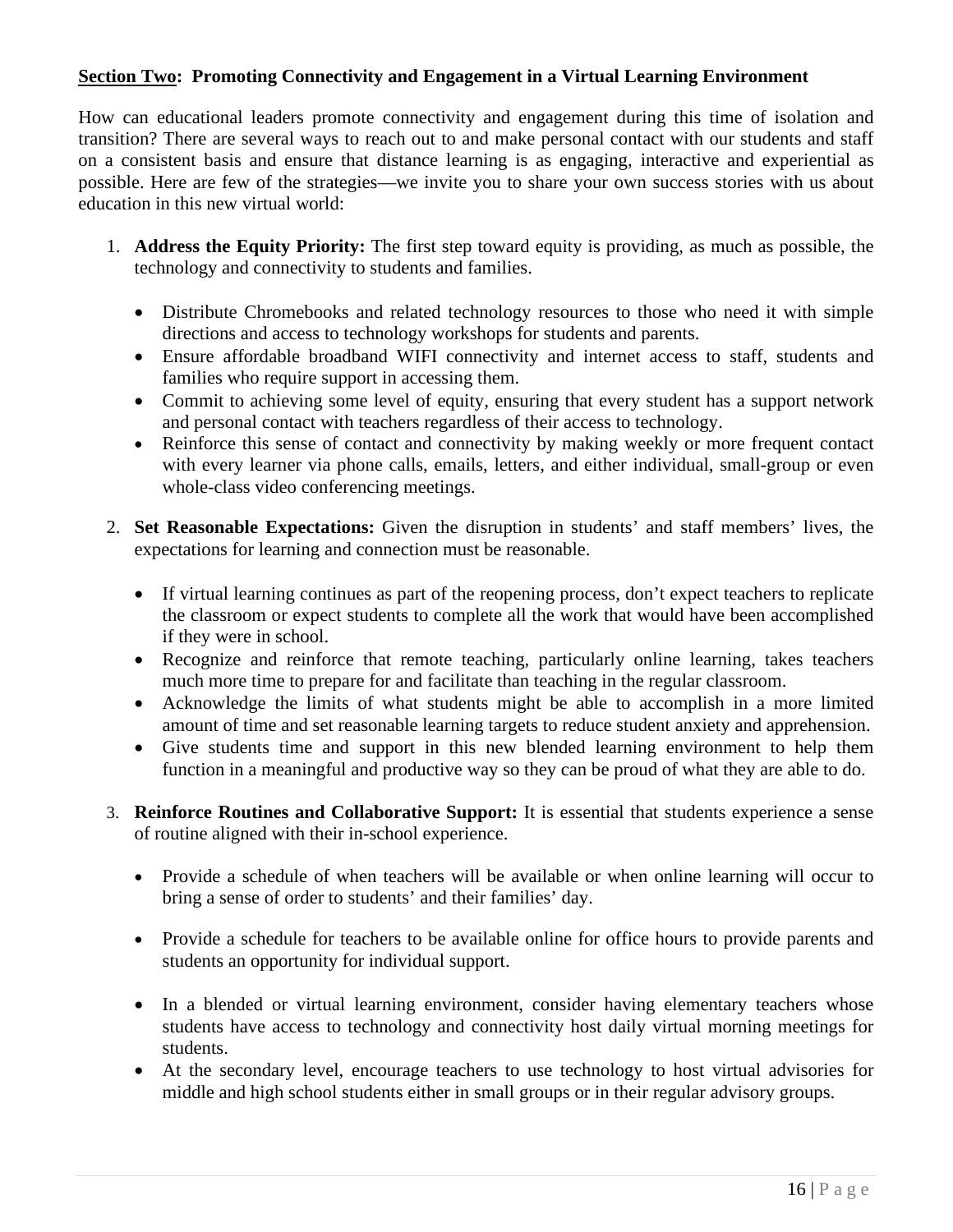**<u>Section Two</u>: Promoting Connectivity and Engagement in a Virtual Learning Environment**

How can educational leaders promote connectivity and engagement during this time of isolation and transition? There are several ways to reach out to and make personal contact with our students and staff on a consistent basis and ensure that distance learning is as engaging, interactive and experiential as possible. Here are few of the strategies—we invite you to share your own success stories with us about education in this new virtual world:

1. **Address the Equity Priority:** The first step toward equity is providing, as much as possible, the technology and connectivity to students and families.

   - Distribute Chromebooks and related technology resources to those who need it with simple directions and access to technology workshops for students and parents.
   - Ensure affordable broadband WIFI connectivity and internet access to staff, students and families who require support in accessing them.
   - Commit to achieving some level of equity, ensuring that every student has a support network and personal contact with teachers regardless of their access to technology.
   - Reinforce this sense of contact and connectivity by making weekly or more frequent contact with every learner via phone calls, emails, letters, and either individual, small-group or even whole-class video conferencing meetings.

2. **Set Reasonable Expectations:** Given the disruption in students' and staff members' lives, the expectations for learning and connection must be reasonable.

   - If virtual learning continues as part of the reopening process, don't expect teachers to replicate the classroom or expect students to complete all the work that would have been accomplished if they were in school.
   - Recognize and reinforce that remote teaching, particularly online learning, takes teachers much more time to prepare for and facilitate than teaching in the regular classroom.
   - Acknowledge the limits of what students might be able to accomplish in a more limited amount of time and set reasonable learning targets to reduce student anxiety and apprehension.
   - Give students time and support in this new blended learning environment to help them function in a meaningful and productive way so they can be proud of what they are able to do.

3. **Reinforce Routines and Collaborative Support:** It is essential that students experience a sense of routine aligned with their in-school experience.

   - Provide a schedule of when teachers will be available or when online learning will occur to bring a sense of order to students' and their families' day.
   - Provide a schedule for teachers to be available online for office hours to provide parents and students an opportunity for individual support.
   - In a blended or virtual learning environment, consider having elementary teachers whose students have access to technology and connectivity host daily virtual morning meetings for students.
   - At the secondary level, encourage teachers to use technology to host virtual advisories for middle and high school students either in small groups or in their regular advisory groups.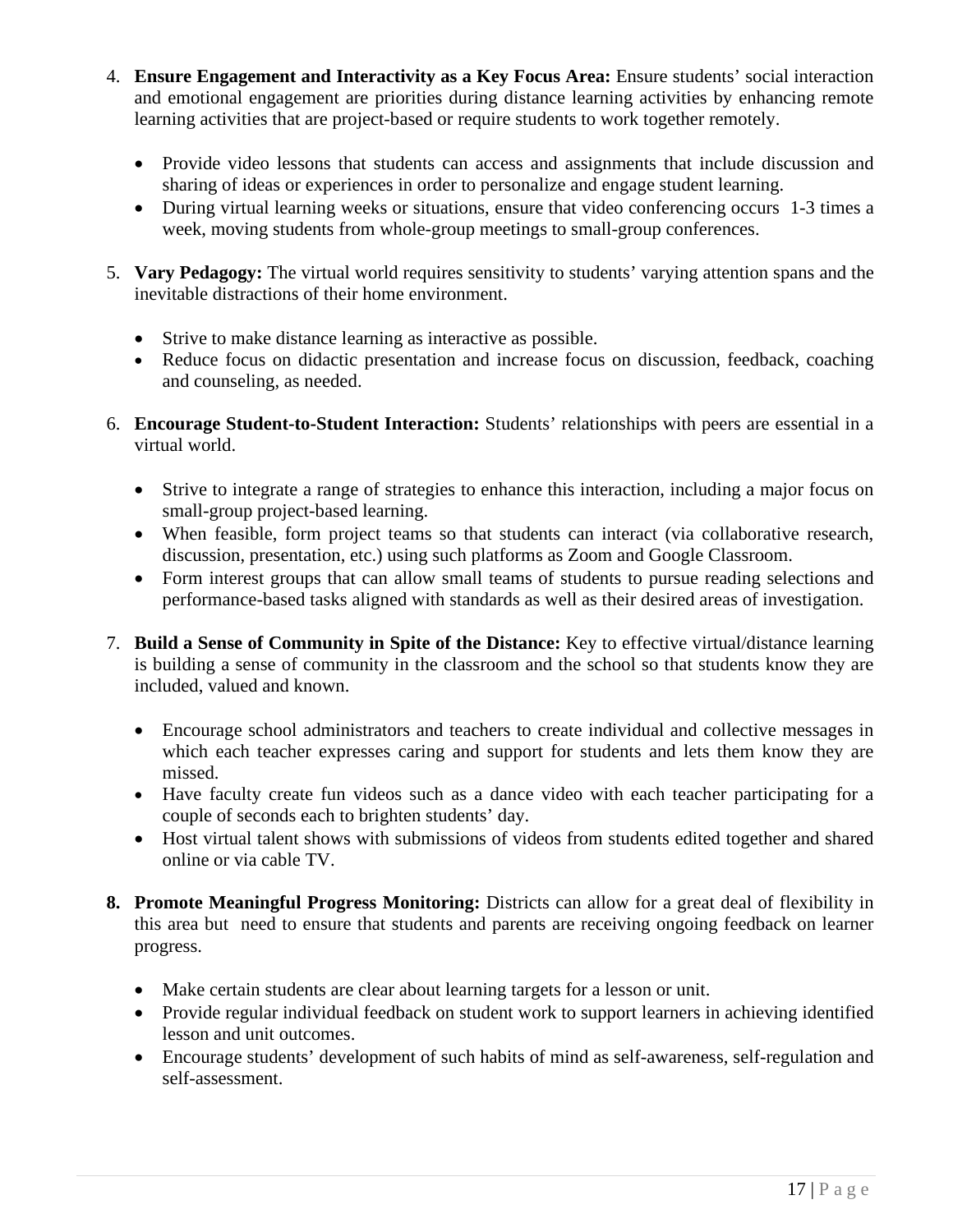4. **Ensure Engagement and Interactivity as a Key Focus Area:** Ensure students' social interaction and emotional engagement are priorities during distance learning activities by enhancing remote learning activities that are project-based or require students to work together remotely.

    - Provide video lessons that students can access and assignments that include discussion and sharing of ideas or experiences in order to personalize and engage student learning.
    - During virtual learning weeks or situations, ensure that video conferencing occurs 1-3 times a week, moving students from whole-group meetings to small-group conferences.

5. **Vary Pedagogy:** The virtual world requires sensitivity to students' varying attention spans and the inevitable distractions of their home environment.

    - Strive to make distance learning as interactive as possible.
    - Reduce focus on didactic presentation and increase focus on discussion, feedback, coaching and counseling, as needed.

6. **Encourage Student-to-Student Interaction:** Students' relationships with peers are essential in a virtual world.

    - Strive to integrate a range of strategies to enhance this interaction, including a major focus on small-group project-based learning.
    - When feasible, form project teams so that students can interact (via collaborative research, discussion, presentation, etc.) using such platforms as Zoom and Google Classroom.
    - Form interest groups that can allow small teams of students to pursue reading selections and performance-based tasks aligned with standards as well as their desired areas of investigation.

7. **Build a Sense of Community in Spite of the Distance:** Key to effective virtual/distance learning is building a sense of community in the classroom and the school so that students know they are included, valued and known.

    - Encourage school administrators and teachers to create individual and collective messages in which each teacher expresses caring and support for students and lets them know they are missed.
    - Have faculty create fun videos such as a dance video with each teacher participating for a couple of seconds each to brighten students' day.
    - Host virtual talent shows with submissions of videos from students edited together and shared online or via cable TV.

8. **Promote Meaningful Progress Monitoring:** Districts can allow for a great deal of flexibility in this area but need to ensure that students and parents are receiving ongoing feedback on learner progress.

    - Make certain students are clear about learning targets for a lesson or unit.
    - Provide regular individual feedback on student work to support learners in achieving identified lesson and unit outcomes.
    - Encourage students' development of such habits of mind as self-awareness, self-regulation and self-assessment.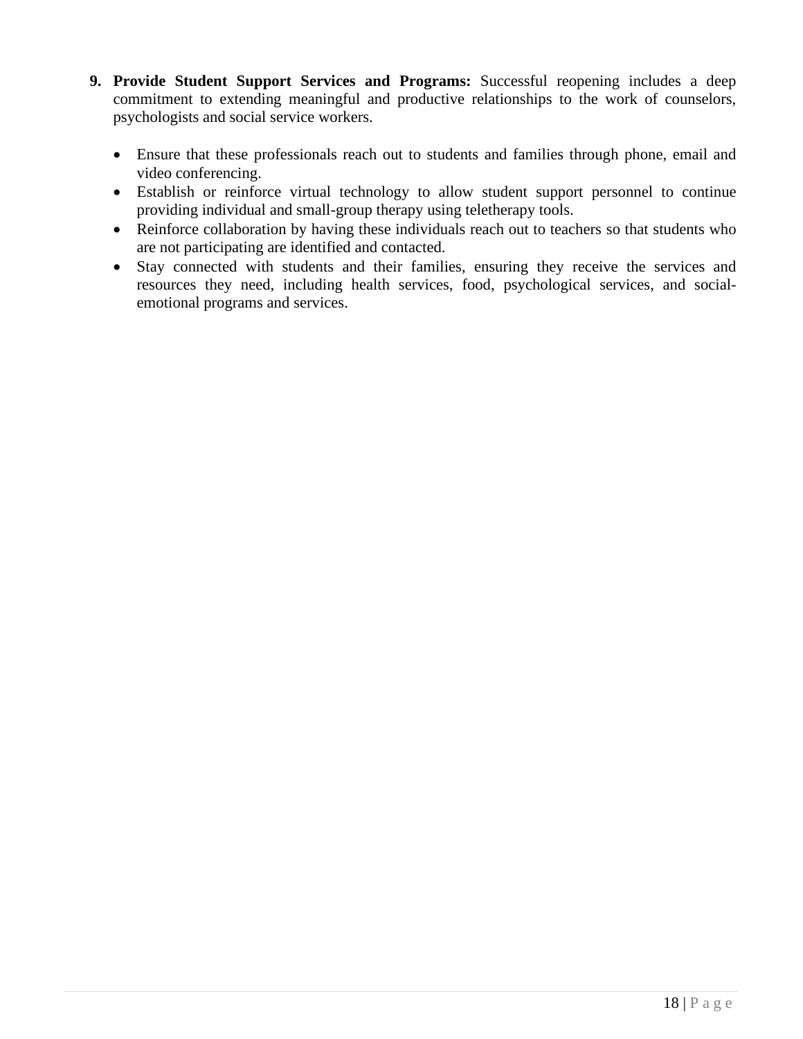9. **Provide Student Support Services and Programs:** Successful reopening includes a deep commitment to extending meaningful and productive relationships to the work of counselors, psychologists and social service workers.

    - Ensure that these professionals reach out to students and families through phone, email and video conferencing.
    - Establish or reinforce virtual technology to allow student support personnel to continue providing individual and small-group therapy using teletherapy tools.
    - Reinforce collaboration by having these individuals reach out to teachers so that students who are not participating are identified and contacted.
    - Stay connected with students and their families, ensuring they receive the services and resources they need, including health services, food, psychological services, and social-emotional programs and services.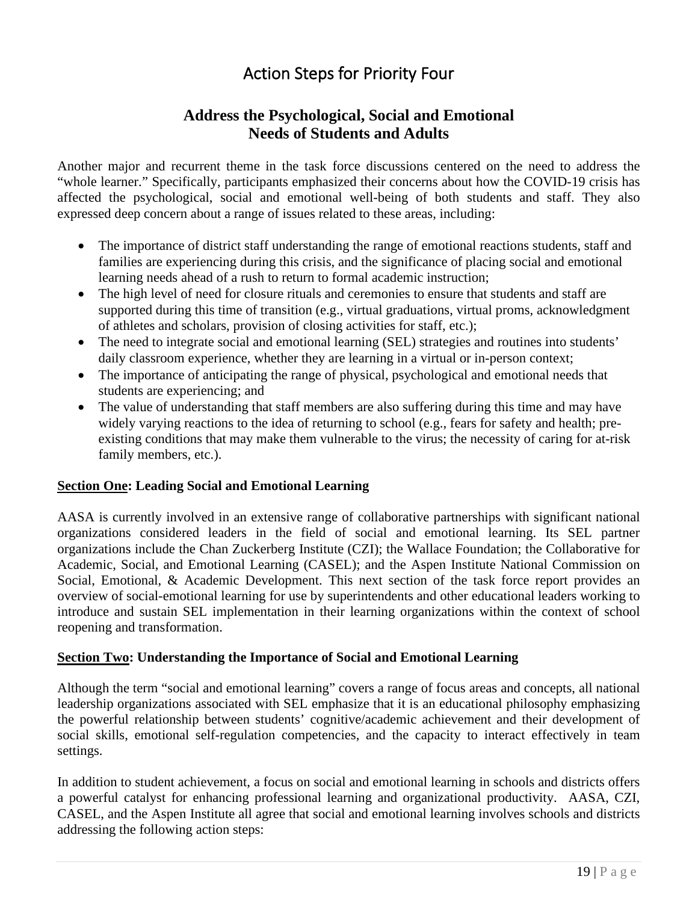# Action Steps for Priority Four

## Address the Psychological, Social and Emotional Needs of Students and Adults

Another major and recurrent theme in the task force discussions centered on the need to address the "whole learner." Specifically, participants emphasized their concerns about how the COVID-19 crisis has affected the psychological, social and emotional well-being of both students and staff. They also expressed deep concern about a range of issues related to these areas, including:

- The importance of district staff understanding the range of emotional reactions students, staff and families are experiencing during this crisis, and the significance of placing social and emotional learning needs ahead of a rush to return to formal academic instruction;
- The high level of need for closure rituals and ceremonies to ensure that students and staff are supported during this time of transition (e.g., virtual graduations, virtual proms, acknowledgment of athletes and scholars, provision of closing activities for staff, etc.);
- The need to integrate social and emotional learning (SEL) strategies and routines into students' daily classroom experience, whether they are learning in a virtual or in-person context;
- The importance of anticipating the range of physical, psychological and emotional needs that students are experiencing; and
- The value of understanding that staff members are also suffering during this time and may have widely varying reactions to the idea of returning to school (e.g., fears for safety and health; pre-existing conditions that may make them vulnerable to the virus; the necessity of caring for at-risk family members, etc.).

**<u>Section One</u>: Leading Social and Emotional Learning**

AASA is currently involved in an extensive range of collaborative partnerships with significant national organizations considered leaders in the field of social and emotional learning. Its SEL partner organizations include the Chan Zuckerberg Institute (CZI); the Wallace Foundation; the Collaborative for Academic, Social, and Emotional Learning (CASEL); and the Aspen Institute National Commission on Social, Emotional, & Academic Development. This next section of the task force report provides an overview of social-emotional learning for use by superintendents and other educational leaders working to introduce and sustain SEL implementation in their learning organizations within the context of school reopening and transformation.

**<u>Section Two</u>: Understanding the Importance of Social and Emotional Learning**

Although the term "social and emotional learning" covers a range of focus areas and concepts, all national leadership organizations associated with SEL emphasize that it is an educational philosophy emphasizing the powerful relationship between students' cognitive/academic achievement and their development of social skills, emotional self-regulation competencies, and the capacity to interact effectively in team settings.

In addition to student achievement, a focus on social and emotional learning in schools and districts offers a powerful catalyst for enhancing professional learning and organizational productivity. AASA, CZI, CASEL, and the Aspen Institute all agree that social and emotional learning involves schools and districts addressing the following action steps: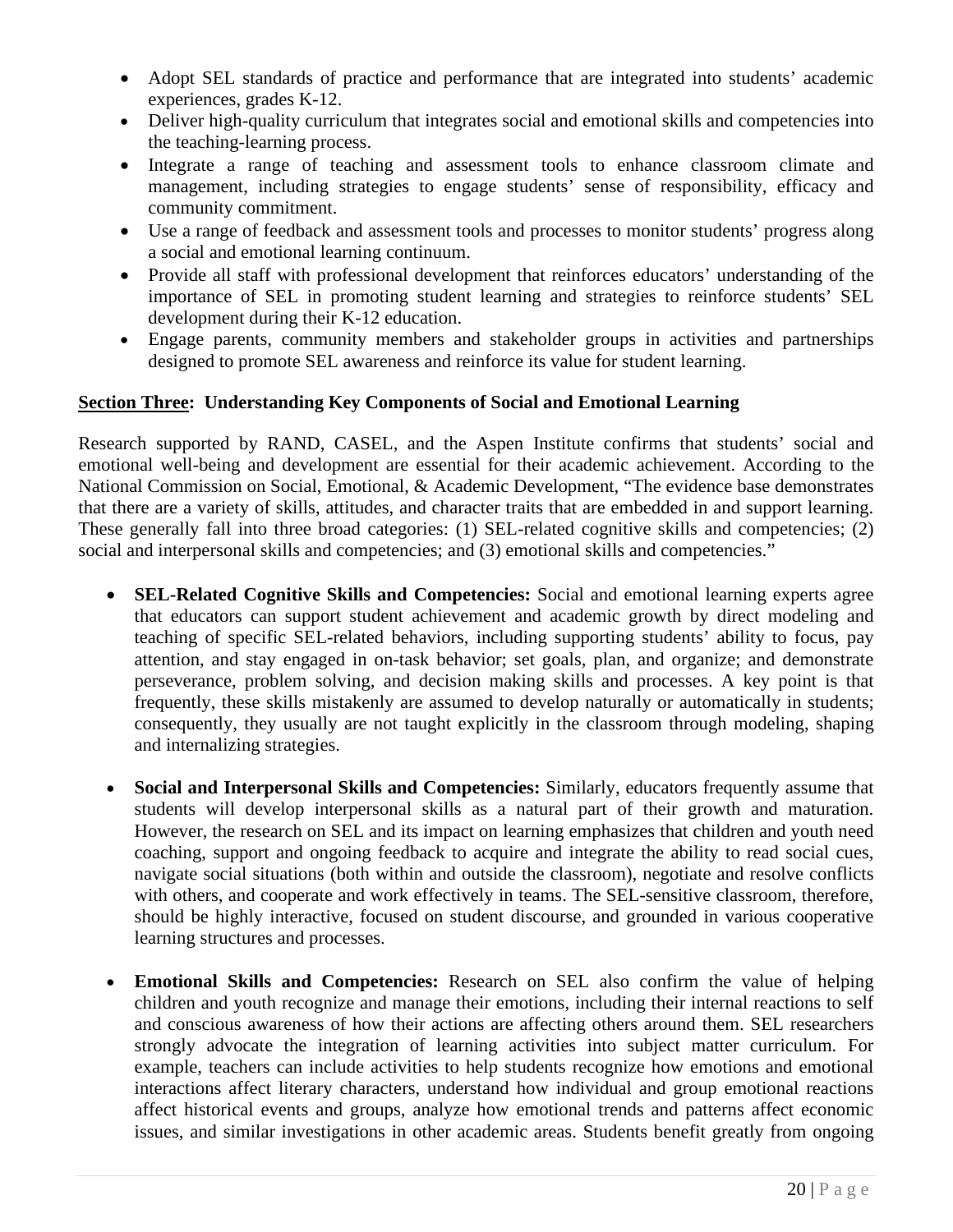- Adopt SEL standards of practice and performance that are integrated into students' academic experiences, grades K-12.
- Deliver high-quality curriculum that integrates social and emotional skills and competencies into the teaching-learning process.
- Integrate a range of teaching and assessment tools to enhance classroom climate and management, including strategies to engage students' sense of responsibility, efficacy and community commitment.
- Use a range of feedback and assessment tools and processes to monitor students' progress along a social and emotional learning continuum.
- Provide all staff with professional development that reinforces educators' understanding of the importance of SEL in promoting student learning and strategies to reinforce students' SEL development during their K-12 education.
- Engage parents, community members and stakeholder groups in activities and partnerships designed to promote SEL awareness and reinforce its value for student learning.

## Section Three: Understanding Key Components of Social and Emotional Learning

Research supported by RAND, CASEL, and the Aspen Institute confirms that students' social and emotional well-being and development are essential for their academic achievement. According to the National Commission on Social, Emotional, & Academic Development, "The evidence base demonstrates that there are a variety of skills, attitudes, and character traits that are embedded in and support learning. These generally fall into three broad categories: (1) SEL-related cognitive skills and competencies; (2) social and interpersonal skills and competencies; and (3) emotional skills and competencies."

- **SEL-Related Cognitive Skills and Competencies:** Social and emotional learning experts agree that educators can support student achievement and academic growth by direct modeling and teaching of specific SEL-related behaviors, including supporting students' ability to focus, pay attention, and stay engaged in on-task behavior; set goals, plan, and organize; and demonstrate perseverance, problem solving, and decision making skills and processes. A key point is that frequently, these skills mistakenly are assumed to develop naturally or automatically in students; consequently, they usually are not taught explicitly in the classroom through modeling, shaping and internalizing strategies.

- **Social and Interpersonal Skills and Competencies:** Similarly, educators frequently assume that students will develop interpersonal skills as a natural part of their growth and maturation. However, the research on SEL and its impact on learning emphasizes that children and youth need coaching, support and ongoing feedback to acquire and integrate the ability to read social cues, navigate social situations (both within and outside the classroom), negotiate and resolve conflicts with others, and cooperate and work effectively in teams. The SEL-sensitive classroom, therefore, should be highly interactive, focused on student discourse, and grounded in various cooperative learning structures and processes.

- **Emotional Skills and Competencies:** Research on SEL also confirm the value of helping children and youth recognize and manage their emotions, including their internal reactions to self and conscious awareness of how their actions are affecting others around them. SEL researchers strongly advocate the integration of learning activities into subject matter curriculum. For example, teachers can include activities to help students recognize how emotions and emotional interactions affect literary characters, understand how individual and group emotional reactions affect historical events and groups, analyze how emotional trends and patterns affect economic issues, and similar investigations in other academic areas. Students benefit greatly from ongoing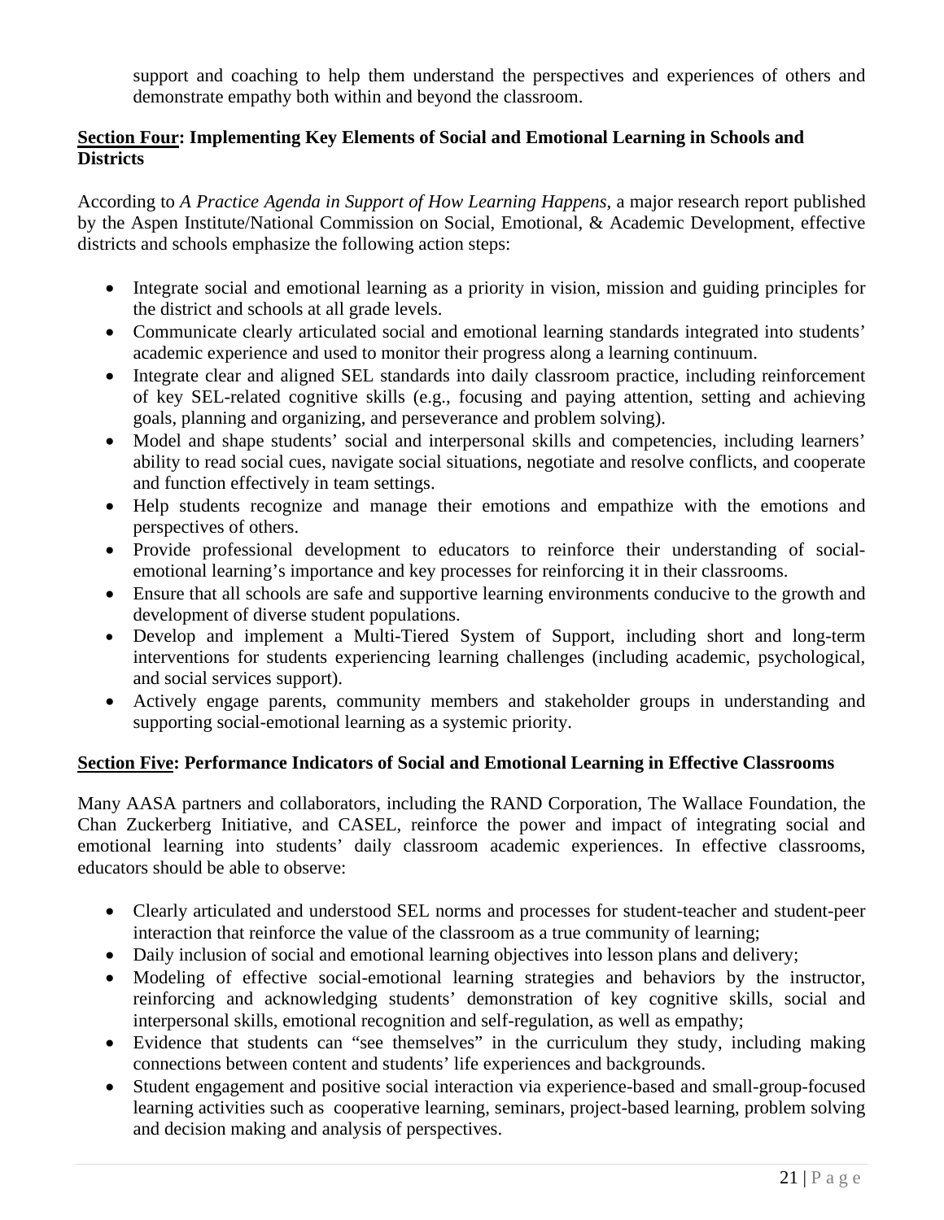support and coaching to help them understand the perspectives and experiences of others and demonstrate empathy both within and beyond the classroom.

**Section Four: Implementing Key Elements of Social and Emotional Learning in Schools and Districts**

According to *A Practice Agenda in Support of How Learning Happens*, a major research report published by the Aspen Institute/National Commission on Social, Emotional, & Academic Development, effective districts and schools emphasize the following action steps:

- Integrate social and emotional learning as a priority in vision, mission and guiding principles for the district and schools at all grade levels.
- Communicate clearly articulated social and emotional learning standards integrated into students' academic experience and used to monitor their progress along a learning continuum.
- Integrate clear and aligned SEL standards into daily classroom practice, including reinforcement of key SEL-related cognitive skills (e.g., focusing and paying attention, setting and achieving goals, planning and organizing, and perseverance and problem solving).
- Model and shape students' social and interpersonal skills and competencies, including learners' ability to read social cues, navigate social situations, negotiate and resolve conflicts, and cooperate and function effectively in team settings.
- Help students recognize and manage their emotions and empathize with the emotions and perspectives of others.
- Provide professional development to educators to reinforce their understanding of social-emotional learning's importance and key processes for reinforcing it in their classrooms.
- Ensure that all schools are safe and supportive learning environments conducive to the growth and development of diverse student populations.
- Develop and implement a Multi-Tiered System of Support, including short and long-term interventions for students experiencing learning challenges (including academic, psychological, and social services support).
- Actively engage parents, community members and stakeholder groups in understanding and supporting social-emotional learning as a systemic priority.

**Section Five: Performance Indicators of Social and Emotional Learning in Effective Classrooms**

Many AASA partners and collaborators, including the RAND Corporation, The Wallace Foundation, the Chan Zuckerberg Initiative, and CASEL, reinforce the power and impact of integrating social and emotional learning into students' daily classroom academic experiences. In effective classrooms, educators should be able to observe:

- Clearly articulated and understood SEL norms and processes for student-teacher and student-peer interaction that reinforce the value of the classroom as a true community of learning;
- Daily inclusion of social and emotional learning objectives into lesson plans and delivery;
- Modeling of effective social-emotional learning strategies and behaviors by the instructor, reinforcing and acknowledging students' demonstration of key cognitive skills, social and interpersonal skills, emotional recognition and self-regulation, as well as empathy;
- Evidence that students can "see themselves" in the curriculum they study, including making connections between content and students' life experiences and backgrounds.
- Student engagement and positive social interaction via experience-based and small-group-focused learning activities such as cooperative learning, seminars, project-based learning, problem solving and decision making and analysis of perspectives.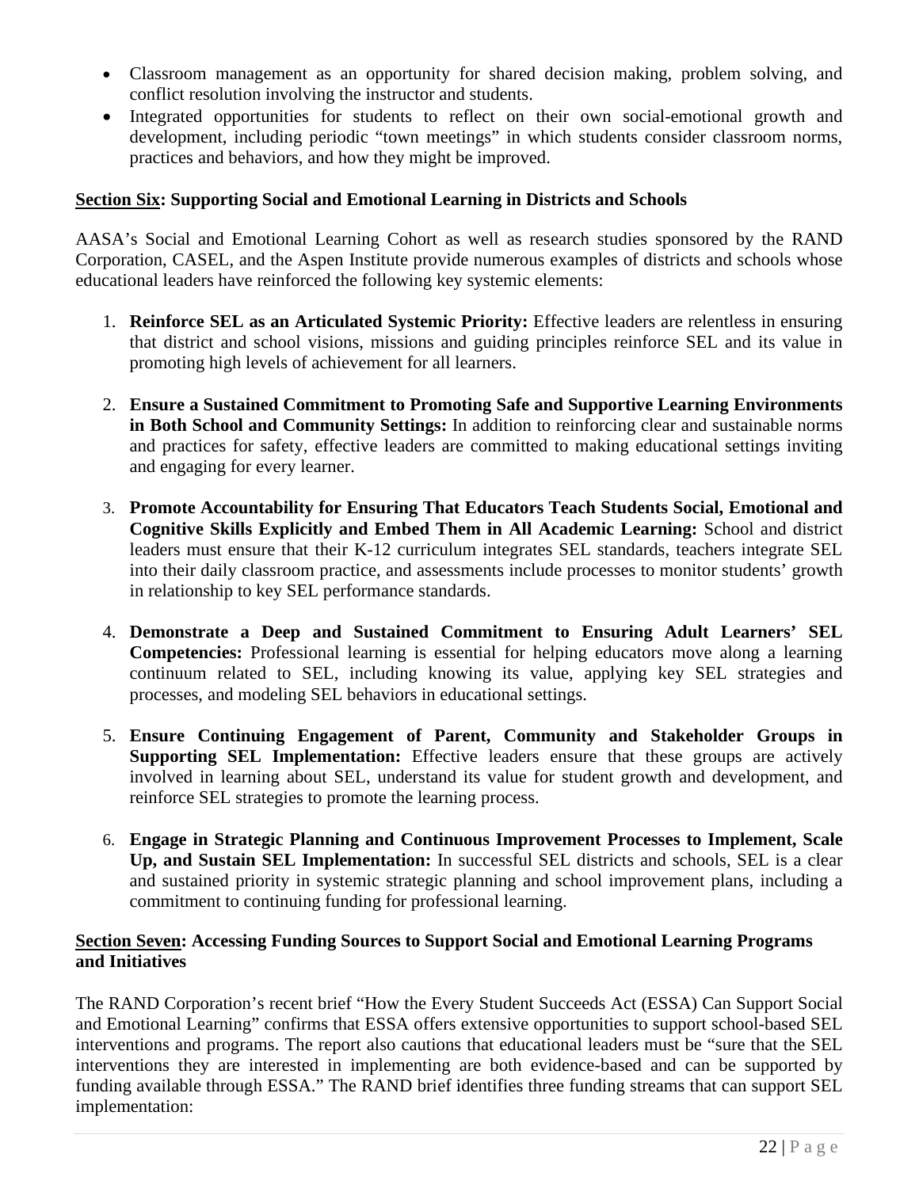- Classroom management as an opportunity for shared decision making, problem solving, and conflict resolution involving the instructor and students.
- Integrated opportunities for students to reflect on their own social-emotional growth and development, including periodic "town meetings" in which students consider classroom norms, practices and behaviors, and how they might be improved.

## **Section Six: Supporting Social and Emotional Learning in Districts and Schools**

AASA's Social and Emotional Learning Cohort as well as research studies sponsored by the RAND Corporation, CASEL, and the Aspen Institute provide numerous examples of districts and schools whose educational leaders have reinforced the following key systemic elements:

1. **Reinforce SEL as an Articulated Systemic Priority:** Effective leaders are relentless in ensuring that district and school visions, missions and guiding principles reinforce SEL and its value in promoting high levels of achievement for all learners.

2. **Ensure a Sustained Commitment to Promoting Safe and Supportive Learning Environments in Both School and Community Settings:** In addition to reinforcing clear and sustainable norms and practices for safety, effective leaders are committed to making educational settings inviting and engaging for every learner.

3. **Promote Accountability for Ensuring That Educators Teach Students Social, Emotional and Cognitive Skills Explicitly and Embed Them in All Academic Learning:** School and district leaders must ensure that their K-12 curriculum integrates SEL standards, teachers integrate SEL into their daily classroom practice, and assessments include processes to monitor students' growth in relationship to key SEL performance standards.

4. **Demonstrate a Deep and Sustained Commitment to Ensuring Adult Learners' SEL Competencies:** Professional learning is essential for helping educators move along a learning continuum related to SEL, including knowing its value, applying key SEL strategies and processes, and modeling SEL behaviors in educational settings.

5. **Ensure Continuing Engagement of Parent, Community and Stakeholder Groups in Supporting SEL Implementation:** Effective leaders ensure that these groups are actively involved in learning about SEL, understand its value for student growth and development, and reinforce SEL strategies to promote the learning process.

6. **Engage in Strategic Planning and Continuous Improvement Processes to Implement, Scale Up, and Sustain SEL Implementation:** In successful SEL districts and schools, SEL is a clear and sustained priority in systemic strategic planning and school improvement plans, including a commitment to continuing funding for professional learning.

## **Section Seven: Accessing Funding Sources to Support Social and Emotional Learning Programs and Initiatives**

The RAND Corporation's recent brief "How the Every Student Succeeds Act (ESSA) Can Support Social and Emotional Learning" confirms that ESSA offers extensive opportunities to support school-based SEL interventions and programs. The report also cautions that educational leaders must be "sure that the SEL interventions they are interested in implementing are both evidence-based and can be supported by funding available through ESSA." The RAND brief identifies three funding streams that can support SEL implementation: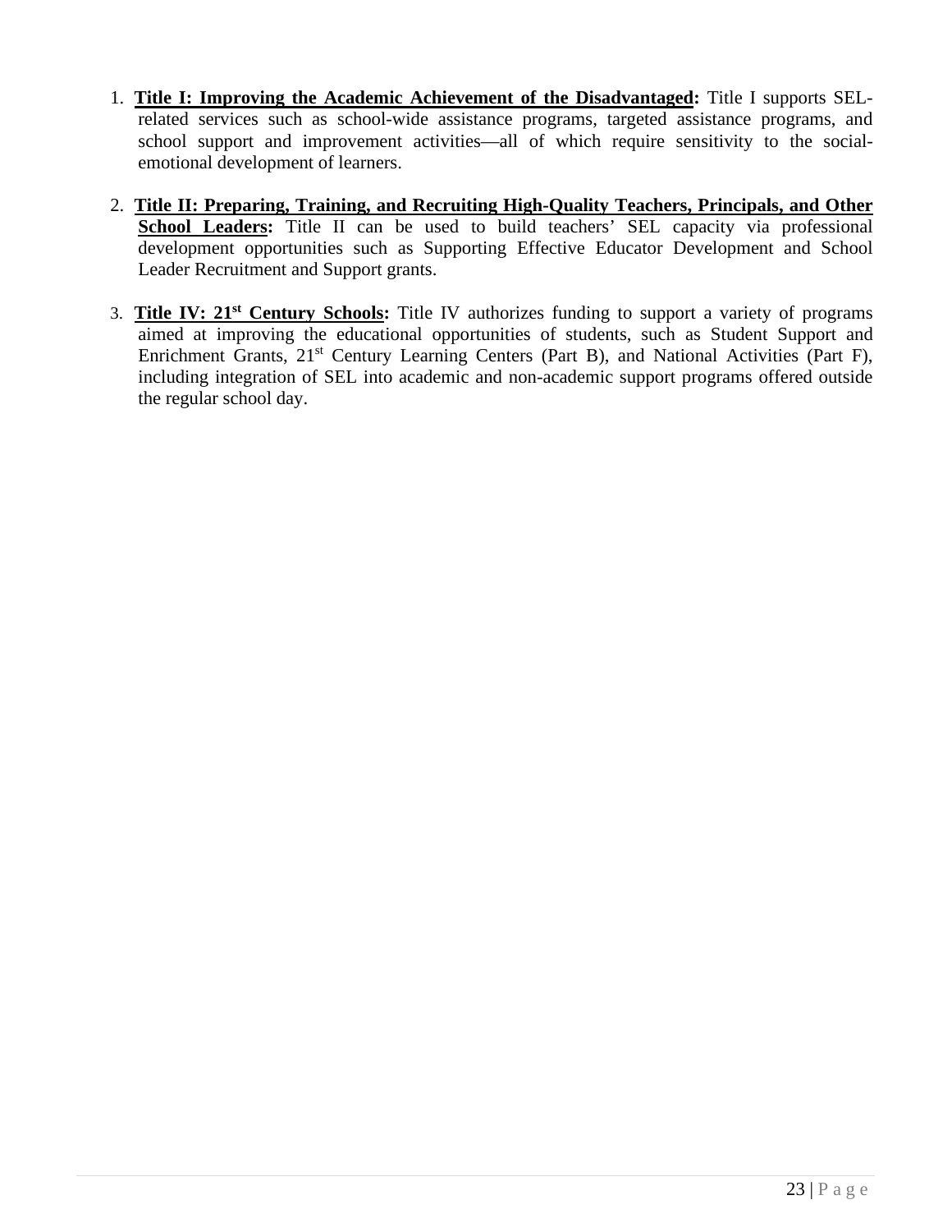1. **Title I: Improving the Academic Achievement of the Disadvantaged:** Title I supports SEL-related services such as school-wide assistance programs, targeted assistance programs, and school support and improvement activities—all of which require sensitivity to the social-emotional development of learners.

2. **Title II: Preparing, Training, and Recruiting High-Quality Teachers, Principals, and Other School Leaders:** Title II can be used to build teachers' SEL capacity via professional development opportunities such as Supporting Effective Educator Development and School Leader Recruitment and Support grants.

3. **Title IV: 21st Century Schools:** Title IV authorizes funding to support a variety of programs aimed at improving the educational opportunities of students, such as Student Support and Enrichment Grants, 21st Century Learning Centers (Part B), and National Activities (Part F), including integration of SEL into academic and non-academic support programs offered outside the regular school day.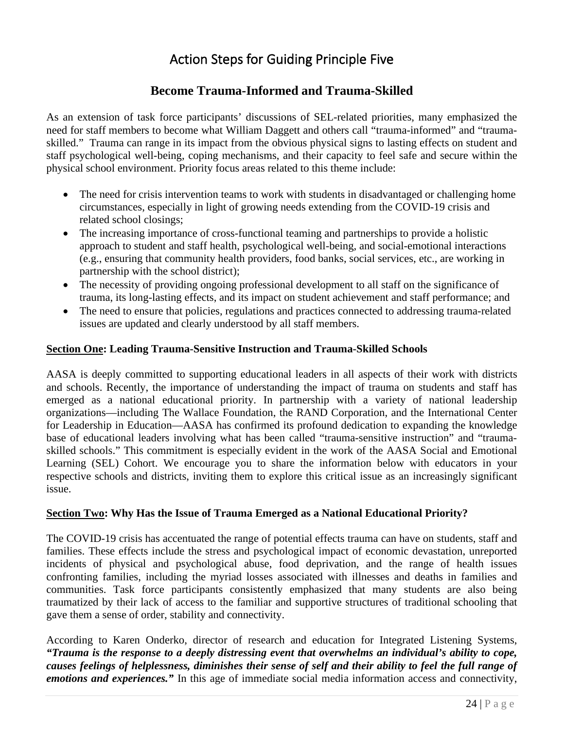# Action Steps for Guiding Principle Five

## Become Trauma-Informed and Trauma-Skilled

As an extension of task force participants' discussions of SEL-related priorities, many emphasized the need for staff members to become what William Daggett and others call "trauma-informed" and "trauma-skilled." Trauma can range in its impact from the obvious physical signs to lasting effects on student and staff psychological well-being, coping mechanisms, and their capacity to feel safe and secure within the physical school environment. Priority focus areas related to this theme include:

- The need for crisis intervention teams to work with students in disadvantaged or challenging home circumstances, especially in light of growing needs extending from the COVID-19 crisis and related school closings;
- The increasing importance of cross-functional teaming and partnerships to provide a holistic approach to student and staff health, psychological well-being, and social-emotional interactions (e.g., ensuring that community health providers, food banks, social services, etc., are working in partnership with the school district);
- The necessity of providing ongoing professional development to all staff on the significance of trauma, its long-lasting effects, and its impact on student achievement and staff performance; and
- The need to ensure that policies, regulations and practices connected to addressing trauma-related issues are updated and clearly understood by all staff members.

**Section One: Leading Trauma-Sensitive Instruction and Trauma-Skilled Schools**

AASA is deeply committed to supporting educational leaders in all aspects of their work with districts and schools. Recently, the importance of understanding the impact of trauma on students and staff has emerged as a national educational priority. In partnership with a variety of national leadership organizations—including The Wallace Foundation, the RAND Corporation, and the International Center for Leadership in Education—AASA has confirmed its profound dedication to expanding the knowledge base of educational leaders involving what has been called "trauma-sensitive instruction" and "trauma-skilled schools." This commitment is especially evident in the work of the AASA Social and Emotional Learning (SEL) Cohort. We encourage you to share the information below with educators in your respective schools and districts, inviting them to explore this critical issue as an increasingly significant issue.

**Section Two: Why Has the Issue of Trauma Emerged as a National Educational Priority?**

The COVID-19 crisis has accentuated the range of potential effects trauma can have on students, staff and families. These effects include the stress and psychological impact of economic devastation, unreported incidents of physical and psychological abuse, food deprivation, and the range of health issues confronting families, including the myriad losses associated with illnesses and deaths in families and communities. Task force participants consistently emphasized that many students are also being traumatized by their lack of access to the familiar and supportive structures of traditional schooling that gave them a sense of order, stability and connectivity.

According to Karen Onderko, director of research and education for Integrated Listening Systems, ***"Trauma is the response to a deeply distressing event that overwhelms an individual's ability to cope, causes feelings of helplessness, diminishes their sense of self and their ability to feel the full range of emotions and experiences."*** In this age of immediate social media information access and connectivity,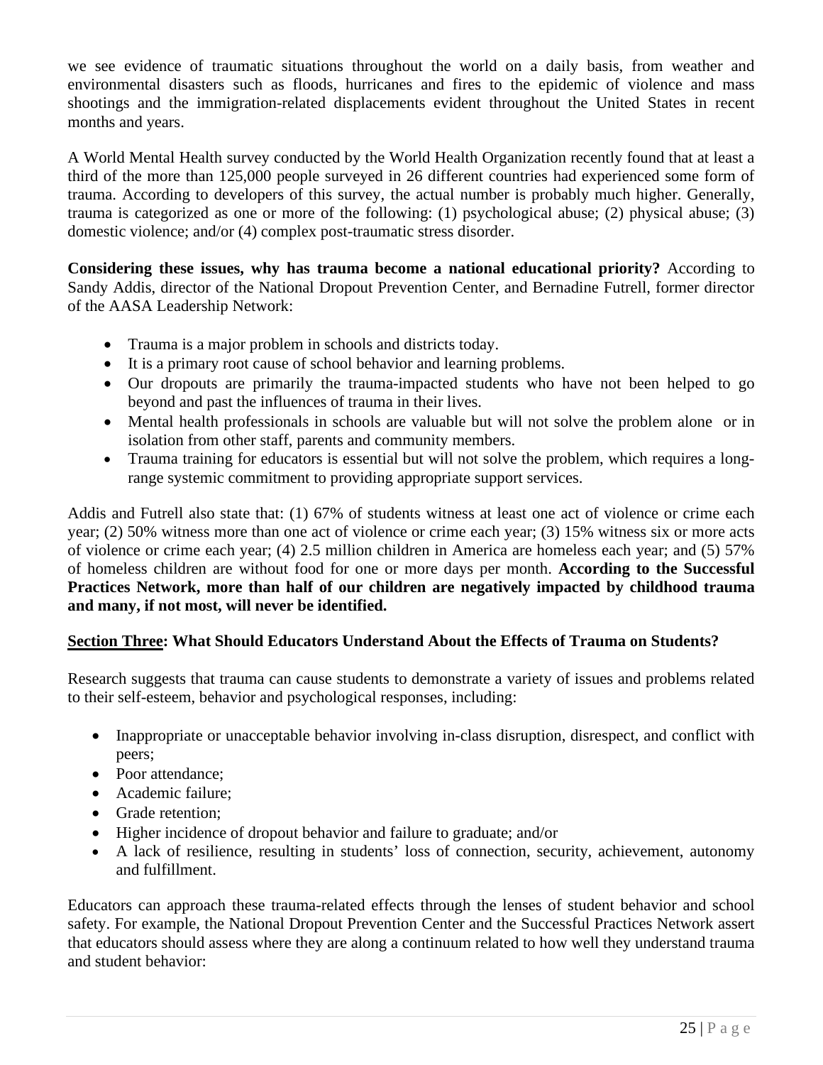we see evidence of traumatic situations throughout the world on a daily basis, from weather and environmental disasters such as floods, hurricanes and fires to the epidemic of violence and mass shootings and the immigration-related displacements evident throughout the United States in recent months and years.

A World Mental Health survey conducted by the World Health Organization recently found that at least a third of the more than 125,000 people surveyed in 26 different countries had experienced some form of trauma. According to developers of this survey, the actual number is probably much higher. Generally, trauma is categorized as one or more of the following: (1) psychological abuse; (2) physical abuse; (3) domestic violence; and/or (4) complex post-traumatic stress disorder.

**Considering these issues, why has trauma become a national educational priority?** According to Sandy Addis, director of the National Dropout Prevention Center, and Bernadine Futrell, former director of the AASA Leadership Network:

- Trauma is a major problem in schools and districts today.
- It is a primary root cause of school behavior and learning problems.
- Our dropouts are primarily the trauma-impacted students who have not been helped to go beyond and past the influences of trauma in their lives.
- Mental health professionals in schools are valuable but will not solve the problem alone or in isolation from other staff, parents and community members.
- Trauma training for educators is essential but will not solve the problem, which requires a long-range systemic commitment to providing appropriate support services.

Addis and Futrell also state that: (1) 67% of students witness at least one act of violence or crime each year; (2) 50% witness more than one act of violence or crime each year; (3) 15% witness six or more acts of violence or crime each year; (4) 2.5 million children in America are homeless each year; and (5) 57% of homeless children are without food for one or more days per month. **According to the Successful Practices Network, more than half of our children are negatively impacted by childhood trauma and many, if not most, will never be identified.**

## <u>Section Three</u>: What Should Educators Understand About the Effects of Trauma on Students?

Research suggests that trauma can cause students to demonstrate a variety of issues and problems related to their self-esteem, behavior and psychological responses, including:

- Inappropriate or unacceptable behavior involving in-class disruption, disrespect, and conflict with peers;
- Poor attendance;
- Academic failure;
- Grade retention;
- Higher incidence of dropout behavior and failure to graduate; and/or
- A lack of resilience, resulting in students' loss of connection, security, achievement, autonomy and fulfillment.

Educators can approach these trauma-related effects through the lenses of student behavior and school safety. For example, the National Dropout Prevention Center and the Successful Practices Network assert that educators should assess where they are along a continuum related to how well they understand trauma and student behavior: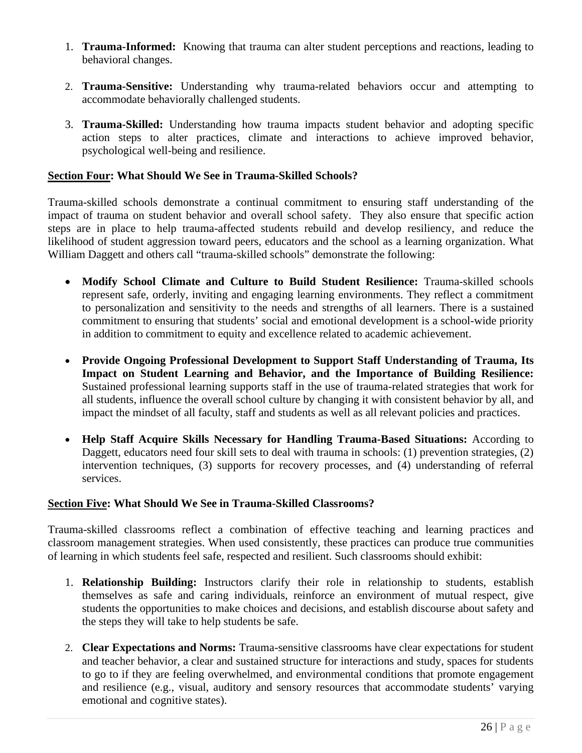1. **Trauma-Informed:** Knowing that trauma can alter student perceptions and reactions, leading to behavioral changes.

2. **Trauma-Sensitive:** Understanding why trauma-related behaviors occur and attempting to accommodate behaviorally challenged students.

3. **Trauma-Skilled:** Understanding how trauma impacts student behavior and adopting specific action steps to alter practices, climate and interactions to achieve improved behavior, psychological well-being and resilience.

**Section Four: What Should We See in Trauma-Skilled Schools?**

Trauma-skilled schools demonstrate a continual commitment to ensuring staff understanding of the impact of trauma on student behavior and overall school safety. They also ensure that specific action steps are in place to help trauma-affected students rebuild and develop resiliency, and reduce the likelihood of student aggression toward peers, educators and the school as a learning organization. What William Daggett and others call "trauma-skilled schools" demonstrate the following:

- **Modify School Climate and Culture to Build Student Resilience:** Trauma-skilled schools represent safe, orderly, inviting and engaging learning environments. They reflect a commitment to personalization and sensitivity to the needs and strengths of all learners. There is a sustained commitment to ensuring that students' social and emotional development is a school-wide priority in addition to commitment to equity and excellence related to academic achievement.

- **Provide Ongoing Professional Development to Support Staff Understanding of Trauma, Its Impact on Student Learning and Behavior, and the Importance of Building Resilience:** Sustained professional learning supports staff in the use of trauma-related strategies that work for all students, influence the overall school culture by changing it with consistent behavior by all, and impact the mindset of all faculty, staff and students as well as all relevant policies and practices.

- **Help Staff Acquire Skills Necessary for Handling Trauma-Based Situations:** According to Daggett, educators need four skill sets to deal with trauma in schools: (1) prevention strategies, (2) intervention techniques, (3) supports for recovery processes, and (4) understanding of referral services.

**Section Five: What Should We See in Trauma-Skilled Classrooms?**

Trauma-skilled classrooms reflect a combination of effective teaching and learning practices and classroom management strategies. When used consistently, these practices can produce true communities of learning in which students feel safe, respected and resilient. Such classrooms should exhibit:

1. **Relationship Building:** Instructors clarify their role in relationship to students, establish themselves as safe and caring individuals, reinforce an environment of mutual respect, give students the opportunities to make choices and decisions, and establish discourse about safety and the steps they will take to help students be safe.

2. **Clear Expectations and Norms:** Trauma-sensitive classrooms have clear expectations for student and teacher behavior, a clear and sustained structure for interactions and study, spaces for students to go to if they are feeling overwhelmed, and environmental conditions that promote engagement and resilience (e.g., visual, auditory and sensory resources that accommodate students' varying emotional and cognitive states).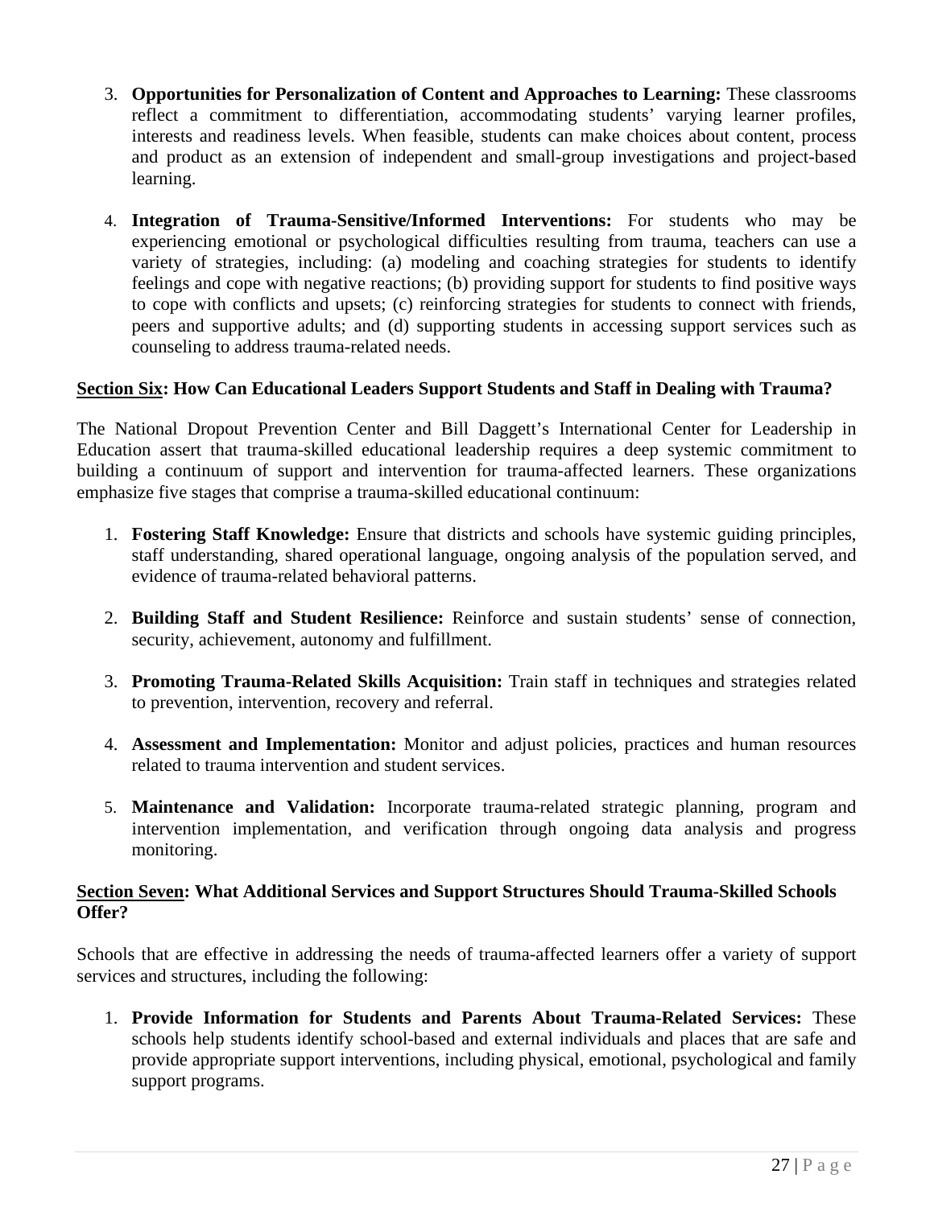3. **Opportunities for Personalization of Content and Approaches to Learning:** These classrooms reflect a commitment to differentiation, accommodating students' varying learner profiles, interests and readiness levels. When feasible, students can make choices about content, process and product as an extension of independent and small-group investigations and project-based learning.

4. **Integration of Trauma-Sensitive/Informed Interventions:** For students who may be experiencing emotional or psychological difficulties resulting from trauma, teachers can use a variety of strategies, including: (a) modeling and coaching strategies for students to identify feelings and cope with negative reactions; (b) providing support for students to find positive ways to cope with conflicts and upsets; (c) reinforcing strategies for students to connect with friends, peers and supportive adults; and (d) supporting students in accessing support services such as counseling to address trauma-related needs.

### Section Six: How Can Educational Leaders Support Students and Staff in Dealing with Trauma?

The National Dropout Prevention Center and Bill Daggett's International Center for Leadership in Education assert that trauma-skilled educational leadership requires a deep systemic commitment to building a continuum of support and intervention for trauma-affected learners. These organizations emphasize five stages that comprise a trauma-skilled educational continuum:

1. **Fostering Staff Knowledge:** Ensure that districts and schools have systemic guiding principles, staff understanding, shared operational language, ongoing analysis of the population served, and evidence of trauma-related behavioral patterns.

2. **Building Staff and Student Resilience:** Reinforce and sustain students' sense of connection, security, achievement, autonomy and fulfillment.

3. **Promoting Trauma-Related Skills Acquisition:** Train staff in techniques and strategies related to prevention, intervention, recovery and referral.

4. **Assessment and Implementation:** Monitor and adjust policies, practices and human resources related to trauma intervention and student services.

5. **Maintenance and Validation:** Incorporate trauma-related strategic planning, program and intervention implementation, and verification through ongoing data analysis and progress monitoring.

### Section Seven: What Additional Services and Support Structures Should Trauma-Skilled Schools Offer?

Schools that are effective in addressing the needs of trauma-affected learners offer a variety of support services and structures, including the following:

1. **Provide Information for Students and Parents About Trauma-Related Services:** These schools help students identify school-based and external individuals and places that are safe and provide appropriate support interventions, including physical, emotional, psychological and family support programs.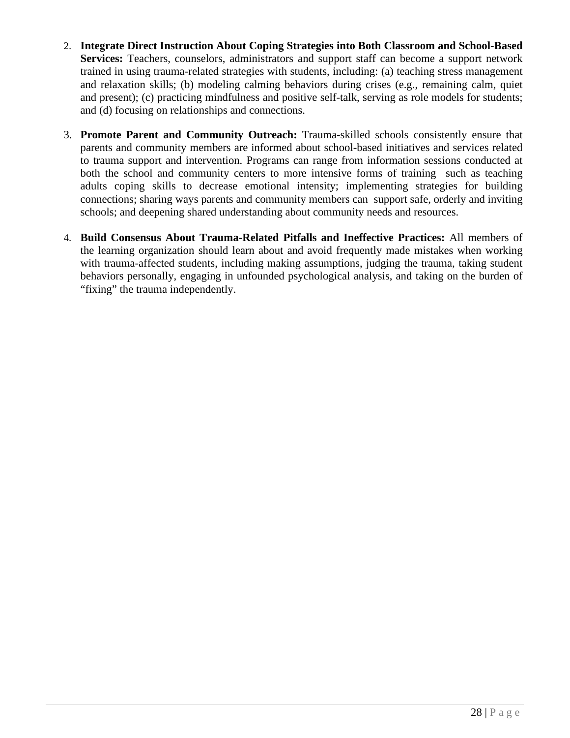2. **Integrate Direct Instruction About Coping Strategies into Both Classroom and School-Based Services:** Teachers, counselors, administrators and support staff can become a support network trained in using trauma-related strategies with students, including: (a) teaching stress management and relaxation skills; (b) modeling calming behaviors during crises (e.g., remaining calm, quiet and present); (c) practicing mindfulness and positive self-talk, serving as role models for students; and (d) focusing on relationships and connections.

3. **Promote Parent and Community Outreach:** Trauma-skilled schools consistently ensure that parents and community members are informed about school-based initiatives and services related to trauma support and intervention. Programs can range from information sessions conducted at both the school and community centers to more intensive forms of training such as teaching adults coping skills to decrease emotional intensity; implementing strategies for building connections; sharing ways parents and community members can support safe, orderly and inviting schools; and deepening shared understanding about community needs and resources.

4. **Build Consensus About Trauma-Related Pitfalls and Ineffective Practices:** All members of the learning organization should learn about and avoid frequently made mistakes when working with trauma-affected students, including making assumptions, judging the trauma, taking student behaviors personally, engaging in unfounded psychological analysis, and taking on the burden of "fixing" the trauma independently.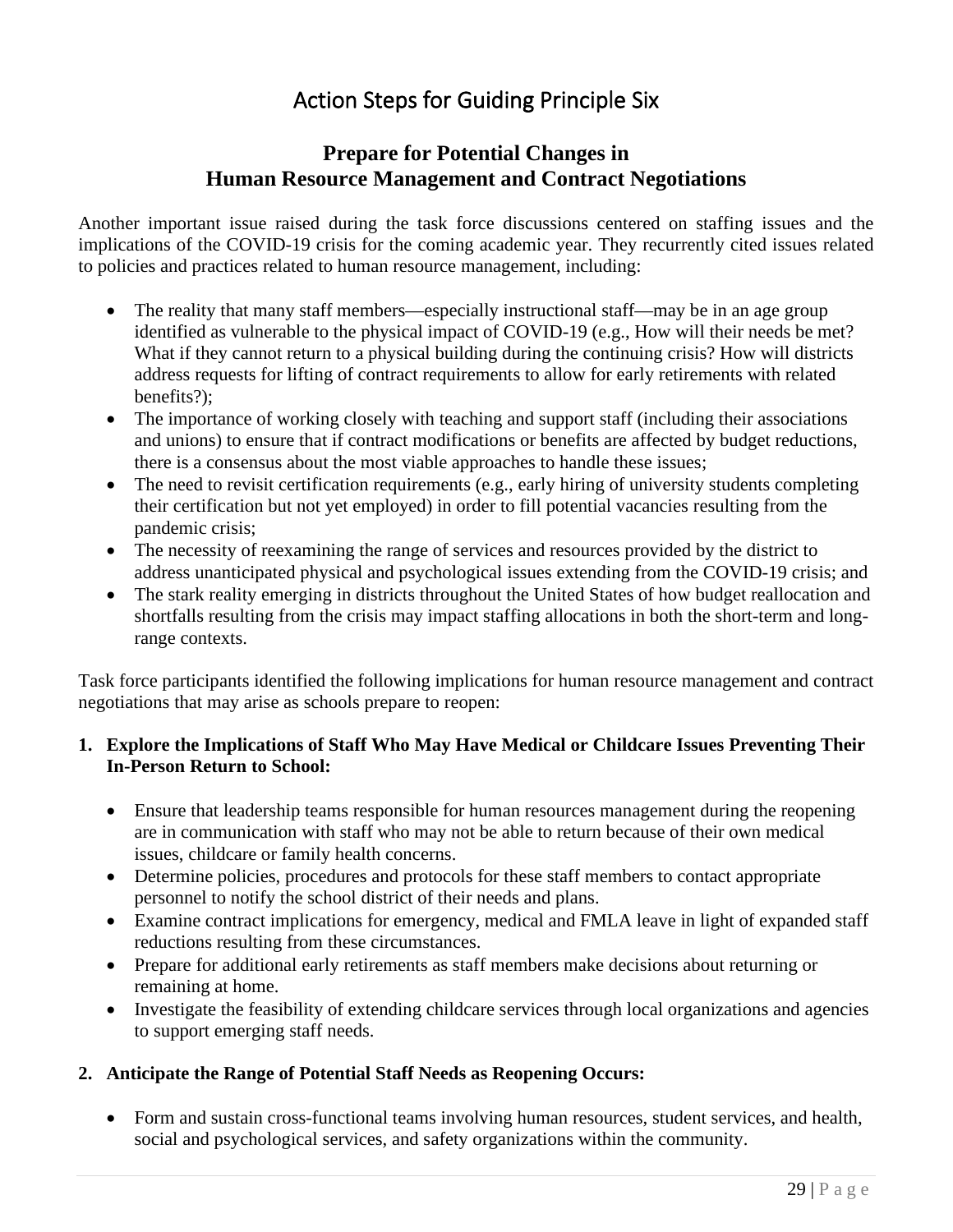# Action Steps for Guiding Principle Six

## Prepare for Potential Changes in Human Resource Management and Contract Negotiations

Another important issue raised during the task force discussions centered on staffing issues and the implications of the COVID-19 crisis for the coming academic year. They recurrently cited issues related to policies and practices related to human resource management, including:

- The reality that many staff members—especially instructional staff—may be in an age group identified as vulnerable to the physical impact of COVID-19 (e.g., How will their needs be met? What if they cannot return to a physical building during the continuing crisis? How will districts address requests for lifting of contract requirements to allow for early retirements with related benefits?);
- The importance of working closely with teaching and support staff (including their associations and unions) to ensure that if contract modifications or benefits are affected by budget reductions, there is a consensus about the most viable approaches to handle these issues;
- The need to revisit certification requirements (e.g., early hiring of university students completing their certification but not yet employed) in order to fill potential vacancies resulting from the pandemic crisis;
- The necessity of reexamining the range of services and resources provided by the district to address unanticipated physical and psychological issues extending from the COVID-19 crisis; and
- The stark reality emerging in districts throughout the United States of how budget reallocation and shortfalls resulting from the crisis may impact staffing allocations in both the short-term and long-range contexts.

Task force participants identified the following implications for human resource management and contract negotiations that may arise as schools prepare to reopen:

1. **Explore the Implications of Staff Who May Have Medical or Childcare Issues Preventing Their In-Person Return to School:**

   - Ensure that leadership teams responsible for human resources management during the reopening are in communication with staff who may not be able to return because of their own medical issues, childcare or family health concerns.
   - Determine policies, procedures and protocols for these staff members to contact appropriate personnel to notify the school district of their needs and plans.
   - Examine contract implications for emergency, medical and FMLA leave in light of expanded staff reductions resulting from these circumstances.
   - Prepare for additional early retirements as staff members make decisions about returning or remaining at home.
   - Investigate the feasibility of extending childcare services through local organizations and agencies to support emerging staff needs.

2. **Anticipate the Range of Potential Staff Needs as Reopening Occurs:**

   - Form and sustain cross-functional teams involving human resources, student services, and health, social and psychological services, and safety organizations within the community.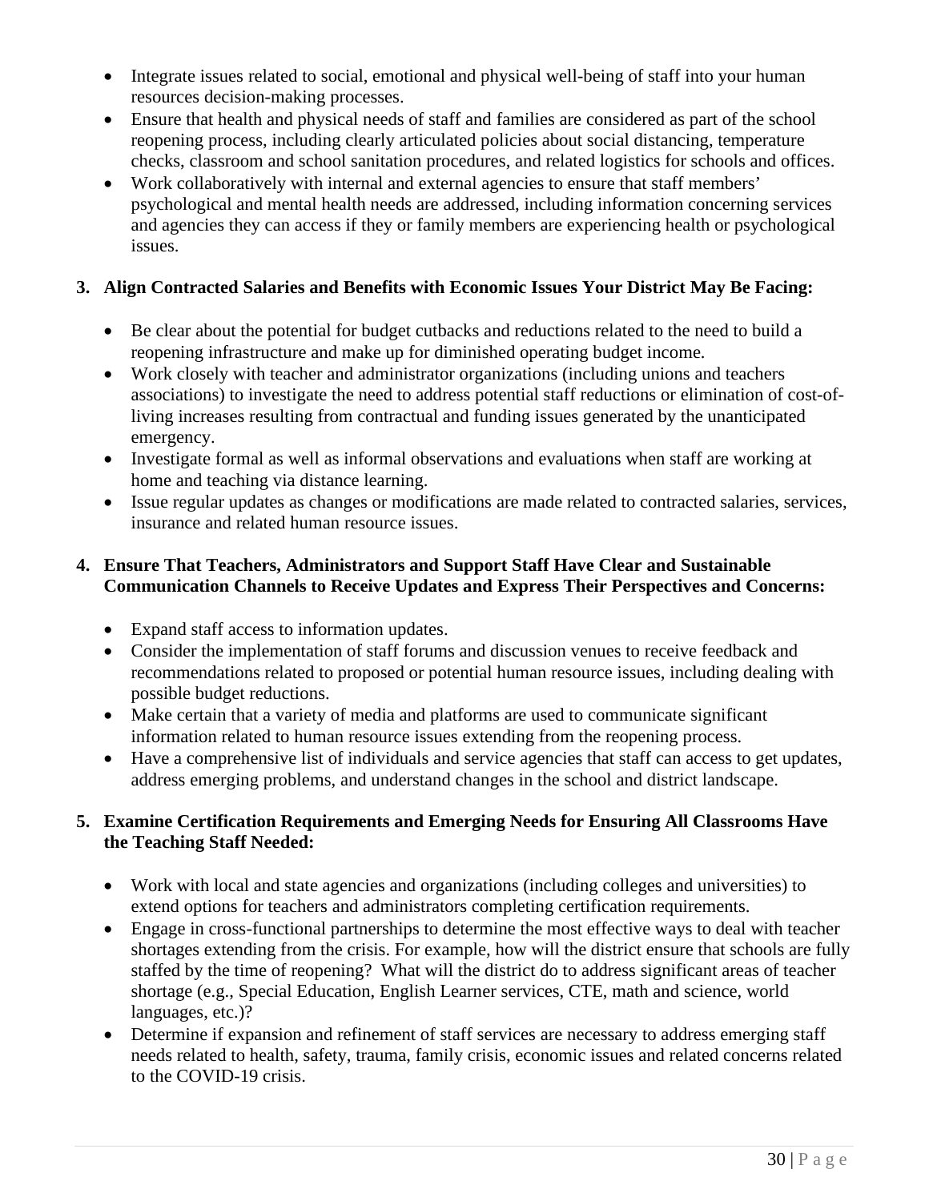- Integrate issues related to social, emotional and physical well-being of staff into your human resources decision-making processes.
- Ensure that health and physical needs of staff and families are considered as part of the school reopening process, including clearly articulated policies about social distancing, temperature checks, classroom and school sanitation procedures, and related logistics for schools and offices.
- Work collaboratively with internal and external agencies to ensure that staff members' psychological and mental health needs are addressed, including information concerning services and agencies they can access if they or family members are experiencing health or psychological issues.

**3. Align Contracted Salaries and Benefits with Economic Issues Your District May Be Facing:**

- Be clear about the potential for budget cutbacks and reductions related to the need to build a reopening infrastructure and make up for diminished operating budget income.
- Work closely with teacher and administrator organizations (including unions and teachers associations) to investigate the need to address potential staff reductions or elimination of cost-of-living increases resulting from contractual and funding issues generated by the unanticipated emergency.
- Investigate formal as well as informal observations and evaluations when staff are working at home and teaching via distance learning.
- Issue regular updates as changes or modifications are made related to contracted salaries, services, insurance and related human resource issues.

**4. Ensure That Teachers, Administrators and Support Staff Have Clear and Sustainable Communication Channels to Receive Updates and Express Their Perspectives and Concerns:**

- Expand staff access to information updates.
- Consider the implementation of staff forums and discussion venues to receive feedback and recommendations related to proposed or potential human resource issues, including dealing with possible budget reductions.
- Make certain that a variety of media and platforms are used to communicate significant information related to human resource issues extending from the reopening process.
- Have a comprehensive list of individuals and service agencies that staff can access to get updates, address emerging problems, and understand changes in the school and district landscape.

**5. Examine Certification Requirements and Emerging Needs for Ensuring All Classrooms Have the Teaching Staff Needed:**

- Work with local and state agencies and organizations (including colleges and universities) to extend options for teachers and administrators completing certification requirements.
- Engage in cross-functional partnerships to determine the most effective ways to deal with teacher shortages extending from the crisis. For example, how will the district ensure that schools are fully staffed by the time of reopening? What will the district do to address significant areas of teacher shortage (e.g., Special Education, English Learner services, CTE, math and science, world languages, etc.)?
- Determine if expansion and refinement of staff services are necessary to address emerging staff needs related to health, safety, trauma, family crisis, economic issues and related concerns related to the COVID-19 crisis.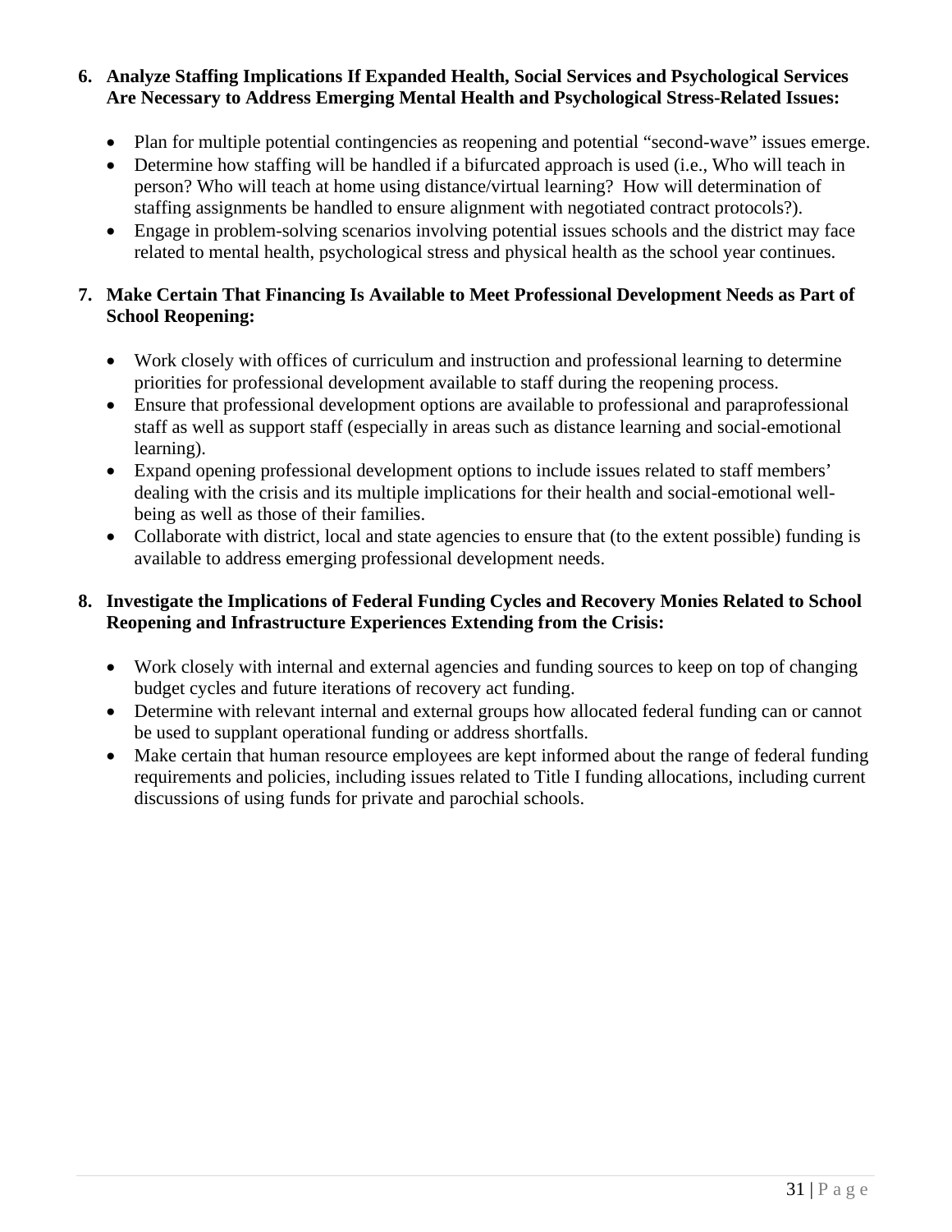6. **Analyze Staffing Implications If Expanded Health, Social Services and Psychological Services Are Necessary to Address Emerging Mental Health and Psychological Stress-Related Issues:**

   - Plan for multiple potential contingencies as reopening and potential "second-wave" issues emerge.
   - Determine how staffing will be handled if a bifurcated approach is used (i.e., Who will teach in person? Who will teach at home using distance/virtual learning? How will determination of staffing assignments be handled to ensure alignment with negotiated contract protocols?).
   - Engage in problem-solving scenarios involving potential issues schools and the district may face related to mental health, psychological stress and physical health as the school year continues.

7. **Make Certain That Financing Is Available to Meet Professional Development Needs as Part of School Reopening:**

   - Work closely with offices of curriculum and instruction and professional learning to determine priorities for professional development available to staff during the reopening process.
   - Ensure that professional development options are available to professional and paraprofessional staff as well as support staff (especially in areas such as distance learning and social-emotional learning).
   - Expand opening professional development options to include issues related to staff members' dealing with the crisis and its multiple implications for their health and social-emotional well-being as well as those of their families.
   - Collaborate with district, local and state agencies to ensure that (to the extent possible) funding is available to address emerging professional development needs.

8. **Investigate the Implications of Federal Funding Cycles and Recovery Monies Related to School Reopening and Infrastructure Experiences Extending from the Crisis:**

   - Work closely with internal and external agencies and funding sources to keep on top of changing budget cycles and future iterations of recovery act funding.
   - Determine with relevant internal and external groups how allocated federal funding can or cannot be used to supplant operational funding or address shortfalls.
   - Make certain that human resource employees are kept informed about the range of federal funding requirements and policies, including issues related to Title I funding allocations, including current discussions of using funds for private and parochial schools.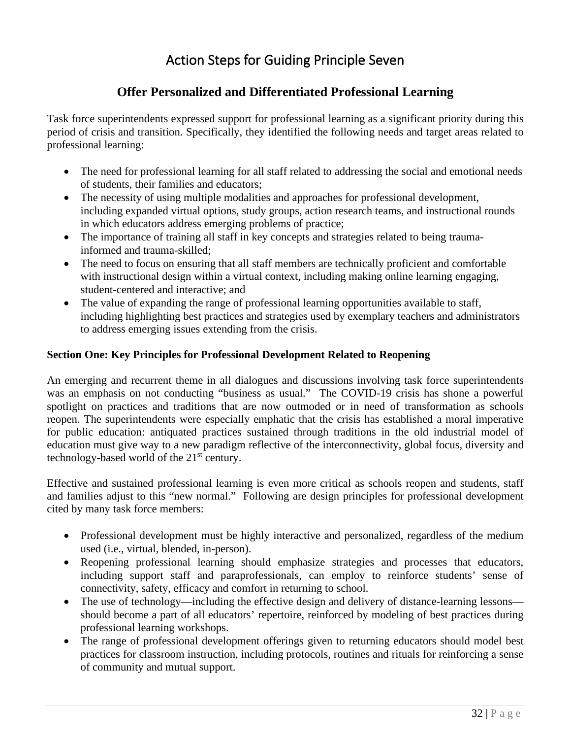# Action Steps for Guiding Principle Seven

## Offer Personalized and Differentiated Professional Learning

Task force superintendents expressed support for professional learning as a significant priority during this period of crisis and transition. Specifically, they identified the following needs and target areas related to professional learning:

- The need for professional learning for all staff related to addressing the social and emotional needs of students, their families and educators;
- The necessity of using multiple modalities and approaches for professional development, including expanded virtual options, study groups, action research teams, and instructional rounds in which educators address emerging problems of practice;
- The importance of training all staff in key concepts and strategies related to being trauma-informed and trauma-skilled;
- The need to focus on ensuring that all staff members are technically proficient and comfortable with instructional design within a virtual context, including making online learning engaging, student-centered and interactive; and
- The value of expanding the range of professional learning opportunities available to staff, including highlighting best practices and strategies used by exemplary teachers and administrators to address emerging issues extending from the crisis.

**Section One: Key Principles for Professional Development Related to Reopening**

An emerging and recurrent theme in all dialogues and discussions involving task force superintendents was an emphasis on not conducting "business as usual." The COVID-19 crisis has shone a powerful spotlight on practices and traditions that are now outmoded or in need of transformation as schools reopen. The superintendents were especially emphatic that the crisis has established a moral imperative for public education: antiquated practices sustained through traditions in the old industrial model of education must give way to a new paradigm reflective of the interconnectivity, global focus, diversity and technology-based world of the 21st century.

Effective and sustained professional learning is even more critical as schools reopen and students, staff and families adjust to this "new normal." Following are design principles for professional development cited by many task force members:

- Professional development must be highly interactive and personalized, regardless of the medium used (i.e., virtual, blended, in-person).
- Reopening professional learning should emphasize strategies and processes that educators, including support staff and paraprofessionals, can employ to reinforce students' sense of connectivity, safety, efficacy and comfort in returning to school.
- The use of technology—including the effective design and delivery of distance-learning lessons—should become a part of all educators' repertoire, reinforced by modeling of best practices during professional learning workshops.
- The range of professional development offerings given to returning educators should model best practices for classroom instruction, including protocols, routines and rituals for reinforcing a sense of community and mutual support.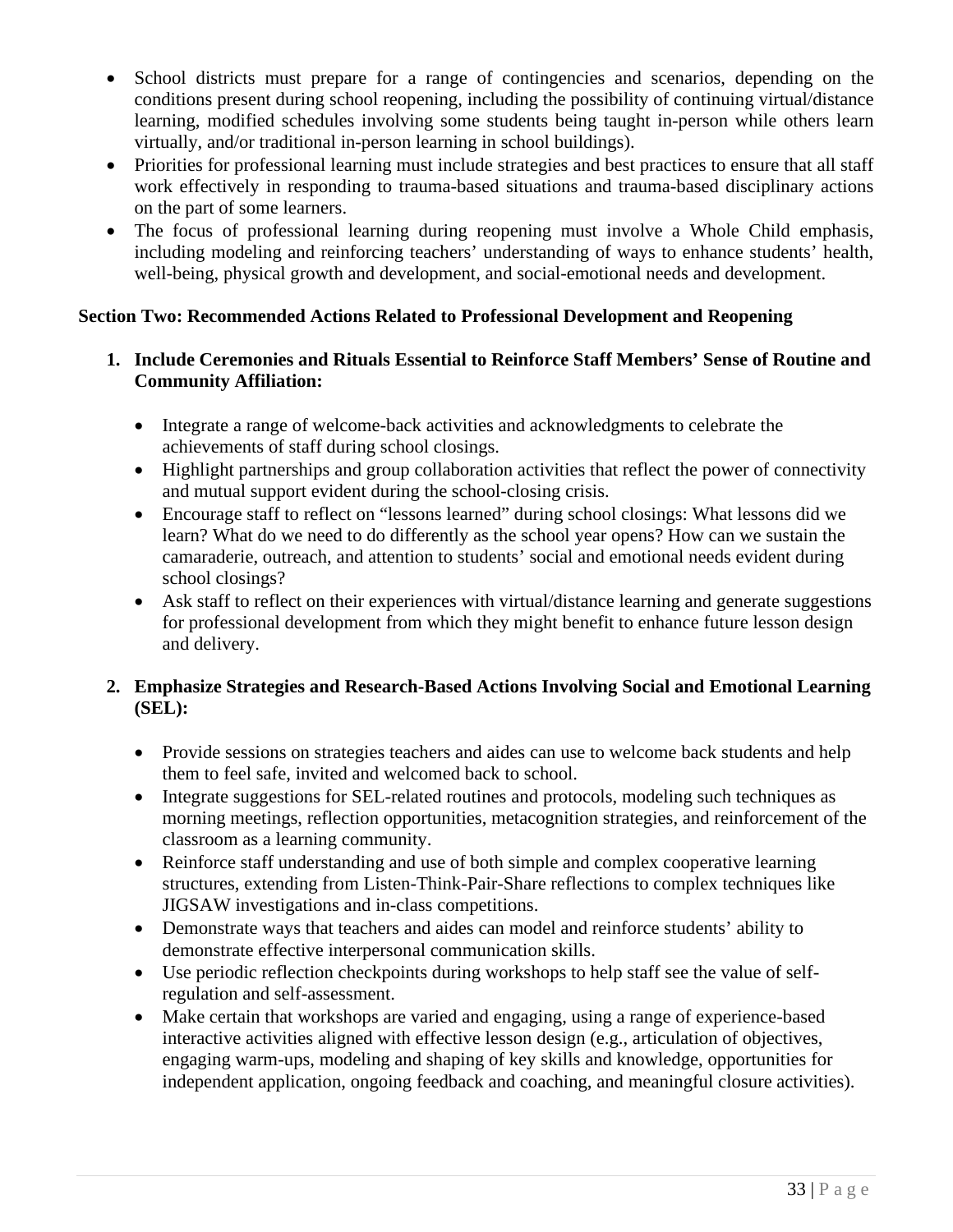- School districts must prepare for a range of contingencies and scenarios, depending on the conditions present during school reopening, including the possibility of continuing virtual/distance learning, modified schedules involving some students being taught in-person while others learn virtually, and/or traditional in-person learning in school buildings).
- Priorities for professional learning must include strategies and best practices to ensure that all staff work effectively in responding to trauma-based situations and trauma-based disciplinary actions on the part of some learners.
- The focus of professional learning during reopening must involve a Whole Child emphasis, including modeling and reinforcing teachers' understanding of ways to enhance students' health, well-being, physical growth and development, and social-emotional needs and development.

**Section Two: Recommended Actions Related to Professional Development and Reopening**

1. **Include Ceremonies and Rituals Essential to Reinforce Staff Members' Sense of Routine and Community Affiliation:**

   - Integrate a range of welcome-back activities and acknowledgments to celebrate the achievements of staff during school closings.
   - Highlight partnerships and group collaboration activities that reflect the power of connectivity and mutual support evident during the school-closing crisis.
   - Encourage staff to reflect on "lessons learned" during school closings: What lessons did we learn? What do we need to do differently as the school year opens? How can we sustain the camaraderie, outreach, and attention to students' social and emotional needs evident during school closings?
   - Ask staff to reflect on their experiences with virtual/distance learning and generate suggestions for professional development from which they might benefit to enhance future lesson design and delivery.

2. **Emphasize Strategies and Research-Based Actions Involving Social and Emotional Learning (SEL):**

   - Provide sessions on strategies teachers and aides can use to welcome back students and help them to feel safe, invited and welcomed back to school.
   - Integrate suggestions for SEL-related routines and protocols, modeling such techniques as morning meetings, reflection opportunities, metacognition strategies, and reinforcement of the classroom as a learning community.
   - Reinforce staff understanding and use of both simple and complex cooperative learning structures, extending from Listen-Think-Pair-Share reflections to complex techniques like JIGSAW investigations and in-class competitions.
   - Demonstrate ways that teachers and aides can model and reinforce students' ability to demonstrate effective interpersonal communication skills.
   - Use periodic reflection checkpoints during workshops to help staff see the value of self-regulation and self-assessment.
   - Make certain that workshops are varied and engaging, using a range of experience-based interactive activities aligned with effective lesson design (e.g., articulation of objectives, engaging warm-ups, modeling and shaping of key skills and knowledge, opportunities for independent application, ongoing feedback and coaching, and meaningful closure activities).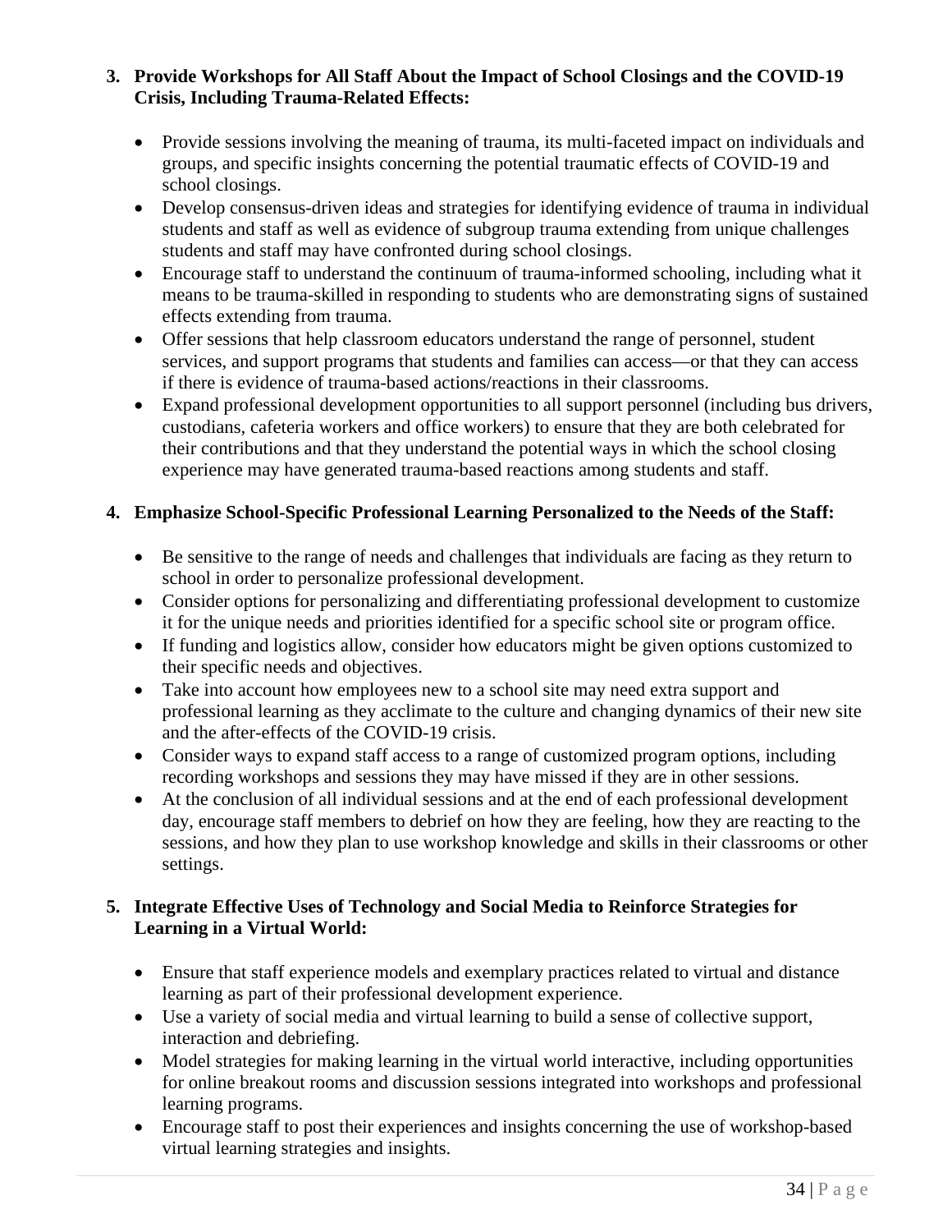3. **Provide Workshops for All Staff About the Impact of School Closings and the COVID-19 Crisis, Including Trauma-Related Effects:**

   - Provide sessions involving the meaning of trauma, its multi-faceted impact on individuals and groups, and specific insights concerning the potential traumatic effects of COVID-19 and school closings.
   - Develop consensus-driven ideas and strategies for identifying evidence of trauma in individual students and staff as well as evidence of subgroup trauma extending from unique challenges students and staff may have confronted during school closings.
   - Encourage staff to understand the continuum of trauma-informed schooling, including what it means to be trauma-skilled in responding to students who are demonstrating signs of sustained effects extending from trauma.
   - Offer sessions that help classroom educators understand the range of personnel, student services, and support programs that students and families can access—or that they can access if there is evidence of trauma-based actions/reactions in their classrooms.
   - Expand professional development opportunities to all support personnel (including bus drivers, custodians, cafeteria workers and office workers) to ensure that they are both celebrated for their contributions and that they understand the potential ways in which the school closing experience may have generated trauma-based reactions among students and staff.

4. **Emphasize School-Specific Professional Learning Personalized to the Needs of the Staff:**

   - Be sensitive to the range of needs and challenges that individuals are facing as they return to school in order to personalize professional development.
   - Consider options for personalizing and differentiating professional development to customize it for the unique needs and priorities identified for a specific school site or program office.
   - If funding and logistics allow, consider how educators might be given options customized to their specific needs and objectives.
   - Take into account how employees new to a school site may need extra support and professional learning as they acclimate to the culture and changing dynamics of their new site and the after-effects of the COVID-19 crisis.
   - Consider ways to expand staff access to a range of customized program options, including recording workshops and sessions they may have missed if they are in other sessions.
   - At the conclusion of all individual sessions and at the end of each professional development day, encourage staff members to debrief on how they are feeling, how they are reacting to the sessions, and how they plan to use workshop knowledge and skills in their classrooms or other settings.

5. **Integrate Effective Uses of Technology and Social Media to Reinforce Strategies for Learning in a Virtual World:**

   - Ensure that staff experience models and exemplary practices related to virtual and distance learning as part of their professional development experience.
   - Use a variety of social media and virtual learning to build a sense of collective support, interaction and debriefing.
   - Model strategies for making learning in the virtual world interactive, including opportunities for online breakout rooms and discussion sessions integrated into workshops and professional learning programs.
   - Encourage staff to post their experiences and insights concerning the use of workshop-based virtual learning strategies and insights.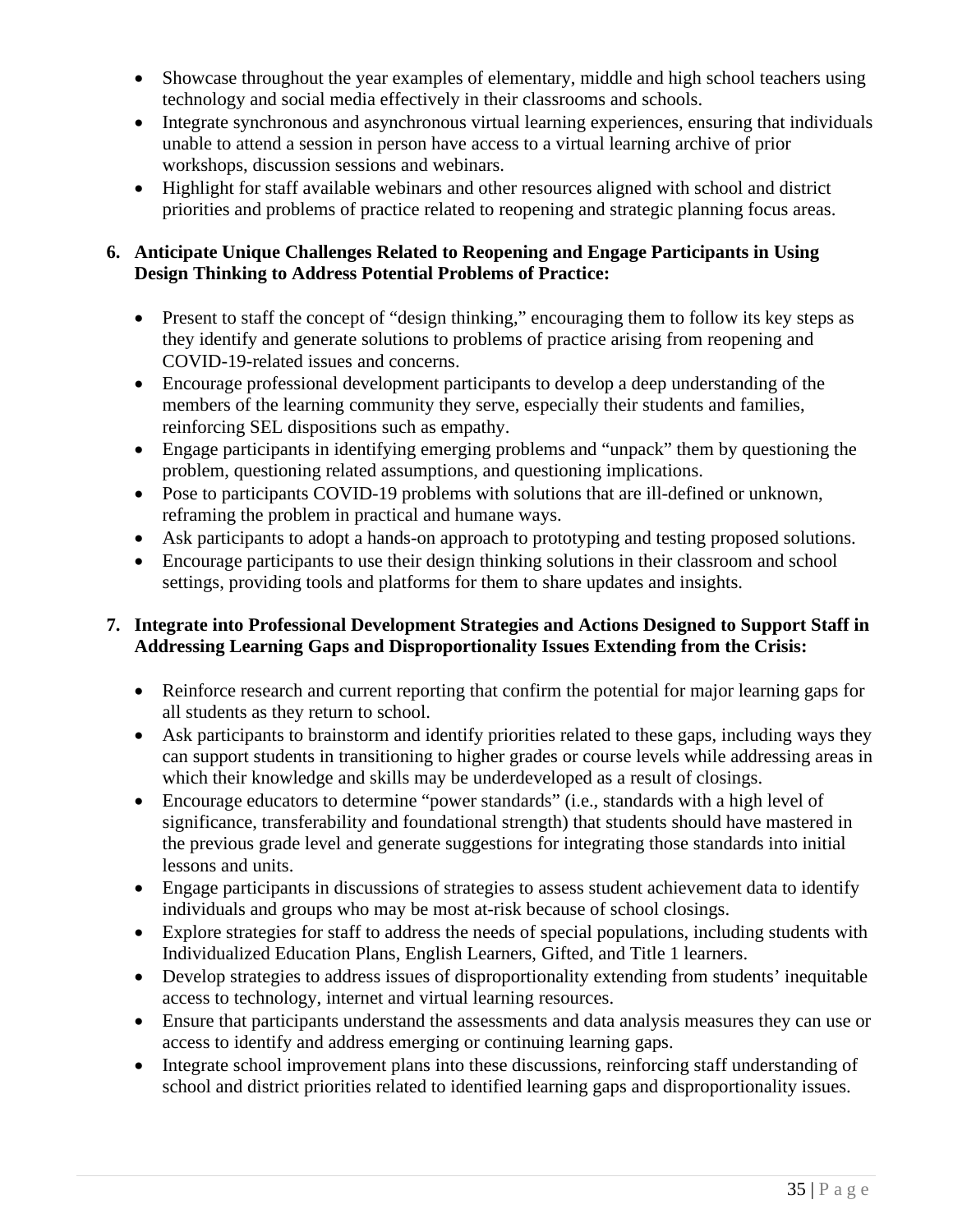- Showcase throughout the year examples of elementary, middle and high school teachers using technology and social media effectively in their classrooms and schools.
- Integrate synchronous and asynchronous virtual learning experiences, ensuring that individuals unable to attend a session in person have access to a virtual learning archive of prior workshops, discussion sessions and webinars.
- Highlight for staff available webinars and other resources aligned with school and district priorities and problems of practice related to reopening and strategic planning focus areas.

6. **Anticipate Unique Challenges Related to Reopening and Engage Participants in Using Design Thinking to Address Potential Problems of Practice:**

   - Present to staff the concept of "design thinking," encouraging them to follow its key steps as they identify and generate solutions to problems of practice arising from reopening and COVID-19-related issues and concerns.
   - Encourage professional development participants to develop a deep understanding of the members of the learning community they serve, especially their students and families, reinforcing SEL dispositions such as empathy.
   - Engage participants in identifying emerging problems and "unpack" them by questioning the problem, questioning related assumptions, and questioning implications.
   - Pose to participants COVID-19 problems with solutions that are ill-defined or unknown, reframing the problem in practical and humane ways.
   - Ask participants to adopt a hands-on approach to prototyping and testing proposed solutions.
   - Encourage participants to use their design thinking solutions in their classroom and school settings, providing tools and platforms for them to share updates and insights.

7. **Integrate into Professional Development Strategies and Actions Designed to Support Staff in Addressing Learning Gaps and Disproportionality Issues Extending from the Crisis:**

   - Reinforce research and current reporting that confirm the potential for major learning gaps for all students as they return to school.
   - Ask participants to brainstorm and identify priorities related to these gaps, including ways they can support students in transitioning to higher grades or course levels while addressing areas in which their knowledge and skills may be underdeveloped as a result of closings.
   - Encourage educators to determine "power standards" (i.e., standards with a high level of significance, transferability and foundational strength) that students should have mastered in the previous grade level and generate suggestions for integrating those standards into initial lessons and units.
   - Engage participants in discussions of strategies to assess student achievement data to identify individuals and groups who may be most at-risk because of school closings.
   - Explore strategies for staff to address the needs of special populations, including students with Individualized Education Plans, English Learners, Gifted, and Title 1 learners.
   - Develop strategies to address issues of disproportionality extending from students' inequitable access to technology, internet and virtual learning resources.
   - Ensure that participants understand the assessments and data analysis measures they can use or access to identify and address emerging or continuing learning gaps.
   - Integrate school improvement plans into these discussions, reinforcing staff understanding of school and district priorities related to identified learning gaps and disproportionality issues.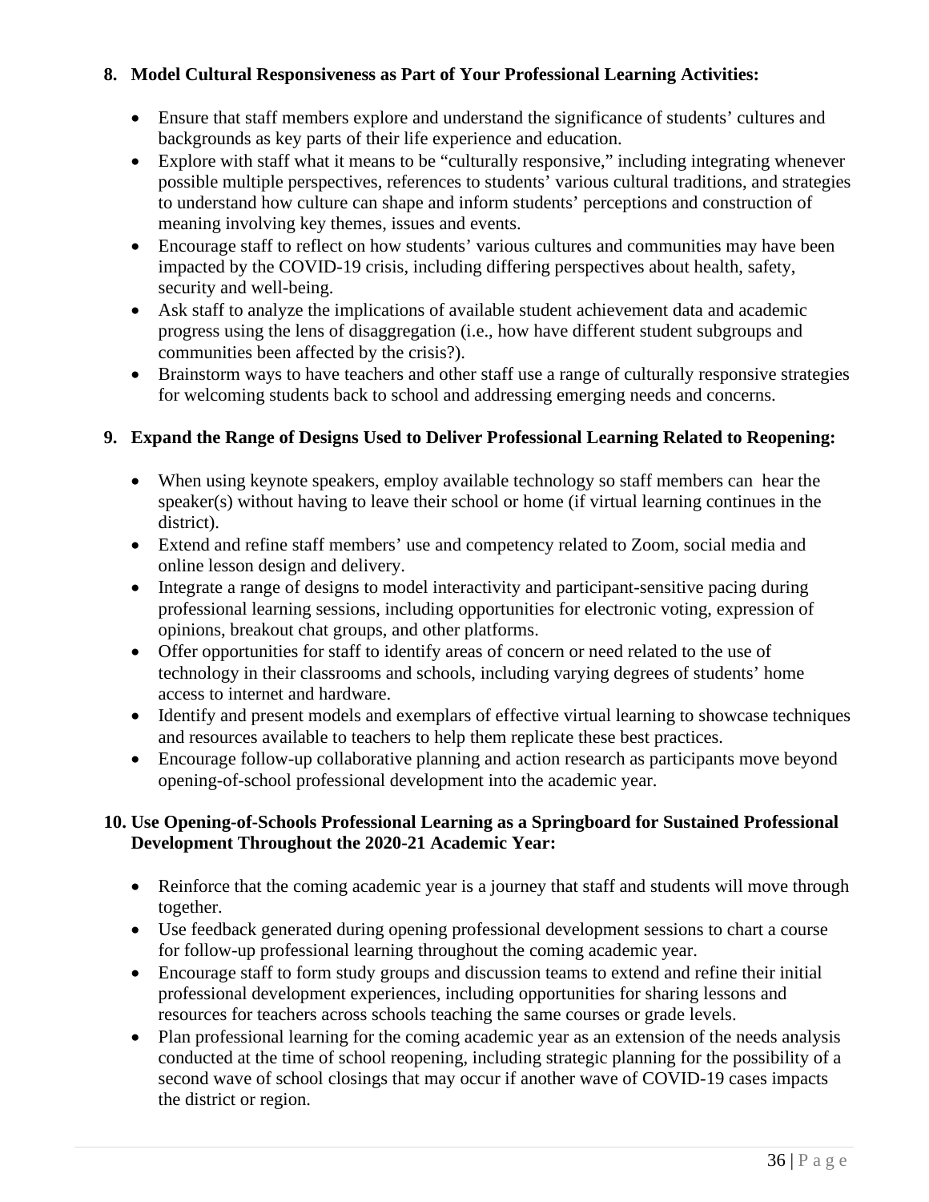**8. Model Cultural Responsiveness as Part of Your Professional Learning Activities:**

- Ensure that staff members explore and understand the significance of students' cultures and backgrounds as key parts of their life experience and education.
- Explore with staff what it means to be "culturally responsive," including integrating whenever possible multiple perspectives, references to students' various cultural traditions, and strategies to understand how culture can shape and inform students' perceptions and construction of meaning involving key themes, issues and events.
- Encourage staff to reflect on how students' various cultures and communities may have been impacted by the COVID-19 crisis, including differing perspectives about health, safety, security and well-being.
- Ask staff to analyze the implications of available student achievement data and academic progress using the lens of disaggregation (i.e., how have different student subgroups and communities been affected by the crisis?).
- Brainstorm ways to have teachers and other staff use a range of culturally responsive strategies for welcoming students back to school and addressing emerging needs and concerns.

**9. Expand the Range of Designs Used to Deliver Professional Learning Related to Reopening:**

- When using keynote speakers, employ available technology so staff members can hear the speaker(s) without having to leave their school or home (if virtual learning continues in the district).
- Extend and refine staff members' use and competency related to Zoom, social media and online lesson design and delivery.
- Integrate a range of designs to model interactivity and participant-sensitive pacing during professional learning sessions, including opportunities for electronic voting, expression of opinions, breakout chat groups, and other platforms.
- Offer opportunities for staff to identify areas of concern or need related to the use of technology in their classrooms and schools, including varying degrees of students' home access to internet and hardware.
- Identify and present models and exemplars of effective virtual learning to showcase techniques and resources available to teachers to help them replicate these best practices.
- Encourage follow-up collaborative planning and action research as participants move beyond opening-of-school professional development into the academic year.

**10. Use Opening-of-Schools Professional Learning as a Springboard for Sustained Professional Development Throughout the 2020-21 Academic Year:**

- Reinforce that the coming academic year is a journey that staff and students will move through together.
- Use feedback generated during opening professional development sessions to chart a course for follow-up professional learning throughout the coming academic year.
- Encourage staff to form study groups and discussion teams to extend and refine their initial professional development experiences, including opportunities for sharing lessons and resources for teachers across schools teaching the same courses or grade levels.
- Plan professional learning for the coming academic year as an extension of the needs analysis conducted at the time of school reopening, including strategic planning for the possibility of a second wave of school closings that may occur if another wave of COVID-19 cases impacts the district or region.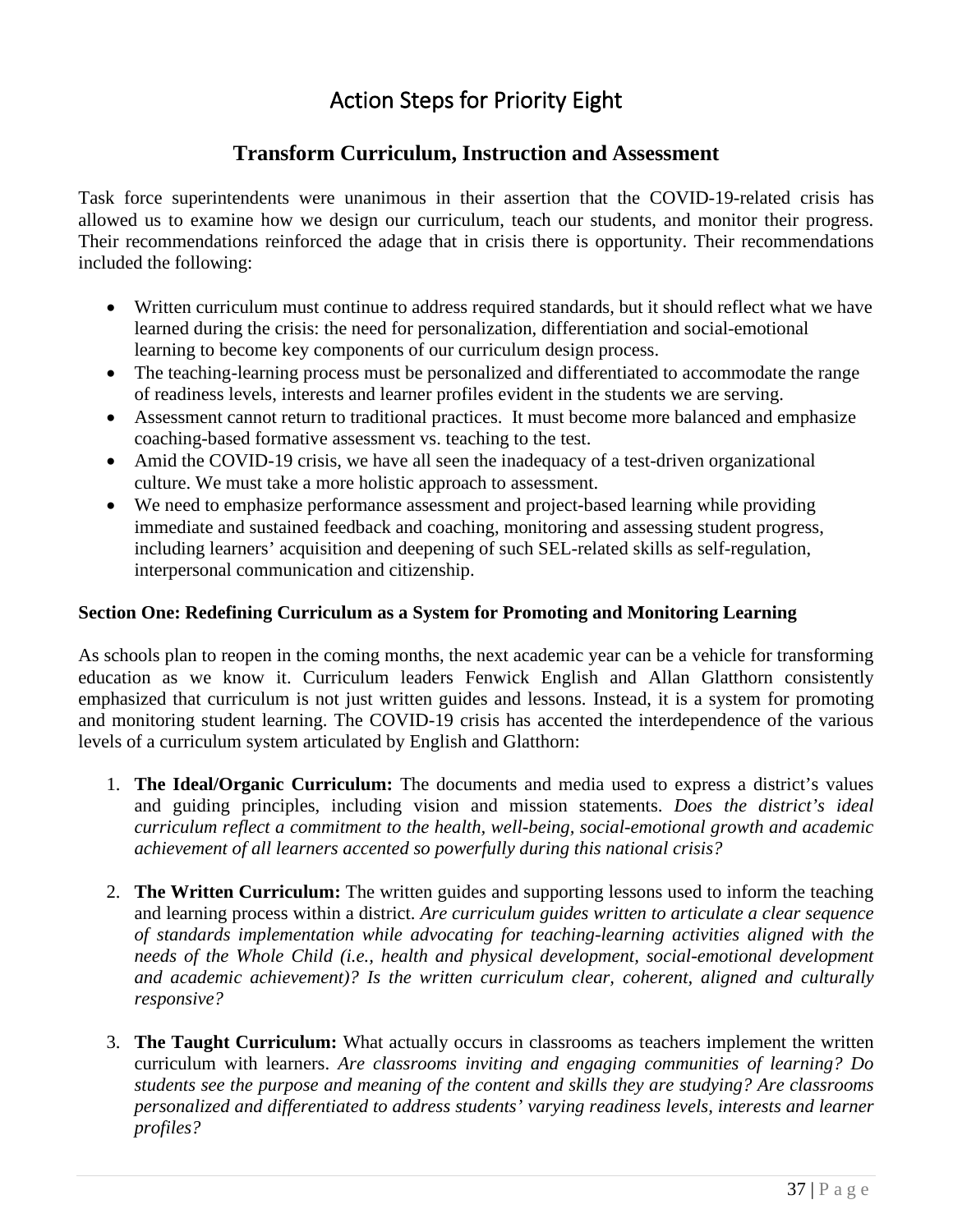# Action Steps for Priority Eight

## Transform Curriculum, Instruction and Assessment

Task force superintendents were unanimous in their assertion that the COVID-19-related crisis has allowed us to examine how we design our curriculum, teach our students, and monitor their progress. Their recommendations reinforced the adage that in crisis there is opportunity. Their recommendations included the following:

- Written curriculum must continue to address required standards, but it should reflect what we have learned during the crisis: the need for personalization, differentiation and social-emotional learning to become key components of our curriculum design process.
- The teaching-learning process must be personalized and differentiated to accommodate the range of readiness levels, interests and learner profiles evident in the students we are serving.
- Assessment cannot return to traditional practices. It must become more balanced and emphasize coaching-based formative assessment vs. teaching to the test.
- Amid the COVID-19 crisis, we have all seen the inadequacy of a test-driven organizational culture. We must take a more holistic approach to assessment.
- We need to emphasize performance assessment and project-based learning while providing immediate and sustained feedback and coaching, monitoring and assessing student progress, including learners' acquisition and deepening of such SEL-related skills as self-regulation, interpersonal communication and citizenship.

### Section One: Redefining Curriculum as a System for Promoting and Monitoring Learning

As schools plan to reopen in the coming months, the next academic year can be a vehicle for transforming education as we know it. Curriculum leaders Fenwick English and Allan Glatthorn consistently emphasized that curriculum is not just written guides and lessons. Instead, it is a system for promoting and monitoring student learning. The COVID-19 crisis has accented the interdependence of the various levels of a curriculum system articulated by English and Glatthorn:

1. **The Ideal/Organic Curriculum:** The documents and media used to express a district's values and guiding principles, including vision and mission statements. *Does the district's ideal curriculum reflect a commitment to the health, well-being, social-emotional growth and academic achievement of all learners accented so powerfully during this national crisis?*

2. **The Written Curriculum:** The written guides and supporting lessons used to inform the teaching and learning process within a district. *Are curriculum guides written to articulate a clear sequence of standards implementation while advocating for teaching-learning activities aligned with the needs of the Whole Child (i.e., health and physical development, social-emotional development and academic achievement)? Is the written curriculum clear, coherent, aligned and culturally responsive?*

3. **The Taught Curriculum:** What actually occurs in classrooms as teachers implement the written curriculum with learners. *Are classrooms inviting and engaging communities of learning? Do students see the purpose and meaning of the content and skills they are studying? Are classrooms personalized and differentiated to address students' varying readiness levels, interests and learner profiles?*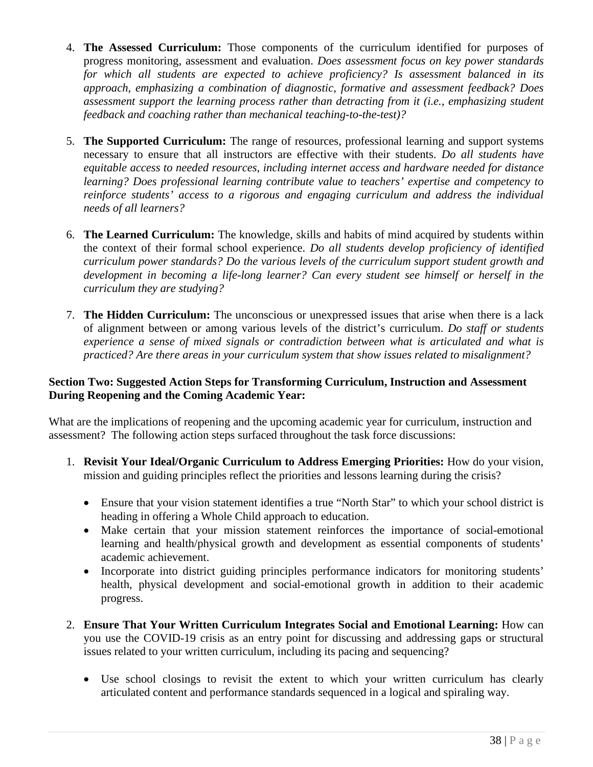4. **The Assessed Curriculum:** Those components of the curriculum identified for purposes of progress monitoring, assessment and evaluation. *Does assessment focus on key power standards for which all students are expected to achieve proficiency? Is assessment balanced in its approach, emphasizing a combination of diagnostic, formative and assessment feedback? Does assessment support the learning process rather than detracting from it (i.e., emphasizing student feedback and coaching rather than mechanical teaching-to-the-test)?*

5. **The Supported Curriculum:** The range of resources, professional learning and support systems necessary to ensure that all instructors are effective with their students. *Do all students have equitable access to needed resources, including internet access and hardware needed for distance learning? Does professional learning contribute value to teachers' expertise and competency to reinforce students' access to a rigorous and engaging curriculum and address the individual needs of all learners?*

6. **The Learned Curriculum:** The knowledge, skills and habits of mind acquired by students within the context of their formal school experience. *Do all students develop proficiency of identified curriculum power standards? Do the various levels of the curriculum support student growth and development in becoming a life-long learner? Can every student see himself or herself in the curriculum they are studying?*

7. **The Hidden Curriculum:** The unconscious or unexpressed issues that arise when there is a lack of alignment between or among various levels of the district's curriculum. *Do staff or students experience a sense of mixed signals or contradiction between what is articulated and what is practiced? Are there areas in your curriculum system that show issues related to misalignment?*

**Section Two: Suggested Action Steps for Transforming Curriculum, Instruction and Assessment During Reopening and the Coming Academic Year:**

What are the implications of reopening and the upcoming academic year for curriculum, instruction and assessment? The following action steps surfaced throughout the task force discussions:

1. **Revisit Your Ideal/Organic Curriculum to Address Emerging Priorities:** How do your vision, mission and guiding principles reflect the priorities and lessons learning during the crisis?

    - Ensure that your vision statement identifies a true "North Star" to which your school district is heading in offering a Whole Child approach to education.
    - Make certain that your mission statement reinforces the importance of social-emotional learning and health/physical growth and development as essential components of students' academic achievement.
    - Incorporate into district guiding principles performance indicators for monitoring students' health, physical development and social-emotional growth in addition to their academic progress.

2. **Ensure That Your Written Curriculum Integrates Social and Emotional Learning:** How can you use the COVID-19 crisis as an entry point for discussing and addressing gaps or structural issues related to your written curriculum, including its pacing and sequencing?

    - Use school closings to revisit the extent to which your written curriculum has clearly articulated content and performance standards sequenced in a logical and spiraling way.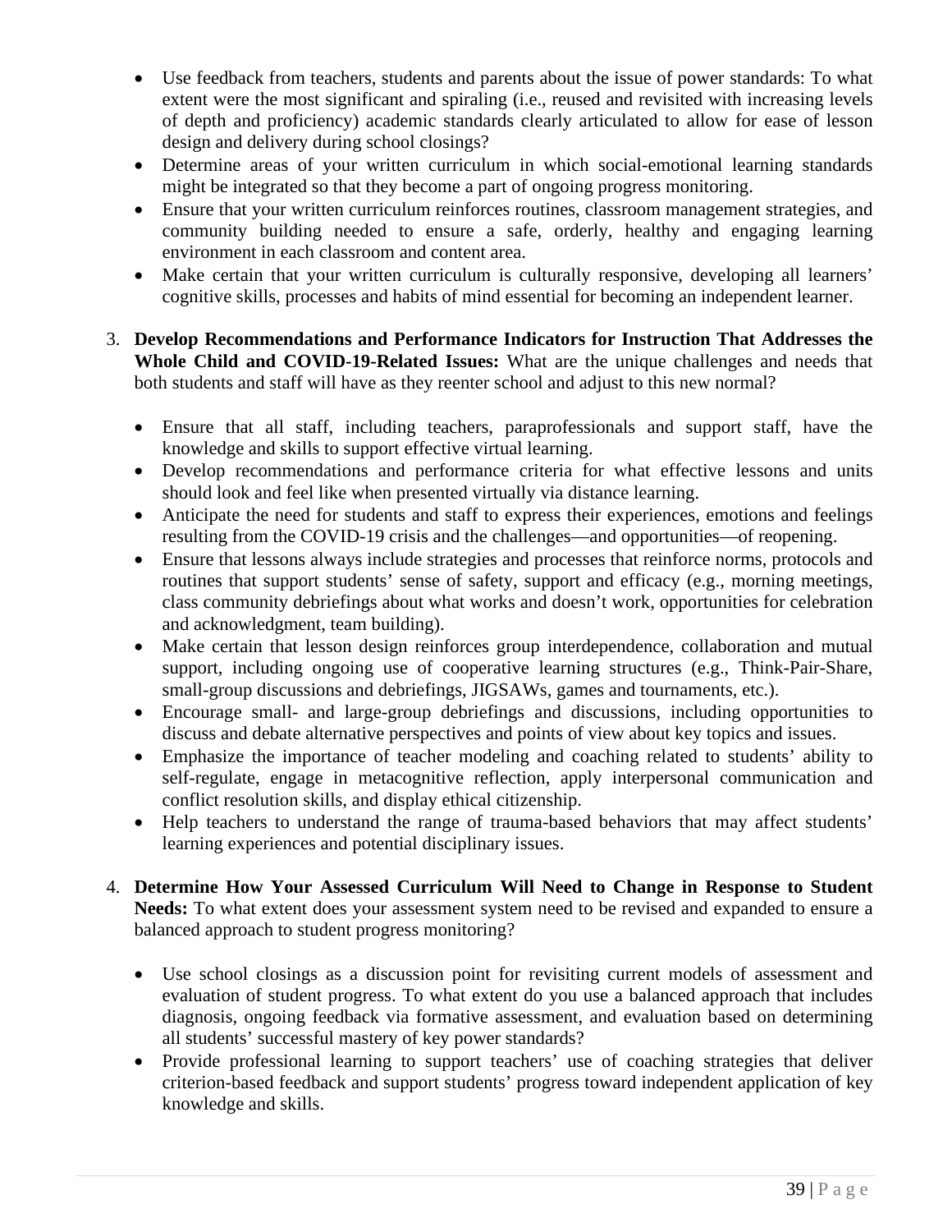- Use feedback from teachers, students and parents about the issue of power standards: To what extent were the most significant and spiraling (i.e., reused and revisited with increasing levels of depth and proficiency) academic standards clearly articulated to allow for ease of lesson design and delivery during school closings?
- Determine areas of your written curriculum in which social-emotional learning standards might be integrated so that they become a part of ongoing progress monitoring.
- Ensure that your written curriculum reinforces routines, classroom management strategies, and community building needed to ensure a safe, orderly, healthy and engaging learning environment in each classroom and content area.
- Make certain that your written curriculum is culturally responsive, developing all learners' cognitive skills, processes and habits of mind essential for becoming an independent learner.

3. **Develop Recommendations and Performance Indicators for Instruction That Addresses the Whole Child and COVID-19-Related Issues:** What are the unique challenges and needs that both students and staff will have as they reenter school and adjust to this new normal?

    - Ensure that all staff, including teachers, paraprofessionals and support staff, have the knowledge and skills to support effective virtual learning.
    - Develop recommendations and performance criteria for what effective lessons and units should look and feel like when presented virtually via distance learning.
    - Anticipate the need for students and staff to express their experiences, emotions and feelings resulting from the COVID-19 crisis and the challenges—and opportunities—of reopening.
    - Ensure that lessons always include strategies and processes that reinforce norms, protocols and routines that support students' sense of safety, support and efficacy (e.g., morning meetings, class community debriefings about what works and doesn't work, opportunities for celebration and acknowledgment, team building).
    - Make certain that lesson design reinforces group interdependence, collaboration and mutual support, including ongoing use of cooperative learning structures (e.g., Think-Pair-Share, small-group discussions and debriefings, JIGSAWs, games and tournaments, etc.).
    - Encourage small- and large-group debriefings and discussions, including opportunities to discuss and debate alternative perspectives and points of view about key topics and issues.
    - Emphasize the importance of teacher modeling and coaching related to students' ability to self-regulate, engage in metacognitive reflection, apply interpersonal communication and conflict resolution skills, and display ethical citizenship.
    - Help teachers to understand the range of trauma-based behaviors that may affect students' learning experiences and potential disciplinary issues.

4. **Determine How Your Assessed Curriculum Will Need to Change in Response to Student Needs:** To what extent does your assessment system need to be revised and expanded to ensure a balanced approach to student progress monitoring?

    - Use school closings as a discussion point for revisiting current models of assessment and evaluation of student progress. To what extent do you use a balanced approach that includes diagnosis, ongoing feedback via formative assessment, and evaluation based on determining all students' successful mastery of key power standards?
    - Provide professional learning to support teachers' use of coaching strategies that deliver criterion-based feedback and support students' progress toward independent application of key knowledge and skills.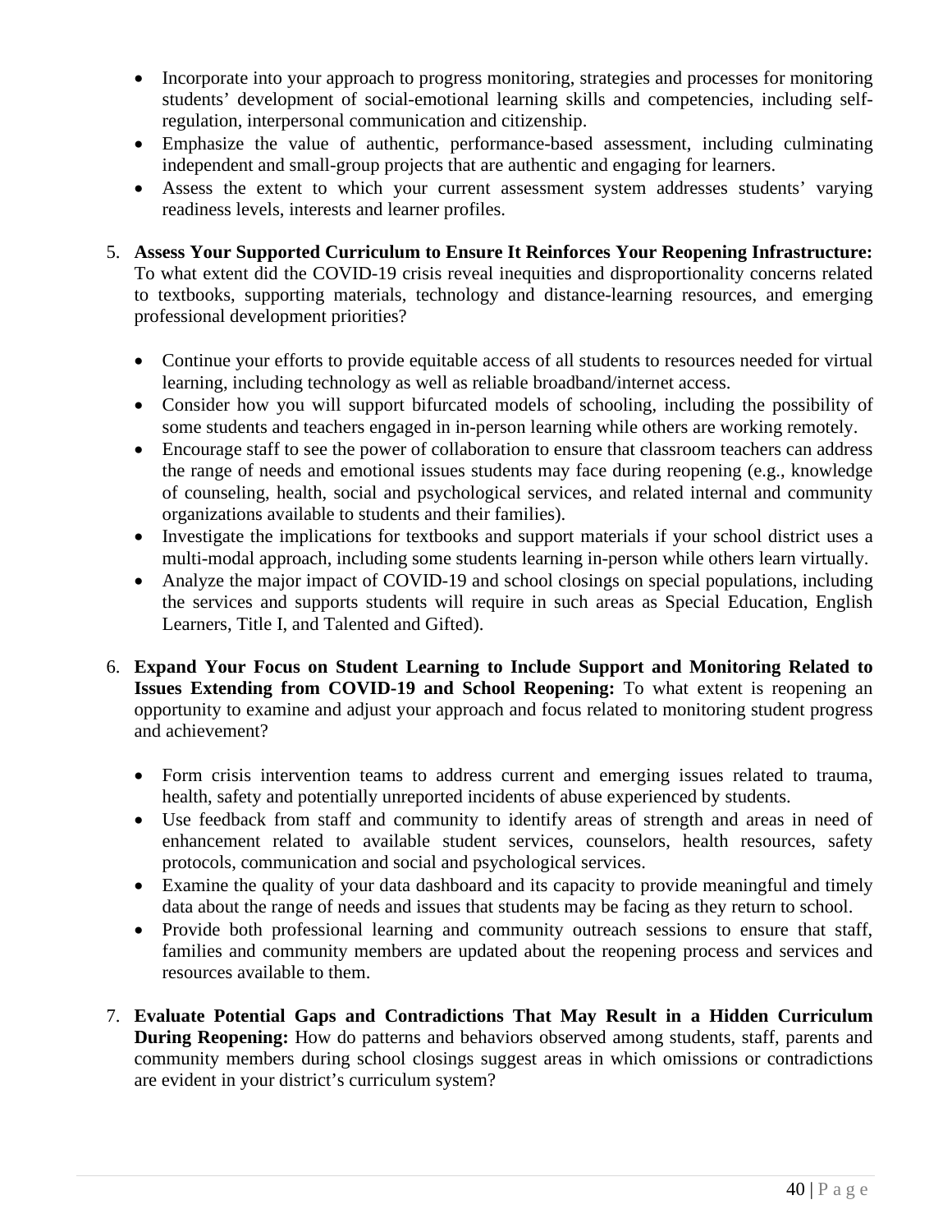- Incorporate into your approach to progress monitoring, strategies and processes for monitoring students' development of social-emotional learning skills and competencies, including self-regulation, interpersonal communication and citizenship.
- Emphasize the value of authentic, performance-based assessment, including culminating independent and small-group projects that are authentic and engaging for learners.
- Assess the extent to which your current assessment system addresses students' varying readiness levels, interests and learner profiles.

5. **Assess Your Supported Curriculum to Ensure It Reinforces Your Reopening Infrastructure:** To what extent did the COVID-19 crisis reveal inequities and disproportionality concerns related to textbooks, supporting materials, technology and distance-learning resources, and emerging professional development priorities?

   - Continue your efforts to provide equitable access of all students to resources needed for virtual learning, including technology as well as reliable broadband/internet access.
   - Consider how you will support bifurcated models of schooling, including the possibility of some students and teachers engaged in in-person learning while others are working remotely.
   - Encourage staff to see the power of collaboration to ensure that classroom teachers can address the range of needs and emotional issues students may face during reopening (e.g., knowledge of counseling, health, social and psychological services, and related internal and community organizations available to students and their families).
   - Investigate the implications for textbooks and support materials if your school district uses a multi-modal approach, including some students learning in-person while others learn virtually.
   - Analyze the major impact of COVID-19 and school closings on special populations, including the services and supports students will require in such areas as Special Education, English Learners, Title I, and Talented and Gifted).

6. **Expand Your Focus on Student Learning to Include Support and Monitoring Related to Issues Extending from COVID-19 and School Reopening:** To what extent is reopening an opportunity to examine and adjust your approach and focus related to monitoring student progress and achievement?

   - Form crisis intervention teams to address current and emerging issues related to trauma, health, safety and potentially unreported incidents of abuse experienced by students.
   - Use feedback from staff and community to identify areas of strength and areas in need of enhancement related to available student services, counselors, health resources, safety protocols, communication and social and psychological services.
   - Examine the quality of your data dashboard and its capacity to provide meaningful and timely data about the range of needs and issues that students may be facing as they return to school.
   - Provide both professional learning and community outreach sessions to ensure that staff, families and community members are updated about the reopening process and services and resources available to them.

7. **Evaluate Potential Gaps and Contradictions That May Result in a Hidden Curriculum During Reopening:** How do patterns and behaviors observed among students, staff, parents and community members during school closings suggest areas in which omissions or contradictions are evident in your district's curriculum system?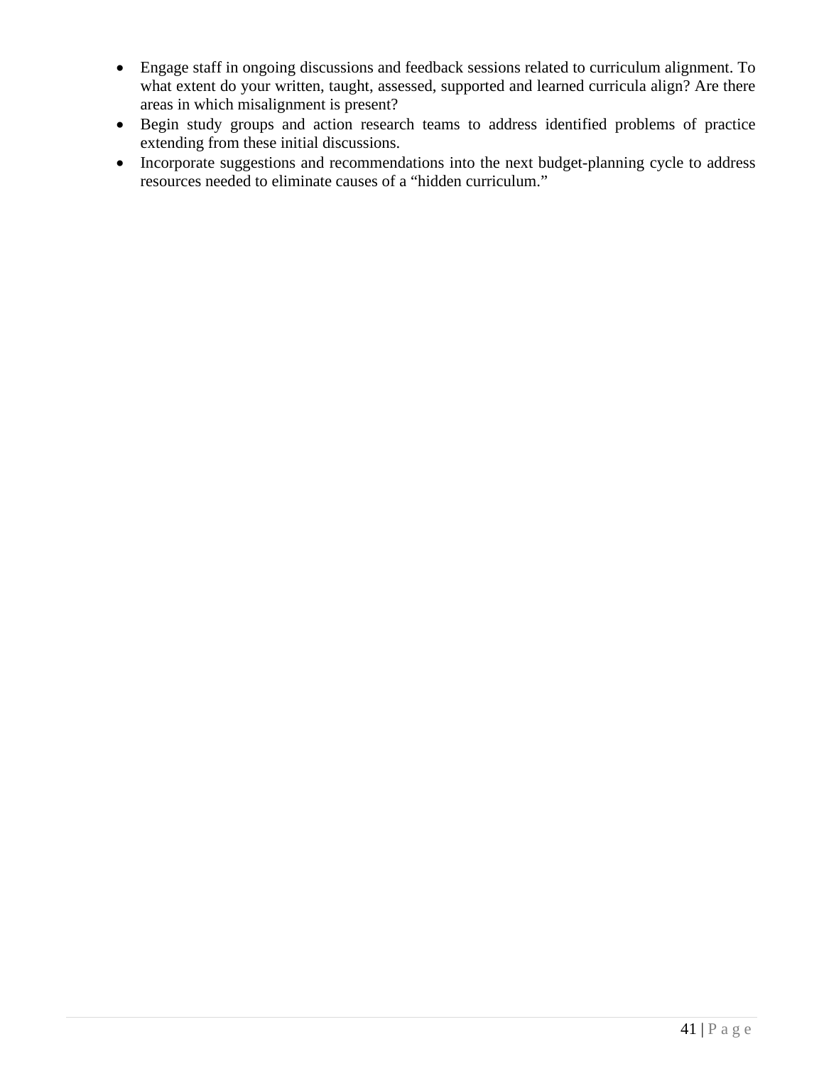- Engage staff in ongoing discussions and feedback sessions related to curriculum alignment. To what extent do your written, taught, assessed, supported and learned curricula align? Are there areas in which misalignment is present?
- Begin study groups and action research teams to address identified problems of practice extending from these initial discussions.
- Incorporate suggestions and recommendations into the next budget-planning cycle to address resources needed to eliminate causes of a "hidden curriculum."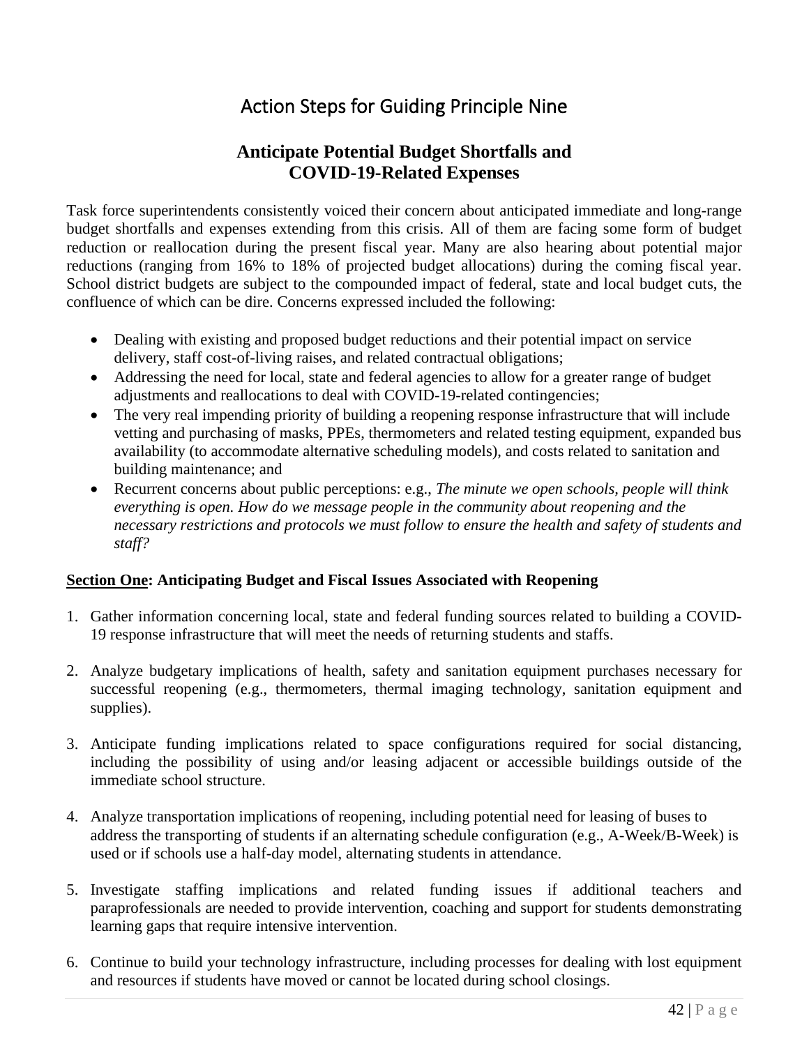# Action Steps for Guiding Principle Nine

## Anticipate Potential Budget Shortfalls and COVID-19-Related Expenses

Task force superintendents consistently voiced their concern about anticipated immediate and long-range budget shortfalls and expenses extending from this crisis. All of them are facing some form of budget reduction or reallocation during the present fiscal year. Many are also hearing about potential major reductions (ranging from 16% to 18% of projected budget allocations) during the coming fiscal year. School district budgets are subject to the compounded impact of federal, state and local budget cuts, the confluence of which can be dire. Concerns expressed included the following:

- Dealing with existing and proposed budget reductions and their potential impact on service delivery, staff cost-of-living raises, and related contractual obligations;
- Addressing the need for local, state and federal agencies to allow for a greater range of budget adjustments and reallocations to deal with COVID-19-related contingencies;
- The very real impending priority of building a reopening response infrastructure that will include vetting and purchasing of masks, PPEs, thermometers and related testing equipment, expanded bus availability (to accommodate alternative scheduling models), and costs related to sanitation and building maintenance; and
- Recurrent concerns about public perceptions: e.g., *The minute we open schools, people will think everything is open. How do we message people in the community about reopening and the necessary restrictions and protocols we must follow to ensure the health and safety of students and staff?*

**<u>Section One</u>: Anticipating Budget and Fiscal Issues Associated with Reopening**

1. Gather information concerning local, state and federal funding sources related to building a COVID-19 response infrastructure that will meet the needs of returning students and staffs.

2. Analyze budgetary implications of health, safety and sanitation equipment purchases necessary for successful reopening (e.g., thermometers, thermal imaging technology, sanitation equipment and supplies).

3. Anticipate funding implications related to space configurations required for social distancing, including the possibility of using and/or leasing adjacent or accessible buildings outside of the immediate school structure.

4. Analyze transportation implications of reopening, including potential need for leasing of buses to address the transporting of students if an alternating schedule configuration (e.g., A-Week/B-Week) is used or if schools use a half-day model, alternating students in attendance.

5. Investigate staffing implications and related funding issues if additional teachers and paraprofessionals are needed to provide intervention, coaching and support for students demonstrating learning gaps that require intensive intervention.

6. Continue to build your technology infrastructure, including processes for dealing with lost equipment and resources if students have moved or cannot be located during school closings.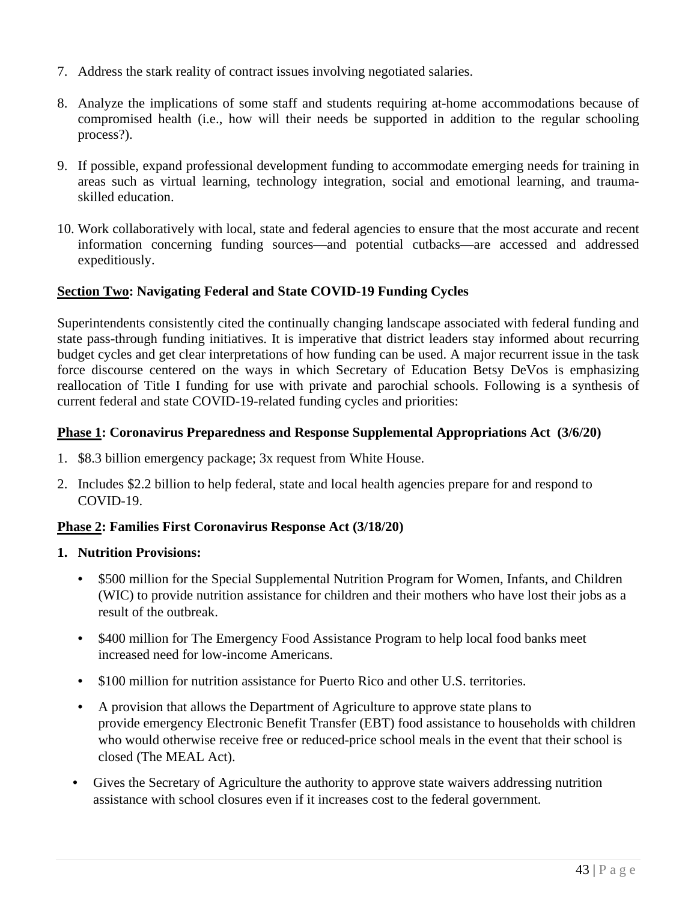7. Address the stark reality of contract issues involving negotiated salaries.

8. Analyze the implications of some staff and students requiring at-home accommodations because of compromised health (i.e., how will their needs be supported in addition to the regular schooling process?).

9. If possible, expand professional development funding to accommodate emerging needs for training in areas such as virtual learning, technology integration, social and emotional learning, and trauma-skilled education.

10. Work collaboratively with local, state and federal agencies to ensure that the most accurate and recent information concerning funding sources—and potential cutbacks—are accessed and addressed expeditiously.

### <u>Section Two</u>: Navigating Federal and State COVID-19 Funding Cycles

Superintendents consistently cited the continually changing landscape associated with federal funding and state pass-through funding initiatives. It is imperative that district leaders stay informed about recurring budget cycles and get clear interpretations of how funding can be used. A major recurrent issue in the task force discourse centered on the ways in which Secretary of Education Betsy DeVos is emphasizing reallocation of Title I funding for use with private and parochial schools. Following is a synthesis of current federal and state COVID-19-related funding cycles and priorities:

#### <u>Phase 1</u>: Coronavirus Preparedness and Response Supplemental Appropriations Act (3/6/20)

1. $8.3 billion emergency package; 3x request from White House.
2. Includes $2.2 billion to help federal, state and local health agencies prepare for and respond to COVID-19.

#### <u>Phase 2</u>: Families First Coronavirus Response Act (3/18/20)

1. **Nutrition Provisions:**
   - $500 million for the Special Supplemental Nutrition Program for Women, Infants, and Children (WIC) to provide nutrition assistance for children and their mothers who have lost their jobs as a result of the outbreak.
   - $400 million for The Emergency Food Assistance Program to help local food banks meet increased need for low-income Americans.
   - $100 million for nutrition assistance for Puerto Rico and other U.S. territories.
   - A provision that allows the Department of Agriculture to approve state plans to provide emergency Electronic Benefit Transfer (EBT) food assistance to households with children who would otherwise receive free or reduced-price school meals in the event that their school is closed (The MEAL Act).
   - Gives the Secretary of Agriculture the authority to approve state waivers addressing nutrition assistance with school closures even if it increases cost to the federal government.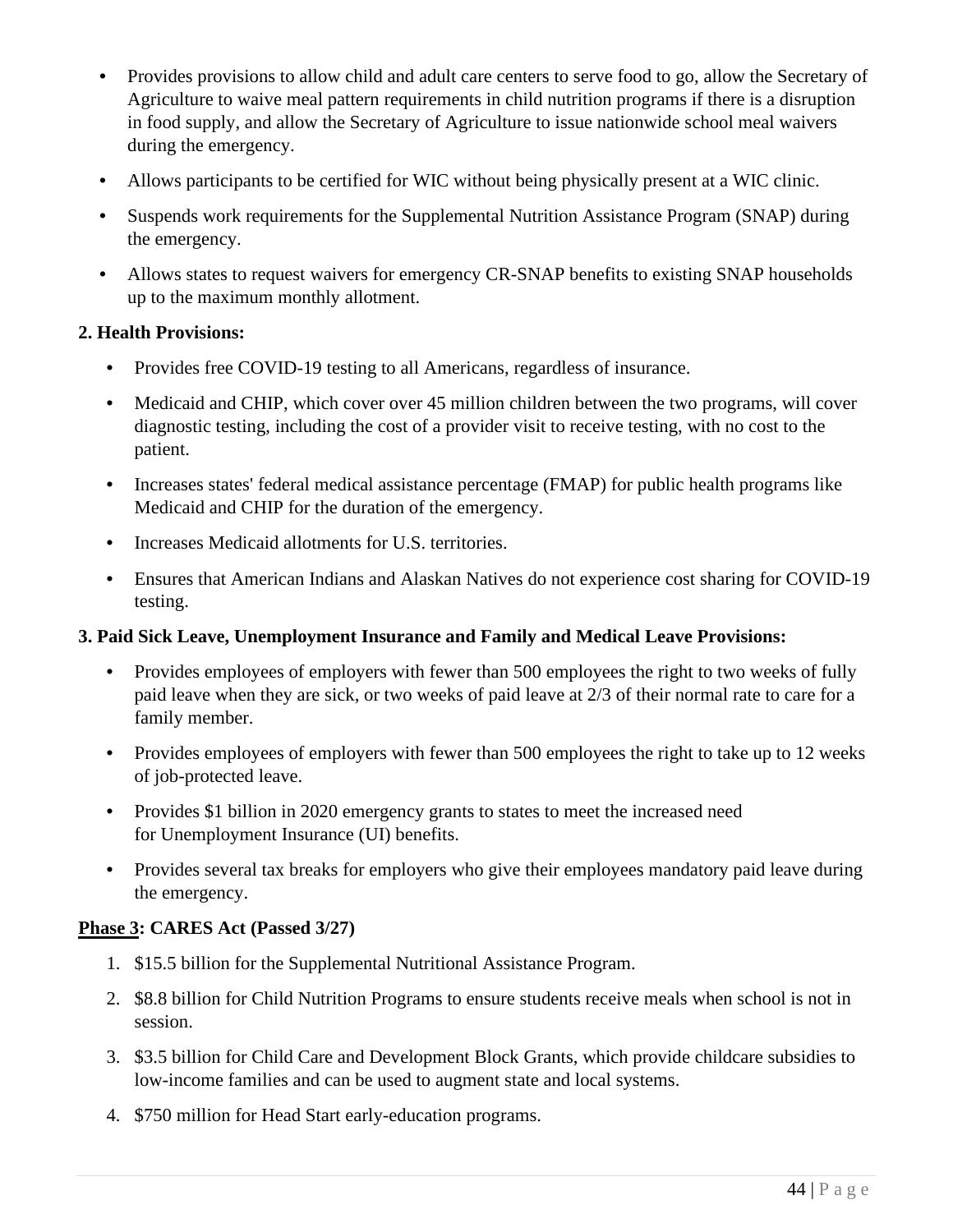- Provides provisions to allow child and adult care centers to serve food to go, allow the Secretary of Agriculture to waive meal pattern requirements in child nutrition programs if there is a disruption in food supply, and allow the Secretary of Agriculture to issue nationwide school meal waivers during the emergency.
- Allows participants to be certified for WIC without being physically present at a WIC clinic.
- Suspends work requirements for the Supplemental Nutrition Assistance Program (SNAP) during the emergency.
- Allows states to request waivers for emergency CR-SNAP benefits to existing SNAP households up to the maximum monthly allotment.

**2. Health Provisions:**

- Provides free COVID-19 testing to all Americans, regardless of insurance.
- Medicaid and CHIP, which cover over 45 million children between the two programs, will cover diagnostic testing, including the cost of a provider visit to receive testing, with no cost to the patient.
- Increases states' federal medical assistance percentage (FMAP) for public health programs like Medicaid and CHIP for the duration of the emergency.
- Increases Medicaid allotments for U.S. territories.
- Ensures that American Indians and Alaskan Natives do not experience cost sharing for COVID-19 testing.

**3. Paid Sick Leave, Unemployment Insurance and Family and Medical Leave Provisions:**

- Provides employees of employers with fewer than 500 employees the right to two weeks of fully paid leave when they are sick, or two weeks of paid leave at 2/3 of their normal rate to care for a family member.
- Provides employees of employers with fewer than 500 employees the right to take up to 12 weeks of job-protected leave.
- Provides $1 billion in 2020 emergency grants to states to meet the increased need for Unemployment Insurance (UI) benefits.
- Provides several tax breaks for employers who give their employees mandatory paid leave during the emergency.

**<u>Phase 3</u>: CARES Act (Passed 3/27)**

1. $15.5 billion for the Supplemental Nutritional Assistance Program.
2. $8.8 billion for Child Nutrition Programs to ensure students receive meals when school is not in session.
3. $3.5 billion for Child Care and Development Block Grants, which provide childcare subsidies to low-income families and can be used to augment state and local systems.
4. $750 million for Head Start early-education programs.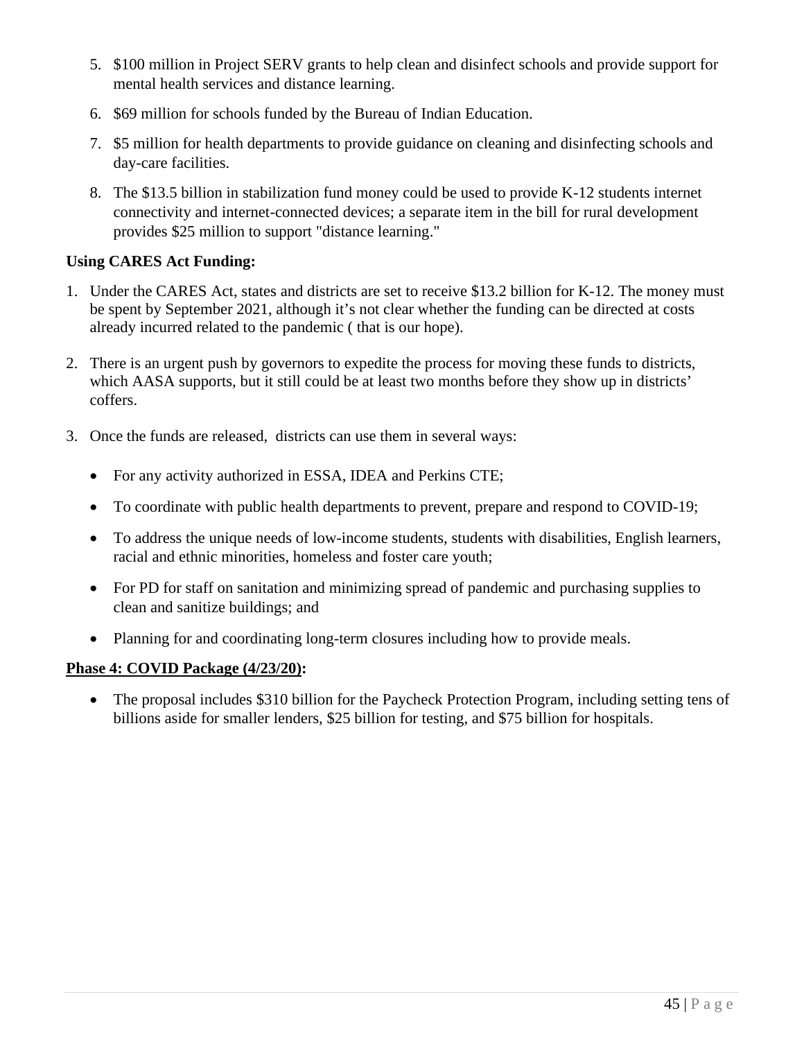5. $100 million in Project SERV grants to help clean and disinfect schools and provide support for mental health services and distance learning.

6. $69 million for schools funded by the Bureau of Indian Education.

7. $5 million for health departments to provide guidance on cleaning and disinfecting schools and day-care facilities.

8. The $13.5 billion in stabilization fund money could be used to provide K-12 students internet connectivity and internet-connected devices; a separate item in the bill for rural development provides $25 million to support "distance learning."

**Using CARES Act Funding:**

1. Under the CARES Act, states and districts are set to receive $13.2 billion for K-12. The money must be spent by September 2021, although it's not clear whether the funding can be directed at costs already incurred related to the pandemic ( that is our hope).

2. There is an urgent push by governors to expedite the process for moving these funds to districts, which AASA supports, but it still could be at least two months before they show up in districts' coffers.

3. Once the funds are released, districts can use them in several ways:

   - For any activity authorized in ESSA, IDEA and Perkins CTE;
   - To coordinate with public health departments to prevent, prepare and respond to COVID-19;
   - To address the unique needs of low-income students, students with disabilities, English learners, racial and ethnic minorities, homeless and foster care youth;
   - For PD for staff on sanitation and minimizing spread of pandemic and purchasing supplies to clean and sanitize buildings; and
   - Planning for and coordinating long-term closures including how to provide meals.

**<u>Phase 4: COVID Package (4/23/20)</u>:**

- The proposal includes $310 billion for the Paycheck Protection Program, including setting tens of billions aside for smaller lenders, $25 billion for testing, and $75 billion for hospitals.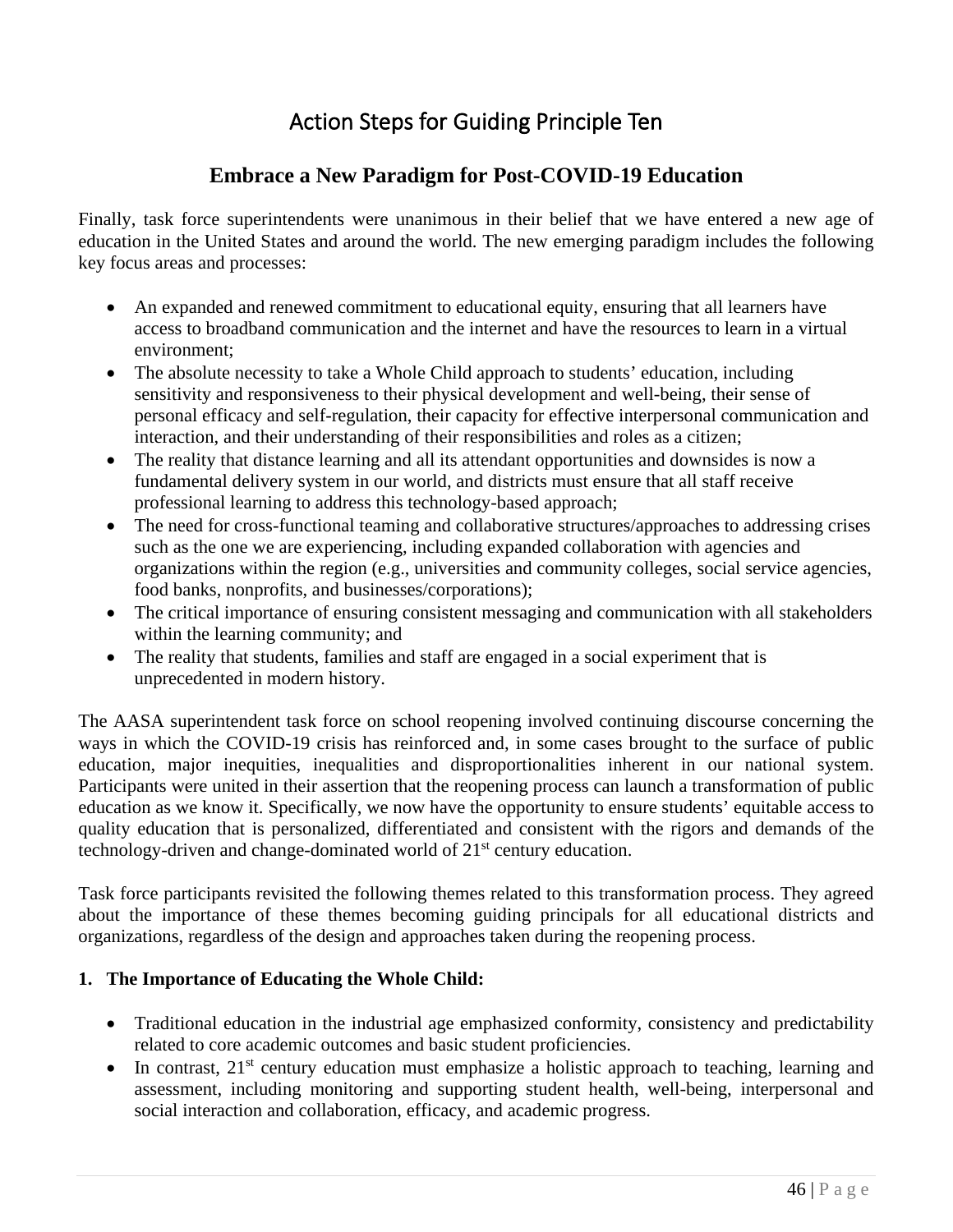# Action Steps for Guiding Principle Ten

## Embrace a New Paradigm for Post-COVID-19 Education

Finally, task force superintendents were unanimous in their belief that we have entered a new age of education in the United States and around the world. The new emerging paradigm includes the following key focus areas and processes:

- An expanded and renewed commitment to educational equity, ensuring that all learners have access to broadband communication and the internet and have the resources to learn in a virtual environment;
- The absolute necessity to take a Whole Child approach to students' education, including sensitivity and responsiveness to their physical development and well-being, their sense of personal efficacy and self-regulation, their capacity for effective interpersonal communication and interaction, and their understanding of their responsibilities and roles as a citizen;
- The reality that distance learning and all its attendant opportunities and downsides is now a fundamental delivery system in our world, and districts must ensure that all staff receive professional learning to address this technology-based approach;
- The need for cross-functional teaming and collaborative structures/approaches to addressing crises such as the one we are experiencing, including expanded collaboration with agencies and organizations within the region (e.g., universities and community colleges, social service agencies, food banks, nonprofits, and businesses/corporations);
- The critical importance of ensuring consistent messaging and communication with all stakeholders within the learning community; and
- The reality that students, families and staff are engaged in a social experiment that is unprecedented in modern history.

The AASA superintendent task force on school reopening involved continuing discourse concerning the ways in which the COVID-19 crisis has reinforced and, in some cases brought to the surface of public education, major inequities, inequalities and disproportionalities inherent in our national system. Participants were united in their assertion that the reopening process can launch a transformation of public education as we know it. Specifically, we now have the opportunity to ensure students' equitable access to quality education that is personalized, differentiated and consistent with the rigors and demands of the technology-driven and change-dominated world of 21st century education.

Task force participants revisited the following themes related to this transformation process. They agreed about the importance of these themes becoming guiding principals for all educational districts and organizations, regardless of the design and approaches taken during the reopening process.

1. **The Importance of Educating the Whole Child:**

   - Traditional education in the industrial age emphasized conformity, consistency and predictability related to core academic outcomes and basic student proficiencies.
   - In contrast, 21st century education must emphasize a holistic approach to teaching, learning and assessment, including monitoring and supporting student health, well-being, interpersonal and social interaction and collaboration, efficacy, and academic progress.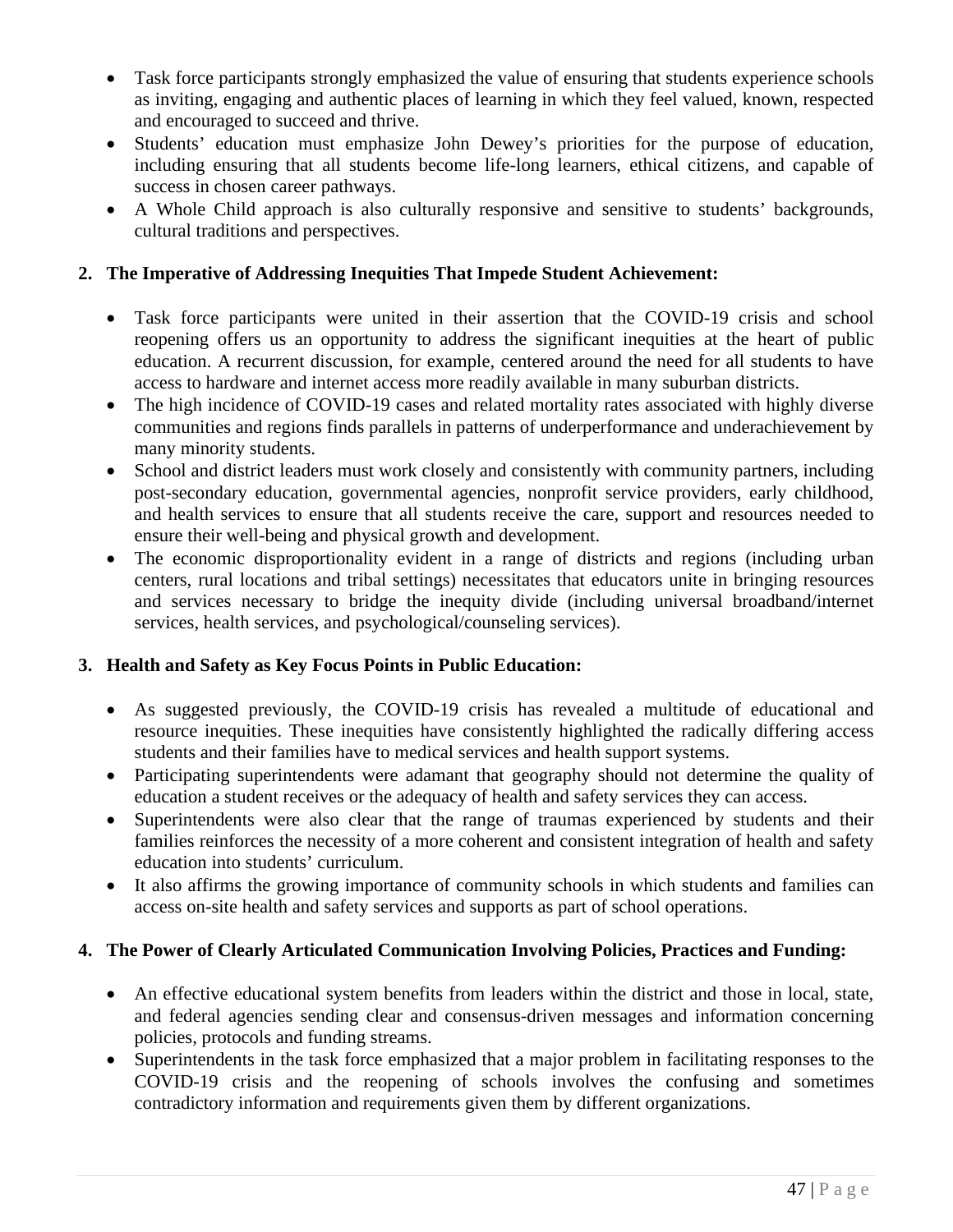- Task force participants strongly emphasized the value of ensuring that students experience schools as inviting, engaging and authentic places of learning in which they feel valued, known, respected and encouraged to succeed and thrive.
- Students' education must emphasize John Dewey's priorities for the purpose of education, including ensuring that all students become life-long learners, ethical citizens, and capable of success in chosen career pathways.
- A Whole Child approach is also culturally responsive and sensitive to students' backgrounds, cultural traditions and perspectives.

**2. The Imperative of Addressing Inequities That Impede Student Achievement:**

- Task force participants were united in their assertion that the COVID-19 crisis and school reopening offers us an opportunity to address the significant inequities at the heart of public education. A recurrent discussion, for example, centered around the need for all students to have access to hardware and internet access more readily available in many suburban districts.
- The high incidence of COVID-19 cases and related mortality rates associated with highly diverse communities and regions finds parallels in patterns of underperformance and underachievement by many minority students.
- School and district leaders must work closely and consistently with community partners, including post-secondary education, governmental agencies, nonprofit service providers, early childhood, and health services to ensure that all students receive the care, support and resources needed to ensure their well-being and physical growth and development.
- The economic disproportionality evident in a range of districts and regions (including urban centers, rural locations and tribal settings) necessitates that educators unite in bringing resources and services necessary to bridge the inequity divide (including universal broadband/internet services, health services, and psychological/counseling services).

**3. Health and Safety as Key Focus Points in Public Education:**

- As suggested previously, the COVID-19 crisis has revealed a multitude of educational and resource inequities. These inequities have consistently highlighted the radically differing access students and their families have to medical services and health support systems.
- Participating superintendents were adamant that geography should not determine the quality of education a student receives or the adequacy of health and safety services they can access.
- Superintendents were also clear that the range of traumas experienced by students and their families reinforces the necessity of a more coherent and consistent integration of health and safety education into students' curriculum.
- It also affirms the growing importance of community schools in which students and families can access on-site health and safety services and supports as part of school operations.

**4. The Power of Clearly Articulated Communication Involving Policies, Practices and Funding:**

- An effective educational system benefits from leaders within the district and those in local, state, and federal agencies sending clear and consensus-driven messages and information concerning policies, protocols and funding streams.
- Superintendents in the task force emphasized that a major problem in facilitating responses to the COVID-19 crisis and the reopening of schools involves the confusing and sometimes contradictory information and requirements given them by different organizations.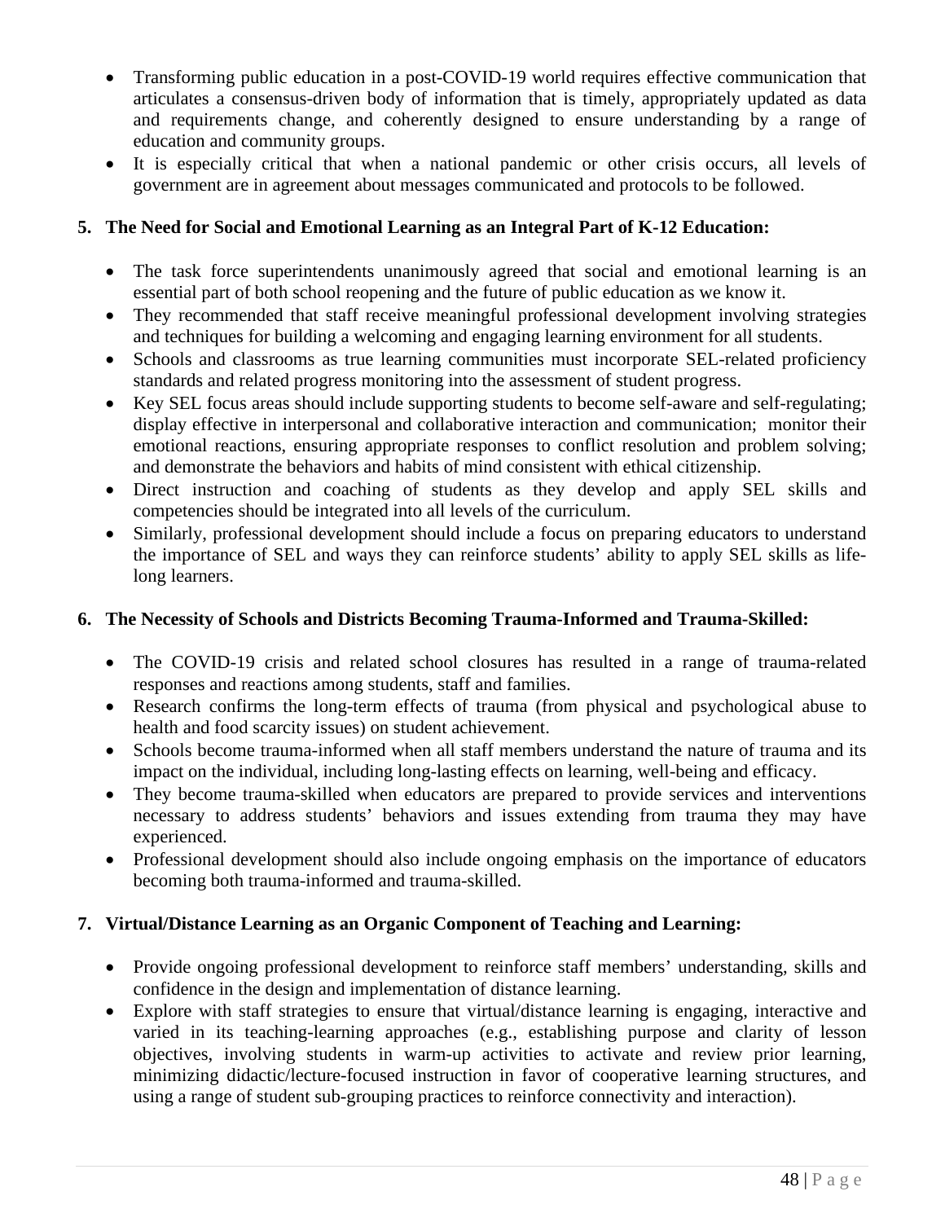- Transforming public education in a post-COVID-19 world requires effective communication that articulates a consensus-driven body of information that is timely, appropriately updated as data and requirements change, and coherently designed to ensure understanding by a range of education and community groups.
- It is especially critical that when a national pandemic or other crisis occurs, all levels of government are in agreement about messages communicated and protocols to be followed.

**5. The Need for Social and Emotional Learning as an Integral Part of K-12 Education:**

- The task force superintendents unanimously agreed that social and emotional learning is an essential part of both school reopening and the future of public education as we know it.
- They recommended that staff receive meaningful professional development involving strategies and techniques for building a welcoming and engaging learning environment for all students.
- Schools and classrooms as true learning communities must incorporate SEL-related proficiency standards and related progress monitoring into the assessment of student progress.
- Key SEL focus areas should include supporting students to become self-aware and self-regulating; display effective in interpersonal and collaborative interaction and communication; monitor their emotional reactions, ensuring appropriate responses to conflict resolution and problem solving; and demonstrate the behaviors and habits of mind consistent with ethical citizenship.
- Direct instruction and coaching of students as they develop and apply SEL skills and competencies should be integrated into all levels of the curriculum.
- Similarly, professional development should include a focus on preparing educators to understand the importance of SEL and ways they can reinforce students' ability to apply SEL skills as life-long learners.

**6. The Necessity of Schools and Districts Becoming Trauma-Informed and Trauma-Skilled:**

- The COVID-19 crisis and related school closures has resulted in a range of trauma-related responses and reactions among students, staff and families.
- Research confirms the long-term effects of trauma (from physical and psychological abuse to health and food scarcity issues) on student achievement.
- Schools become trauma-informed when all staff members understand the nature of trauma and its impact on the individual, including long-lasting effects on learning, well-being and efficacy.
- They become trauma-skilled when educators are prepared to provide services and interventions necessary to address students' behaviors and issues extending from trauma they may have experienced.
- Professional development should also include ongoing emphasis on the importance of educators becoming both trauma-informed and trauma-skilled.

**7. Virtual/Distance Learning as an Organic Component of Teaching and Learning:**

- Provide ongoing professional development to reinforce staff members' understanding, skills and confidence in the design and implementation of distance learning.
- Explore with staff strategies to ensure that virtual/distance learning is engaging, interactive and varied in its teaching-learning approaches (e.g., establishing purpose and clarity of lesson objectives, involving students in warm-up activities to activate and review prior learning, minimizing didactic/lecture-focused instruction in favor of cooperative learning structures, and using a range of student sub-grouping practices to reinforce connectivity and interaction).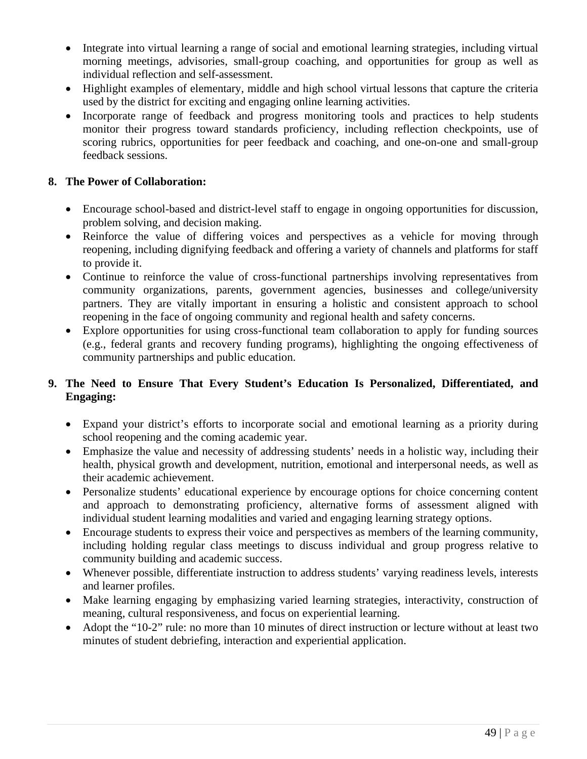- Integrate into virtual learning a range of social and emotional learning strategies, including virtual morning meetings, advisories, small-group coaching, and opportunities for group as well as individual reflection and self-assessment.
- Highlight examples of elementary, middle and high school virtual lessons that capture the criteria used by the district for exciting and engaging online learning activities.
- Incorporate range of feedback and progress monitoring tools and practices to help students monitor their progress toward standards proficiency, including reflection checkpoints, use of scoring rubrics, opportunities for peer feedback and coaching, and one-on-one and small-group feedback sessions.

8. **The Power of Collaboration:**

- Encourage school-based and district-level staff to engage in ongoing opportunities for discussion, problem solving, and decision making.
- Reinforce the value of differing voices and perspectives as a vehicle for moving through reopening, including dignifying feedback and offering a variety of channels and platforms for staff to provide it.
- Continue to reinforce the value of cross-functional partnerships involving representatives from community organizations, parents, government agencies, businesses and college/university partners. They are vitally important in ensuring a holistic and consistent approach to school reopening in the face of ongoing community and regional health and safety concerns.
- Explore opportunities for using cross-functional team collaboration to apply for funding sources (e.g., federal grants and recovery funding programs), highlighting the ongoing effectiveness of community partnerships and public education.

9. **The Need to Ensure That Every Student's Education Is Personalized, Differentiated, and Engaging:**

- Expand your district's efforts to incorporate social and emotional learning as a priority during school reopening and the coming academic year.
- Emphasize the value and necessity of addressing students' needs in a holistic way, including their health, physical growth and development, nutrition, emotional and interpersonal needs, as well as their academic achievement.
- Personalize students' educational experience by encourage options for choice concerning content and approach to demonstrating proficiency, alternative forms of assessment aligned with individual student learning modalities and varied and engaging learning strategy options.
- Encourage students to express their voice and perspectives as members of the learning community, including holding regular class meetings to discuss individual and group progress relative to community building and academic success.
- Whenever possible, differentiate instruction to address students' varying readiness levels, interests and learner profiles.
- Make learning engaging by emphasizing varied learning strategies, interactivity, construction of meaning, cultural responsiveness, and focus on experiential learning.
- Adopt the "10-2" rule: no more than 10 minutes of direct instruction or lecture without at least two minutes of student debriefing, interaction and experiential application.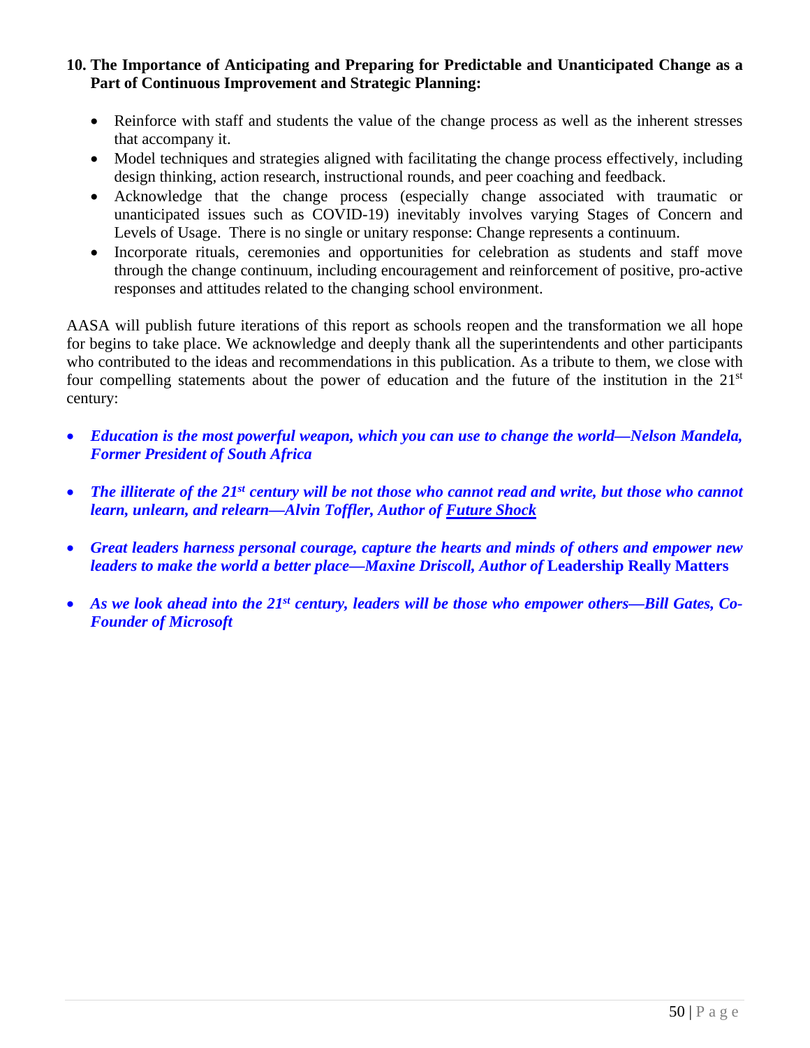**10. The Importance of Anticipating and Preparing for Predictable and Unanticipated Change as a Part of Continuous Improvement and Strategic Planning:**

- Reinforce with staff and students the value of the change process as well as the inherent stresses that accompany it.
- Model techniques and strategies aligned with facilitating the change process effectively, including design thinking, action research, instructional rounds, and peer coaching and feedback.
- Acknowledge that the change process (especially change associated with traumatic or unanticipated issues such as COVID-19) inevitably involves varying Stages of Concern and Levels of Usage. There is no single or unitary response: Change represents a continuum.
- Incorporate rituals, ceremonies and opportunities for celebration as students and staff move through the change continuum, including encouragement and reinforcement of positive, pro-active responses and attitudes related to the changing school environment.

AASA will publish future iterations of this report as schools reopen and the transformation we all hope for begins to take place. We acknowledge and deeply thank all the superintendents and other participants who contributed to the ideas and recommendations in this publication. As a tribute to them, we close with four compelling statements about the power of education and the future of the institution in the 21st century:

- ***Education is the most powerful weapon, which you can use to change the world—Nelson Mandela, Former President of South Africa***

- ***The illiterate of the 21st century will be not those who cannot read and write, but those who cannot learn, unlearn, and relearn—Alvin Toffler, Author of Future Shock***

- ***Great leaders harness personal courage, capture the hearts and minds of others and empower new leaders to make the world a better place—Maxine Driscoll, Author of*** **Leadership Really Matters**

- ***As we look ahead into the 21st century, leaders will be those who empower others—Bill Gates, Co-Founder of Microsoft***